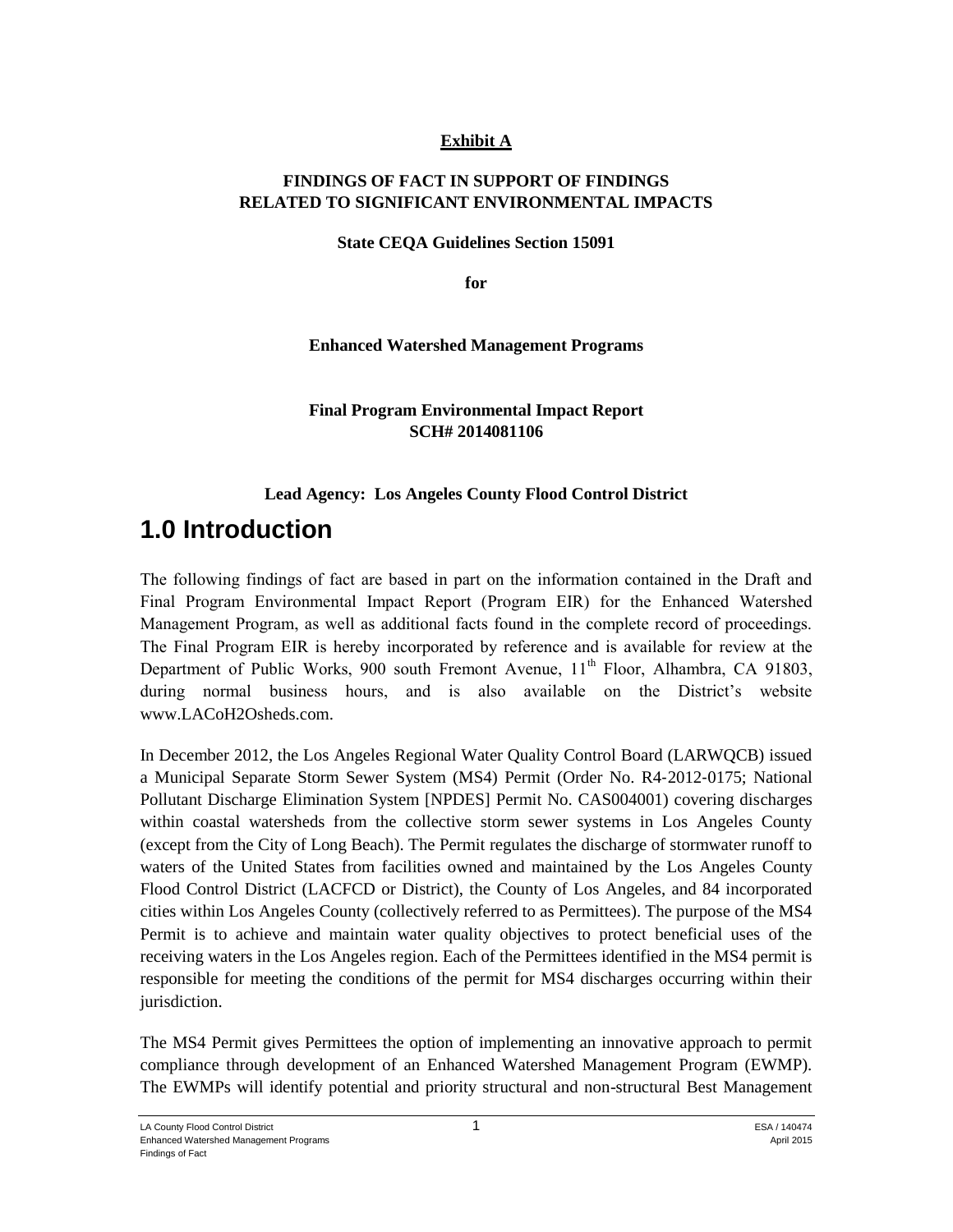**Exhibit A**

**FINDINGS OF FACT IN SUPPORT OF FINDINGS RELATED TO SIGNIFICANT ENVIRONMENTAL IMPACTS**

**State CEQA Guidelines Section 15091**

**for**

**Enhanced Watershed Management Programs**

**Final Program Environmental Impact Report**
**SCH# 2014081106**

**Lead Agency: Los Angeles County Flood Control District**

# 1.0 Introduction

The following findings of fact are based in part on the information contained in the Draft and Final Program Environmental Impact Report (Program EIR) for the Enhanced Watershed Management Program, as well as additional facts found in the complete record of proceedings. The Final Program EIR is hereby incorporated by reference and is available for review at the Department of Public Works, 900 south Fremont Avenue, 11th Floor, Alhambra, CA 91803, during normal business hours, and is also available on the District's website www.LACoH2Osheds.com.

In December 2012, the Los Angeles Regional Water Quality Control Board (LARWQCB) issued a Municipal Separate Storm Sewer System (MS4) Permit (Order No. R4-2012-0175; National Pollutant Discharge Elimination System [NPDES] Permit No. CAS004001) covering discharges within coastal watersheds from the collective storm sewer systems in Los Angeles County (except from the City of Long Beach). The Permit regulates the discharge of stormwater runoff to waters of the United States from facilities owned and maintained by the Los Angeles County Flood Control District (LACFCD or District), the County of Los Angeles, and 84 incorporated cities within Los Angeles County (collectively referred to as Permittees). The purpose of the MS4 Permit is to achieve and maintain water quality objectives to protect beneficial uses of the receiving waters in the Los Angeles region. Each of the Permittees identified in the MS4 permit is responsible for meeting the conditions of the permit for MS4 discharges occurring within their jurisdiction.

The MS4 Permit gives Permittees the option of implementing an innovative approach to permit compliance through development of an Enhanced Watershed Management Program (EWMP). The EWMPs will identify potential and priority structural and non-structural Best Management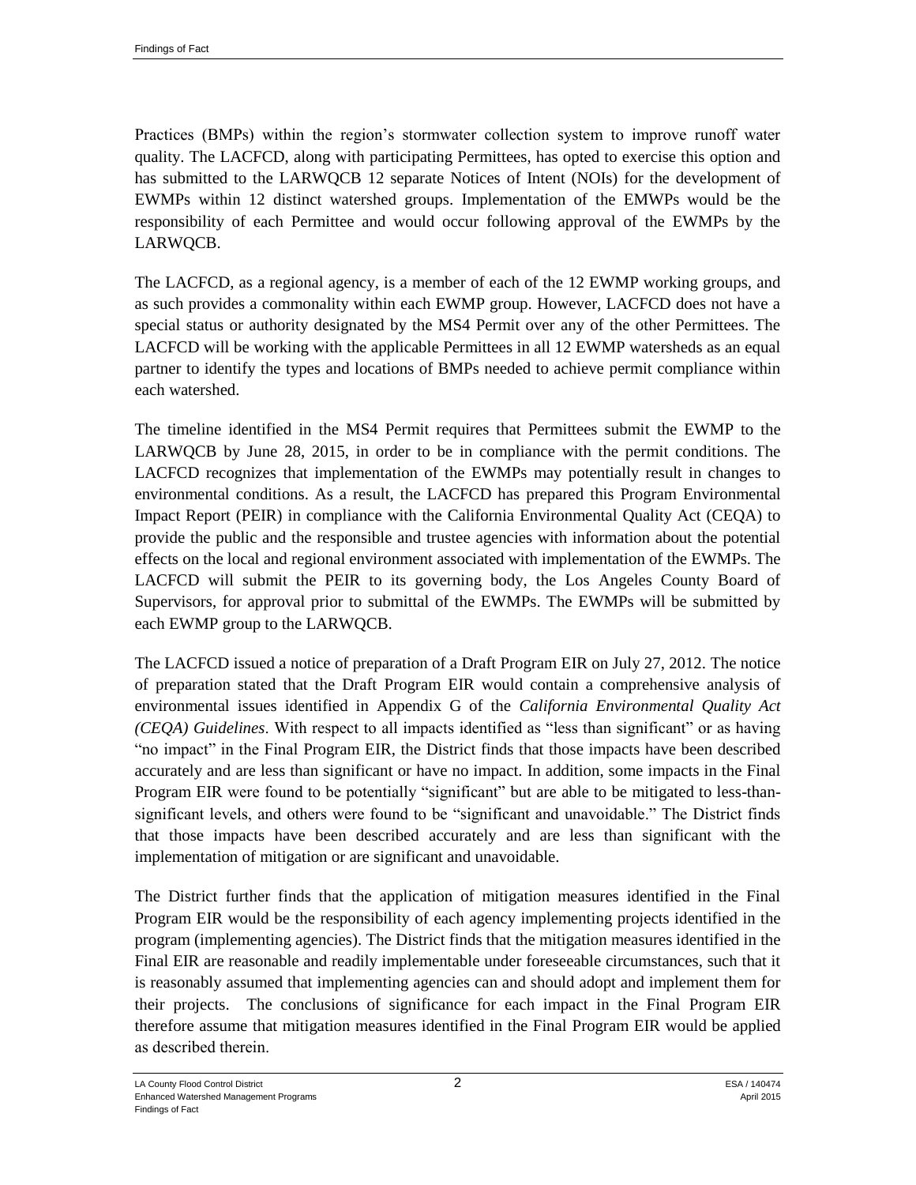Practices (BMPs) within the region's stormwater collection system to improve runoff water quality. The LACFCD, along with participating Permittees, has opted to exercise this option and has submitted to the LARWQCB 12 separate Notices of Intent (NOIs) for the development of EWMPs within 12 distinct watershed groups. Implementation of the EMWPs would be the responsibility of each Permittee and would occur following approval of the EWMPs by the LARWQCB.

The LACFCD, as a regional agency, is a member of each of the 12 EWMP working groups, and as such provides a commonality within each EWMP group. However, LACFCD does not have a special status or authority designated by the MS4 Permit over any of the other Permittees. The LACFCD will be working with the applicable Permittees in all 12 EWMP watersheds as an equal partner to identify the types and locations of BMPs needed to achieve permit compliance within each watershed.

The timeline identified in the MS4 Permit requires that Permittees submit the EWMP to the LARWQCB by June 28, 2015, in order to be in compliance with the permit conditions. The LACFCD recognizes that implementation of the EWMPs may potentially result in changes to environmental conditions. As a result, the LACFCD has prepared this Program Environmental Impact Report (PEIR) in compliance with the California Environmental Quality Act (CEQA) to provide the public and the responsible and trustee agencies with information about the potential effects on the local and regional environment associated with implementation of the EWMPs. The LACFCD will submit the PEIR to its governing body, the Los Angeles County Board of Supervisors, for approval prior to submittal of the EWMPs. The EWMPs will be submitted by each EWMP group to the LARWQCB.

The LACFCD issued a notice of preparation of a Draft Program EIR on July 27, 2012. The notice of preparation stated that the Draft Program EIR would contain a comprehensive analysis of environmental issues identified in Appendix G of the *California Environmental Quality Act (CEQA) Guidelines*. With respect to all impacts identified as "less than significant" or as having "no impact" in the Final Program EIR, the District finds that those impacts have been described accurately and are less than significant or have no impact. In addition, some impacts in the Final Program EIR were found to be potentially "significant" but are able to be mitigated to less-than-significant levels, and others were found to be "significant and unavoidable." The District finds that those impacts have been described accurately and are less than significant with the implementation of mitigation or are significant and unavoidable.

The District further finds that the application of mitigation measures identified in the Final Program EIR would be the responsibility of each agency implementing projects identified in the program (implementing agencies). The District finds that the mitigation measures identified in the Final EIR are reasonable and readily implementable under foreseeable circumstances, such that it is reasonably assumed that implementing agencies can and should adopt and implement them for their projects. The conclusions of significance for each impact in the Final Program EIR therefore assume that mitigation measures identified in the Final Program EIR would be applied as described therein.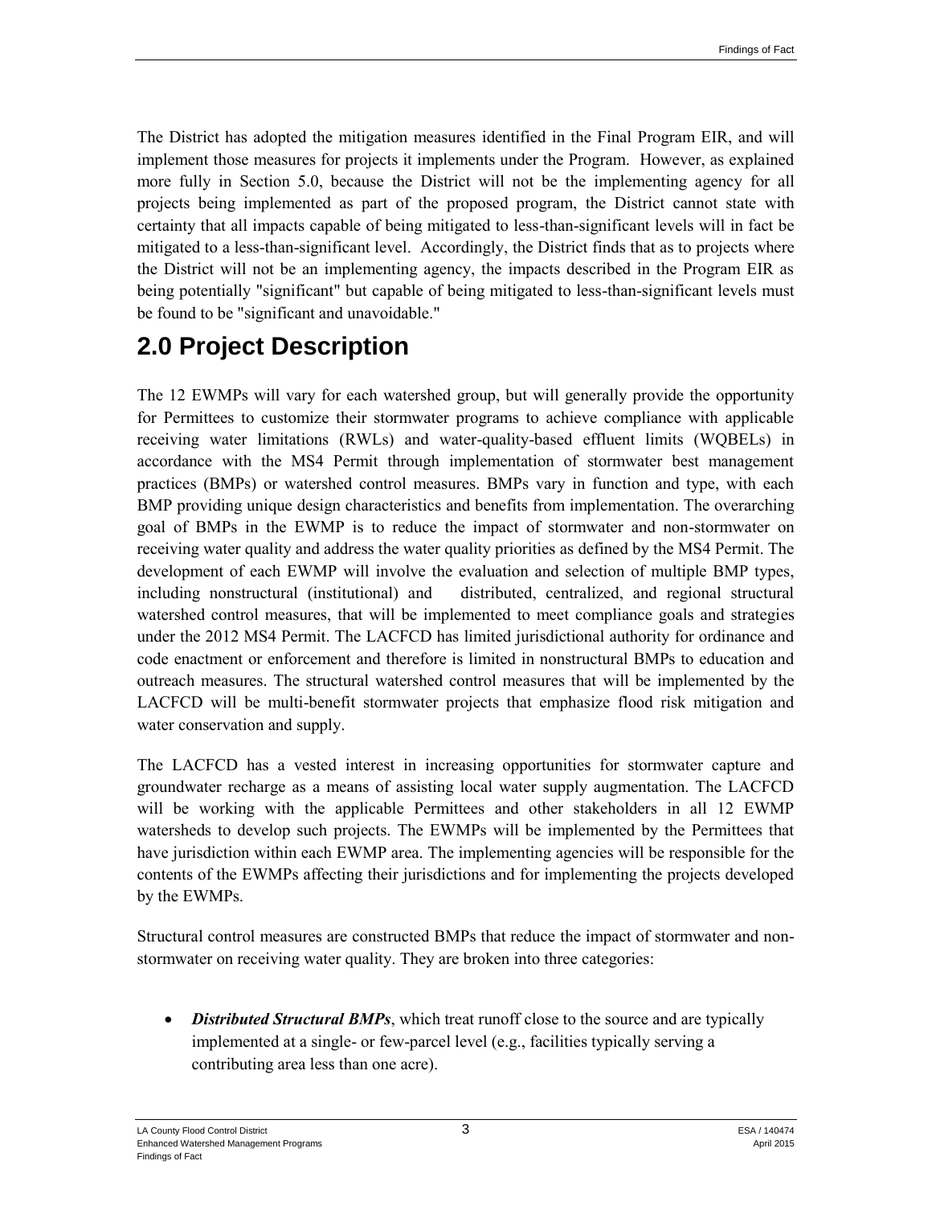The District has adopted the mitigation measures identified in the Final Program EIR, and will implement those measures for projects it implements under the Program. However, as explained more fully in Section 5.0, because the District will not be the implementing agency for all projects being implemented as part of the proposed program, the District cannot state with certainty that all impacts capable of being mitigated to less-than-significant levels will in fact be mitigated to a less-than-significant level. Accordingly, the District finds that as to projects where the District will not be an implementing agency, the impacts described in the Program EIR as being potentially "significant" but capable of being mitigated to less-than-significant levels must be found to be "significant and unavoidable."

# 2.0 Project Description

The 12 EWMPs will vary for each watershed group, but will generally provide the opportunity for Permittees to customize their stormwater programs to achieve compliance with applicable receiving water limitations (RWLs) and water-quality-based effluent limits (WQBELs) in accordance with the MS4 Permit through implementation of stormwater best management practices (BMPs) or watershed control measures. BMPs vary in function and type, with each BMP providing unique design characteristics and benefits from implementation. The overarching goal of BMPs in the EWMP is to reduce the impact of stormwater and non-stormwater on receiving water quality and address the water quality priorities as defined by the MS4 Permit. The development of each EWMP will involve the evaluation and selection of multiple BMP types, including nonstructural (institutional) and distributed, centralized, and regional structural watershed control measures, that will be implemented to meet compliance goals and strategies under the 2012 MS4 Permit. The LACFCD has limited jurisdictional authority for ordinance and code enactment or enforcement and therefore is limited in nonstructural BMPs to education and outreach measures. The structural watershed control measures that will be implemented by the LACFCD will be multi-benefit stormwater projects that emphasize flood risk mitigation and water conservation and supply.

The LACFCD has a vested interest in increasing opportunities for stormwater capture and groundwater recharge as a means of assisting local water supply augmentation. The LACFCD will be working with the applicable Permittees and other stakeholders in all 12 EWMP watersheds to develop such projects. The EWMPs will be implemented by the Permittees that have jurisdiction within each EWMP area. The implementing agencies will be responsible for the contents of the EWMPs affecting their jurisdictions and for implementing the projects developed by the EWMPs.

Structural control measures are constructed BMPs that reduce the impact of stormwater and non-stormwater on receiving water quality. They are broken into three categories:

- ***Distributed Structural BMPs***, which treat runoff close to the source and are typically implemented at a single- or few-parcel level (e.g., facilities typically serving a contributing area less than one acre).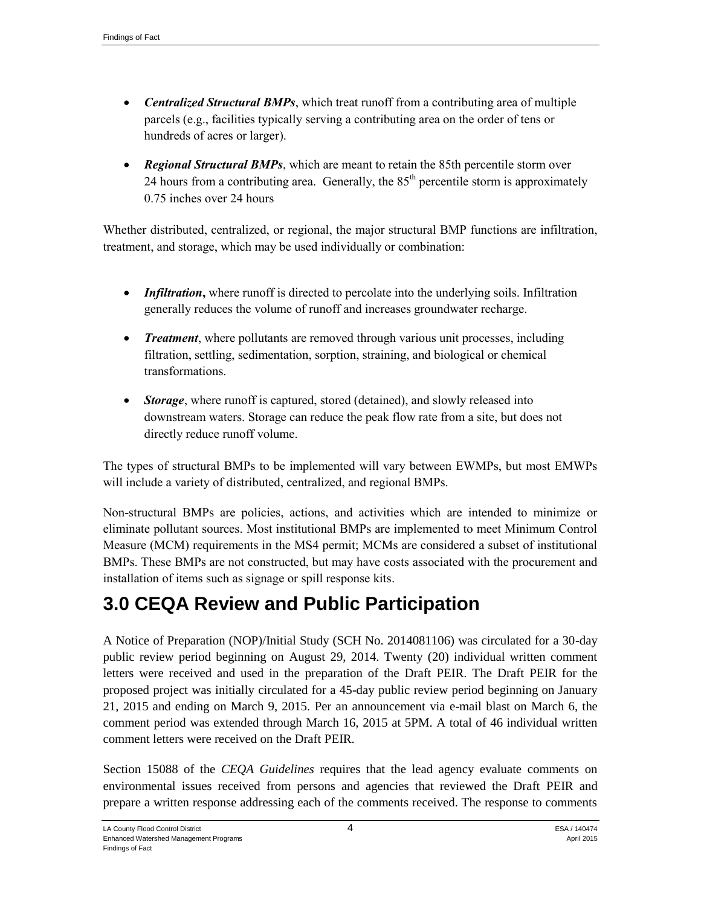- ***Centralized Structural BMPs***, which treat runoff from a contributing area of multiple parcels (e.g., facilities typically serving a contributing area on the order of tens or hundreds of acres or larger).
- ***Regional Structural BMPs***, which are meant to retain the 85th percentile storm over 24 hours from a contributing area. Generally, the $85^{th}$ percentile storm is approximately 0.75 inches over 24 hours

Whether distributed, centralized, or regional, the major structural BMP functions are infiltration, treatment, and storage, which may be used individually or combination:

- ***Infiltration*****,** where runoff is directed to percolate into the underlying soils. Infiltration generally reduces the volume of runoff and increases groundwater recharge.
- ***Treatment***, where pollutants are removed through various unit processes, including filtration, settling, sedimentation, sorption, straining, and biological or chemical transformations.
- ***Storage***, where runoff is captured, stored (detained), and slowly released into downstream waters. Storage can reduce the peak flow rate from a site, but does not directly reduce runoff volume.

The types of structural BMPs to be implemented will vary between EWMPs, but most EMWPs will include a variety of distributed, centralized, and regional BMPs.

Non-structural BMPs are policies, actions, and activities which are intended to minimize or eliminate pollutant sources. Most institutional BMPs are implemented to meet Minimum Control Measure (MCM) requirements in the MS4 permit; MCMs are considered a subset of institutional BMPs. These BMPs are not constructed, but may have costs associated with the procurement and installation of items such as signage or spill response kits.

# 3.0 CEQA Review and Public Participation

A Notice of Preparation (NOP)/Initial Study (SCH No. 2014081106) was circulated for a 30-day public review period beginning on August 29, 2014. Twenty (20) individual written comment letters were received and used in the preparation of the Draft PEIR. The Draft PEIR for the proposed project was initially circulated for a 45-day public review period beginning on January 21, 2015 and ending on March 9, 2015. Per an announcement via e-mail blast on March 6, the comment period was extended through March 16, 2015 at 5PM. A total of 46 individual written comment letters were received on the Draft PEIR.

Section 15088 of the *CEQA Guidelines* requires that the lead agency evaluate comments on environmental issues received from persons and agencies that reviewed the Draft PEIR and prepare a written response addressing each of the comments received. The response to comments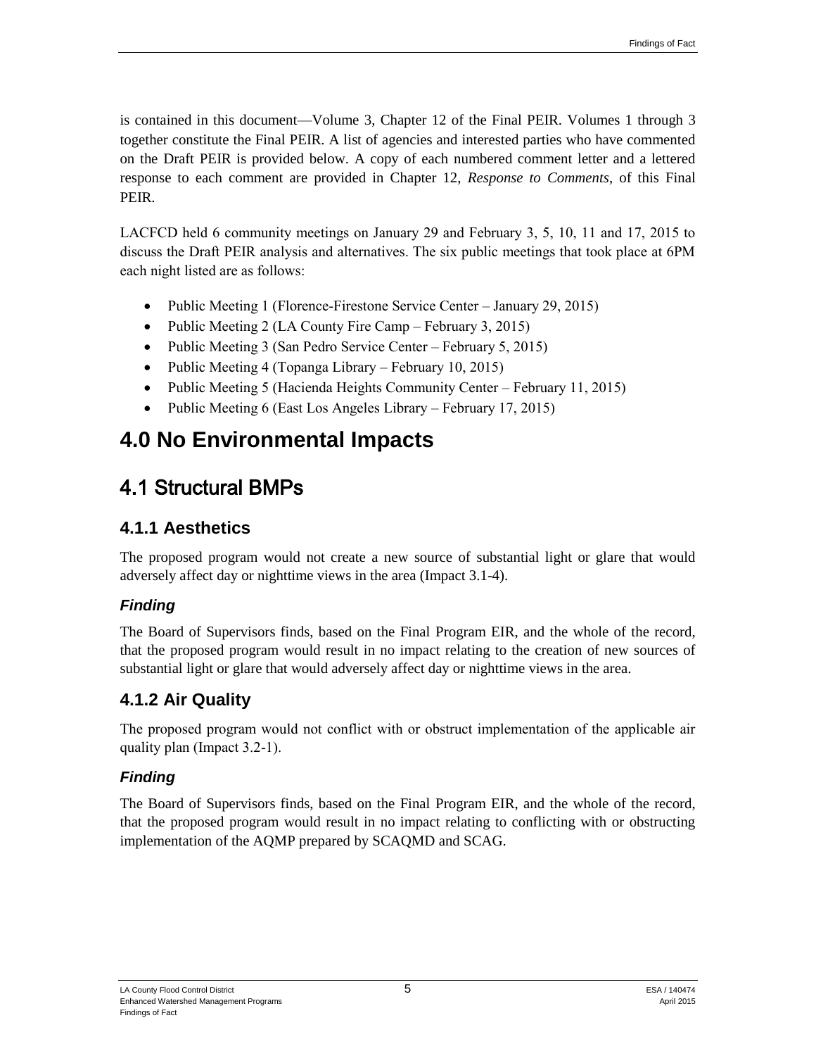is contained in this document—Volume 3, Chapter 12 of the Final PEIR. Volumes 1 through 3 together constitute the Final PEIR. A list of agencies and interested parties who have commented on the Draft PEIR is provided below. A copy of each numbered comment letter and a lettered response to each comment are provided in Chapter 12, *Response to Comments*, of this Final PEIR.

LACFCD held 6 community meetings on January 29 and February 3, 5, 10, 11 and 17, 2015 to discuss the Draft PEIR analysis and alternatives. The six public meetings that took place at 6PM each night listed are as follows:

- Public Meeting 1 (Florence-Firestone Service Center – January 29, 2015)
- Public Meeting 2 (LA County Fire Camp – February 3, 2015)
- Public Meeting 3 (San Pedro Service Center – February 5, 2015)
- Public Meeting 4 (Topanga Library – February 10, 2015)
- Public Meeting 5 (Hacienda Heights Community Center – February 11, 2015)
- Public Meeting 6 (East Los Angeles Library – February 17, 2015)

# 4.0 No Environmental Impacts

## 4.1 Structural BMPs

### 4.1.1 Aesthetics

The proposed program would not create a new source of substantial light or glare that would adversely affect day or nighttime views in the area (Impact 3.1-4).

#### *Finding*

The Board of Supervisors finds, based on the Final Program EIR, and the whole of the record, that the proposed program would result in no impact relating to the creation of new sources of substantial light or glare that would adversely affect day or nighttime views in the area.

### 4.1.2 Air Quality

The proposed program would not conflict with or obstruct implementation of the applicable air quality plan (Impact 3.2-1).

#### *Finding*

The Board of Supervisors finds, based on the Final Program EIR, and the whole of the record, that the proposed program would result in no impact relating to conflicting with or obstructing implementation of the AQMP prepared by SCAQMD and SCAG.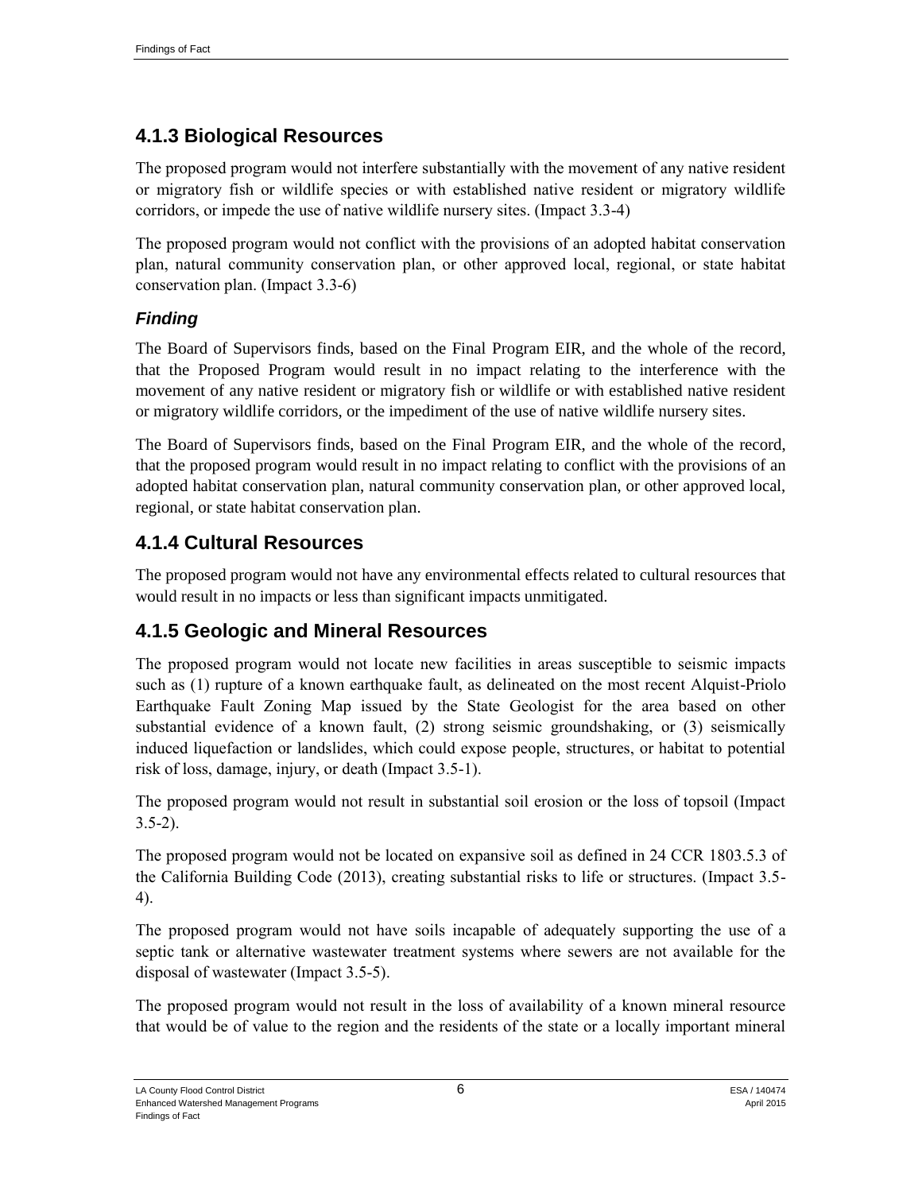## 4.1.3 Biological Resources

The proposed program would not interfere substantially with the movement of any native resident or migratory fish or wildlife species or with established native resident or migratory wildlife corridors, or impede the use of native wildlife nursery sites. (Impact 3.3-4)

The proposed program would not conflict with the provisions of an adopted habitat conservation plan, natural community conservation plan, or other approved local, regional, or state habitat conservation plan. (Impact 3.3-6)

### *Finding*

The Board of Supervisors finds, based on the Final Program EIR, and the whole of the record, that the Proposed Program would result in no impact relating to the interference with the movement of any native resident or migratory fish or wildlife or with established native resident or migratory wildlife corridors, or the impediment of the use of native wildlife nursery sites.

The Board of Supervisors finds, based on the Final Program EIR, and the whole of the record, that the proposed program would result in no impact relating to conflict with the provisions of an adopted habitat conservation plan, natural community conservation plan, or other approved local, regional, or state habitat conservation plan.

## 4.1.4 Cultural Resources

The proposed program would not have any environmental effects related to cultural resources that would result in no impacts or less than significant impacts unmitigated.

## 4.1.5 Geologic and Mineral Resources

The proposed program would not locate new facilities in areas susceptible to seismic impacts such as (1) rupture of a known earthquake fault, as delineated on the most recent Alquist-Priolo Earthquake Fault Zoning Map issued by the State Geologist for the area based on other substantial evidence of a known fault, (2) strong seismic groundshaking, or (3) seismically induced liquefaction or landslides, which could expose people, structures, or habitat to potential risk of loss, damage, injury, or death (Impact 3.5-1).

The proposed program would not result in substantial soil erosion or the loss of topsoil (Impact 3.5-2).

The proposed program would not be located on expansive soil as defined in 24 CCR 1803.5.3 of the California Building Code (2013), creating substantial risks to life or structures. (Impact 3.5-4).

The proposed program would not have soils incapable of adequately supporting the use of a septic tank or alternative wastewater treatment systems where sewers are not available for the disposal of wastewater (Impact 3.5-5).

The proposed program would not result in the loss of availability of a known mineral resource that would be of value to the region and the residents of the state or a locally important mineral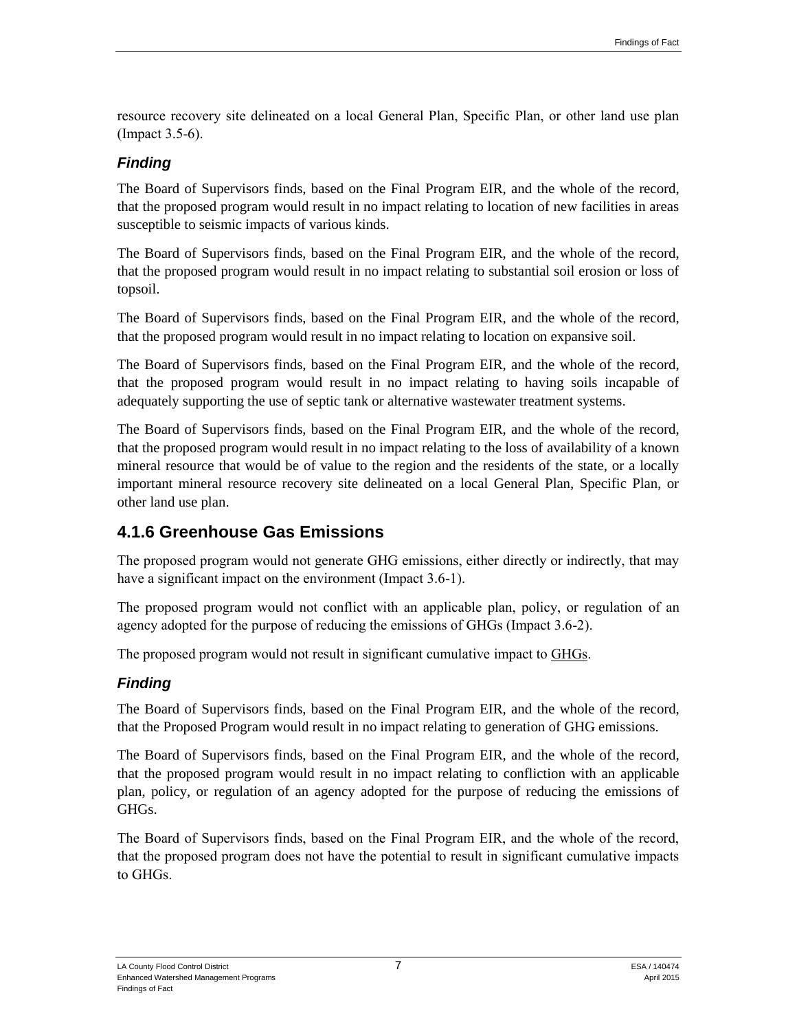resource recovery site delineated on a local General Plan, Specific Plan, or other land use plan (Impact 3.5-6).

### *Finding*

The Board of Supervisors finds, based on the Final Program EIR, and the whole of the record, that the proposed program would result in no impact relating to location of new facilities in areas susceptible to seismic impacts of various kinds.

The Board of Supervisors finds, based on the Final Program EIR, and the whole of the record, that the proposed program would result in no impact relating to substantial soil erosion or loss of topsoil.

The Board of Supervisors finds, based on the Final Program EIR, and the whole of the record, that the proposed program would result in no impact relating to location on expansive soil.

The Board of Supervisors finds, based on the Final Program EIR, and the whole of the record, that the proposed program would result in no impact relating to having soils incapable of adequately supporting the use of septic tank or alternative wastewater treatment systems.

The Board of Supervisors finds, based on the Final Program EIR, and the whole of the record, that the proposed program would result in no impact relating to the loss of availability of a known mineral resource that would be of value to the region and the residents of the state, or a locally important mineral resource recovery site delineated on a local General Plan, Specific Plan, or other land use plan.

## 4.1.6 Greenhouse Gas Emissions

The proposed program would not generate GHG emissions, either directly or indirectly, that may have a significant impact on the environment (Impact 3.6-1).

The proposed program would not conflict with an applicable plan, policy, or regulation of an agency adopted for the purpose of reducing the emissions of GHGs (Impact 3.6-2).

The proposed program would not result in significant cumulative impact to GHGs.

### *Finding*

The Board of Supervisors finds, based on the Final Program EIR, and the whole of the record, that the Proposed Program would result in no impact relating to generation of GHG emissions.

The Board of Supervisors finds, based on the Final Program EIR, and the whole of the record, that the proposed program would result in no impact relating to confliction with an applicable plan, policy, or regulation of an agency adopted for the purpose of reducing the emissions of GHGs.

The Board of Supervisors finds, based on the Final Program EIR, and the whole of the record, that the proposed program does not have the potential to result in significant cumulative impacts to GHGs.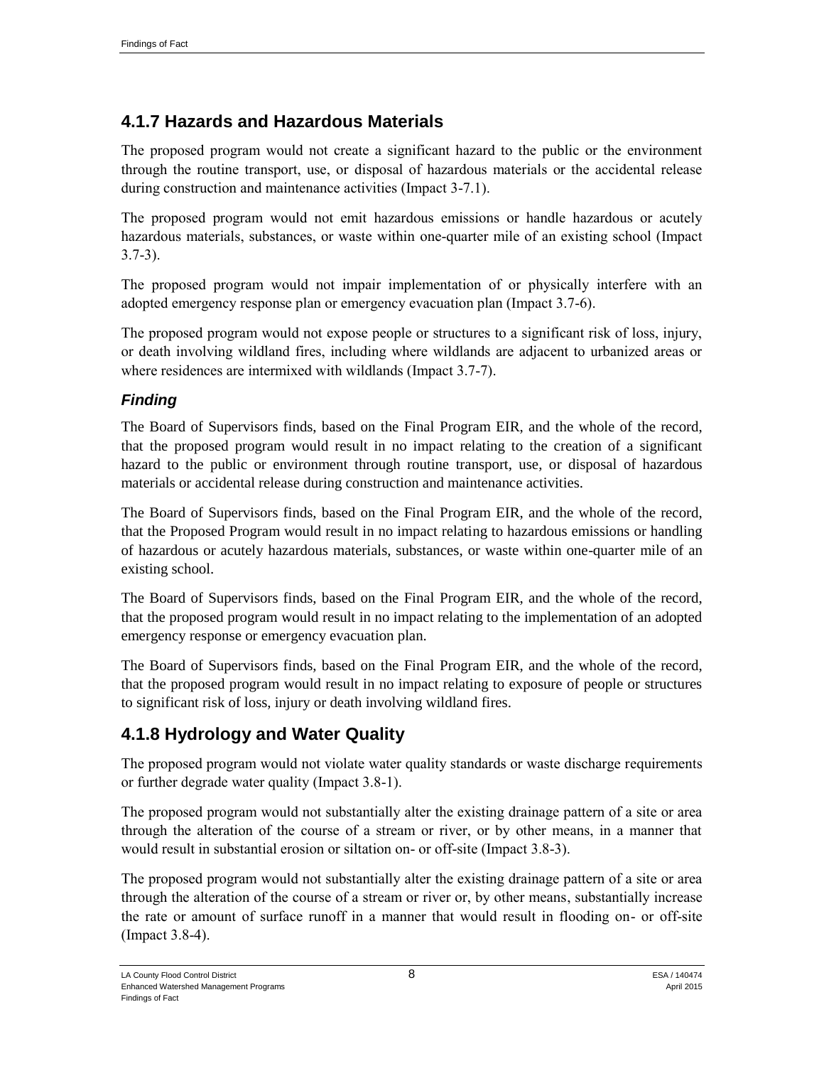## 4.1.7 Hazards and Hazardous Materials

The proposed program would not create a significant hazard to the public or the environment through the routine transport, use, or disposal of hazardous materials or the accidental release during construction and maintenance activities (Impact 3-7.1).

The proposed program would not emit hazardous emissions or handle hazardous or acutely hazardous materials, substances, or waste within one-quarter mile of an existing school (Impact 3.7-3).

The proposed program would not impair implementation of or physically interfere with an adopted emergency response plan or emergency evacuation plan (Impact 3.7-6).

The proposed program would not expose people or structures to a significant risk of loss, injury, or death involving wildland fires, including where wildlands are adjacent to urbanized areas or where residences are intermixed with wildlands (Impact 3.7-7).

### *Finding*

The Board of Supervisors finds, based on the Final Program EIR, and the whole of the record, that the proposed program would result in no impact relating to the creation of a significant hazard to the public or environment through routine transport, use, or disposal of hazardous materials or accidental release during construction and maintenance activities.

The Board of Supervisors finds, based on the Final Program EIR, and the whole of the record, that the Proposed Program would result in no impact relating to hazardous emissions or handling of hazardous or acutely hazardous materials, substances, or waste within one-quarter mile of an existing school.

The Board of Supervisors finds, based on the Final Program EIR, and the whole of the record, that the proposed program would result in no impact relating to the implementation of an adopted emergency response or emergency evacuation plan.

The Board of Supervisors finds, based on the Final Program EIR, and the whole of the record, that the proposed program would result in no impact relating to exposure of people or structures to significant risk of loss, injury or death involving wildland fires.

## 4.1.8 Hydrology and Water Quality

The proposed program would not violate water quality standards or waste discharge requirements or further degrade water quality (Impact 3.8-1).

The proposed program would not substantially alter the existing drainage pattern of a site or area through the alteration of the course of a stream or river, or by other means, in a manner that would result in substantial erosion or siltation on- or off-site (Impact 3.8-3).

The proposed program would not substantially alter the existing drainage pattern of a site or area through the alteration of the course of a stream or river or, by other means, substantially increase the rate or amount of surface runoff in a manner that would result in flooding on- or off-site (Impact 3.8-4).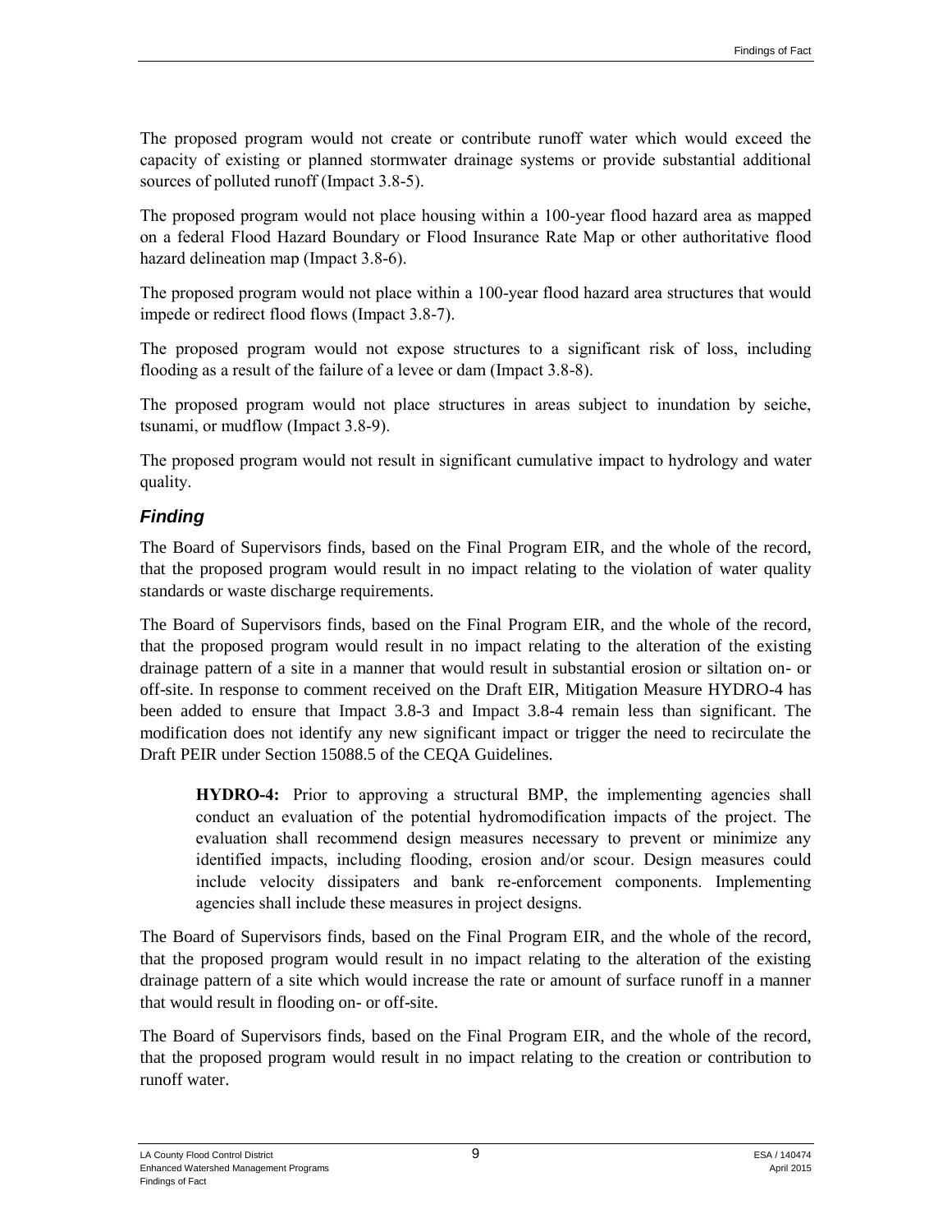The proposed program would not create or contribute runoff water which would exceed the capacity of existing or planned stormwater drainage systems or provide substantial additional sources of polluted runoff (Impact 3.8-5).

The proposed program would not place housing within a 100-year flood hazard area as mapped on a federal Flood Hazard Boundary or Flood Insurance Rate Map or other authoritative flood hazard delineation map (Impact 3.8-6).

The proposed program would not place within a 100-year flood hazard area structures that would impede or redirect flood flows (Impact 3.8-7).

The proposed program would not expose structures to a significant risk of loss, including flooding as a result of the failure of a levee or dam (Impact 3.8-8).

The proposed program would not place structures in areas subject to inundation by seiche, tsunami, or mudflow (Impact 3.8-9).

The proposed program would not result in significant cumulative impact to hydrology and water quality.

### *Finding*

The Board of Supervisors finds, based on the Final Program EIR, and the whole of the record, that the proposed program would result in no impact relating to the violation of water quality standards or waste discharge requirements.

The Board of Supervisors finds, based on the Final Program EIR, and the whole of the record, that the proposed program would result in no impact relating to the alteration of the existing drainage pattern of a site in a manner that would result in substantial erosion or siltation on- or off-site. In response to comment received on the Draft EIR, Mitigation Measure HYDRO-4 has been added to ensure that Impact 3.8-3 and Impact 3.8-4 remain less than significant. The modification does not identify any new significant impact or trigger the need to recirculate the Draft PEIR under Section 15088.5 of the CEQA Guidelines.

> **HYDRO-4:** Prior to approving a structural BMP, the implementing agencies shall conduct an evaluation of the potential hydromodification impacts of the project. The evaluation shall recommend design measures necessary to prevent or minimize any identified impacts, including flooding, erosion and/or scour. Design measures could include velocity dissipaters and bank re-enforcement components. Implementing agencies shall include these measures in project designs.

The Board of Supervisors finds, based on the Final Program EIR, and the whole of the record, that the proposed program would result in no impact relating to the alteration of the existing drainage pattern of a site which would increase the rate or amount of surface runoff in a manner that would result in flooding on- or off-site.

The Board of Supervisors finds, based on the Final Program EIR, and the whole of the record, that the proposed program would result in no impact relating to the creation or contribution to runoff water.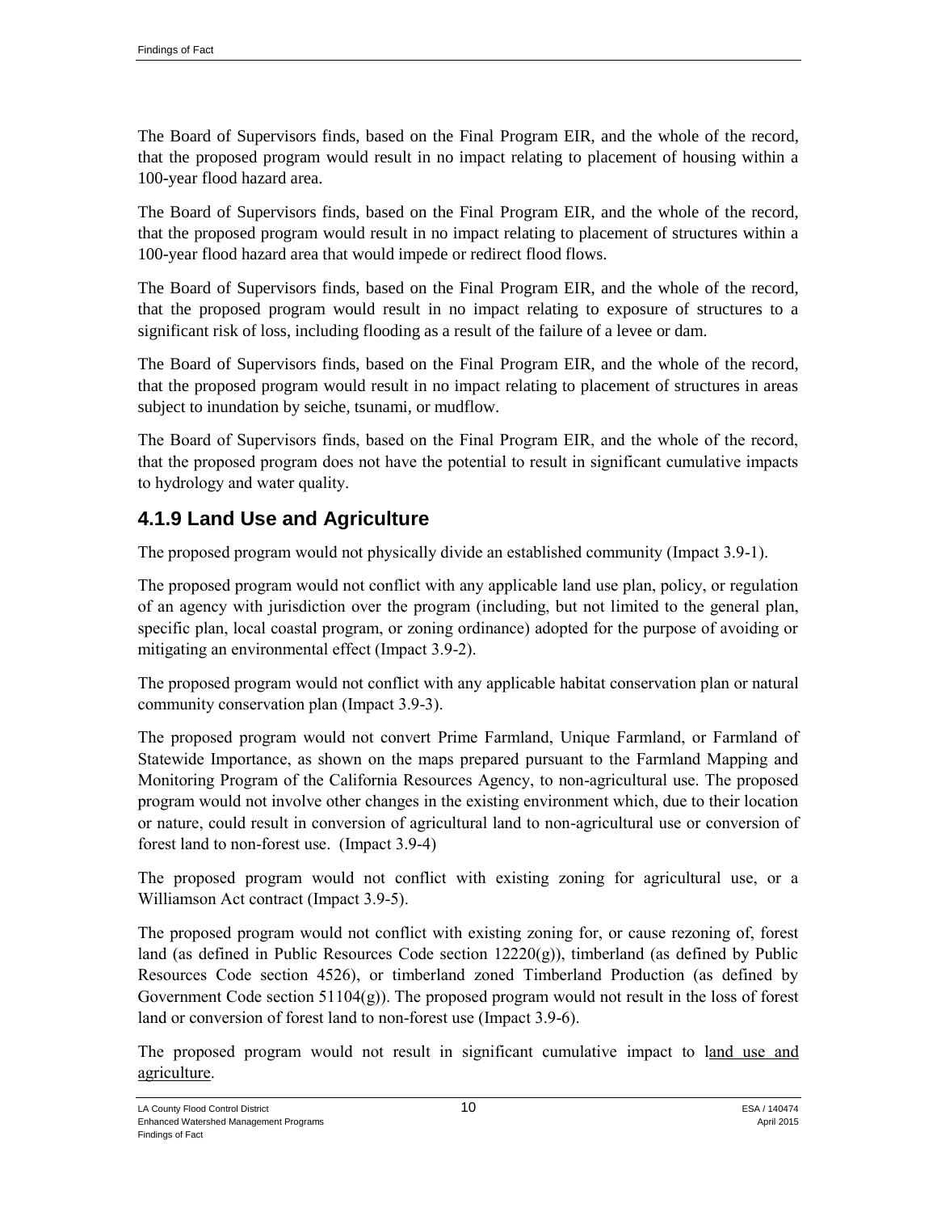The Board of Supervisors finds, based on the Final Program EIR, and the whole of the record, that the proposed program would result in no impact relating to placement of housing within a 100-year flood hazard area.

The Board of Supervisors finds, based on the Final Program EIR, and the whole of the record, that the proposed program would result in no impact relating to placement of structures within a 100-year flood hazard area that would impede or redirect flood flows.

The Board of Supervisors finds, based on the Final Program EIR, and the whole of the record, that the proposed program would result in no impact relating to exposure of structures to a significant risk of loss, including flooding as a result of the failure of a levee or dam.

The Board of Supervisors finds, based on the Final Program EIR, and the whole of the record, that the proposed program would result in no impact relating to placement of structures in areas subject to inundation by seiche, tsunami, or mudflow.

The Board of Supervisors finds, based on the Final Program EIR, and the whole of the record, that the proposed program does not have the potential to result in significant cumulative impacts to hydrology and water quality.

## 4.1.9 Land Use and Agriculture

The proposed program would not physically divide an established community (Impact 3.9-1).

The proposed program would not conflict with any applicable land use plan, policy, or regulation of an agency with jurisdiction over the program (including, but not limited to the general plan, specific plan, local coastal program, or zoning ordinance) adopted for the purpose of avoiding or mitigating an environmental effect (Impact 3.9-2).

The proposed program would not conflict with any applicable habitat conservation plan or natural community conservation plan (Impact 3.9-3).

The proposed program would not convert Prime Farmland, Unique Farmland, or Farmland of Statewide Importance, as shown on the maps prepared pursuant to the Farmland Mapping and Monitoring Program of the California Resources Agency, to non-agricultural use. The proposed program would not involve other changes in the existing environment which, due to their location or nature, could result in conversion of agricultural land to non-agricultural use or conversion of forest land to non-forest use. (Impact 3.9-4)

The proposed program would not conflict with existing zoning for agricultural use, or a Williamson Act contract (Impact 3.9-5).

The proposed program would not conflict with existing zoning for, or cause rezoning of, forest land (as defined in Public Resources Code section 12220(g)), timberland (as defined by Public Resources Code section 4526), or timberland zoned Timberland Production (as defined by Government Code section 51104(g)). The proposed program would not result in the loss of forest land or conversion of forest land to non-forest use (Impact 3.9-6).

The proposed program would not result in significant cumulative impact to land use and agriculture.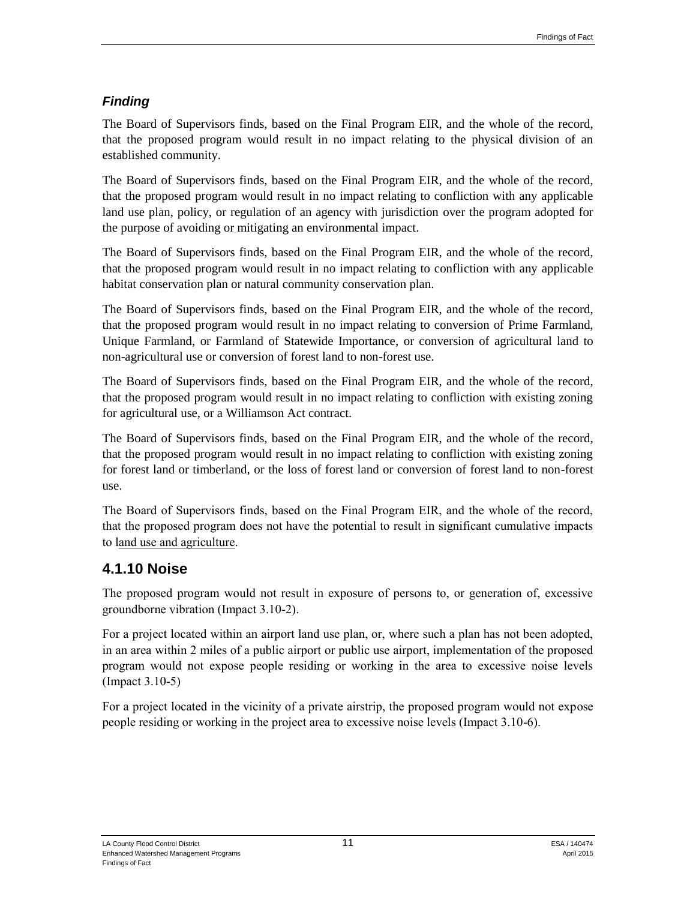### *Finding*

The Board of Supervisors finds, based on the Final Program EIR, and the whole of the record, that the proposed program would result in no impact relating to the physical division of an established community.

The Board of Supervisors finds, based on the Final Program EIR, and the whole of the record, that the proposed program would result in no impact relating to confliction with any applicable land use plan, policy, or regulation of an agency with jurisdiction over the program adopted for the purpose of avoiding or mitigating an environmental impact.

The Board of Supervisors finds, based on the Final Program EIR, and the whole of the record, that the proposed program would result in no impact relating to confliction with any applicable habitat conservation plan or natural community conservation plan.

The Board of Supervisors finds, based on the Final Program EIR, and the whole of the record, that the proposed program would result in no impact relating to conversion of Prime Farmland, Unique Farmland, or Farmland of Statewide Importance, or conversion of agricultural land to non-agricultural use or conversion of forest land to non-forest use.

The Board of Supervisors finds, based on the Final Program EIR, and the whole of the record, that the proposed program would result in no impact relating to confliction with existing zoning for agricultural use, or a Williamson Act contract.

The Board of Supervisors finds, based on the Final Program EIR, and the whole of the record, that the proposed program would result in no impact relating to confliction with existing zoning for forest land or timberland, or the loss of forest land or conversion of forest land to non-forest use.

The Board of Supervisors finds, based on the Final Program EIR, and the whole of the record, that the proposed program does not have the potential to result in significant cumulative impacts to land use and agriculture.

## 4.1.10 Noise

The proposed program would not result in exposure of persons to, or generation of, excessive groundborne vibration (Impact 3.10-2).

For a project located within an airport land use plan, or, where such a plan has not been adopted, in an area within 2 miles of a public airport or public use airport, implementation of the proposed program would not expose people residing or working in the area to excessive noise levels (Impact 3.10-5)

For a project located in the vicinity of a private airstrip, the proposed program would not expose people residing or working in the project area to excessive noise levels (Impact 3.10-6).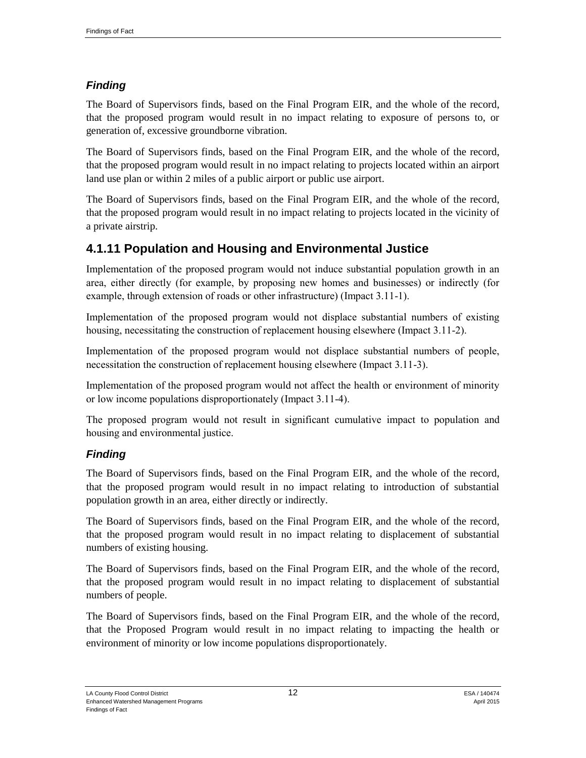### *Finding*

The Board of Supervisors finds, based on the Final Program EIR, and the whole of the record, that the proposed program would result in no impact relating to exposure of persons to, or generation of, excessive groundborne vibration.

The Board of Supervisors finds, based on the Final Program EIR, and the whole of the record, that the proposed program would result in no impact relating to projects located within an airport land use plan or within 2 miles of a public airport or public use airport.

The Board of Supervisors finds, based on the Final Program EIR, and the whole of the record, that the proposed program would result in no impact relating to projects located in the vicinity of a private airstrip.

## 4.1.11 Population and Housing and Environmental Justice

Implementation of the proposed program would not induce substantial population growth in an area, either directly (for example, by proposing new homes and businesses) or indirectly (for example, through extension of roads or other infrastructure) (Impact 3.11-1).

Implementation of the proposed program would not displace substantial numbers of existing housing, necessitating the construction of replacement housing elsewhere (Impact 3.11-2).

Implementation of the proposed program would not displace substantial numbers of people, necessitation the construction of replacement housing elsewhere (Impact 3.11-3).

Implementation of the proposed program would not affect the health or environment of minority or low income populations disproportionately (Impact 3.11-4).

The proposed program would not result in significant cumulative impact to population and housing and environmental justice.

### *Finding*

The Board of Supervisors finds, based on the Final Program EIR, and the whole of the record, that the proposed program would result in no impact relating to introduction of substantial population growth in an area, either directly or indirectly.

The Board of Supervisors finds, based on the Final Program EIR, and the whole of the record, that the proposed program would result in no impact relating to displacement of substantial numbers of existing housing.

The Board of Supervisors finds, based on the Final Program EIR, and the whole of the record, that the proposed program would result in no impact relating to displacement of substantial numbers of people.

The Board of Supervisors finds, based on the Final Program EIR, and the whole of the record, that the Proposed Program would result in no impact relating to impacting the health or environment of minority or low income populations disproportionately.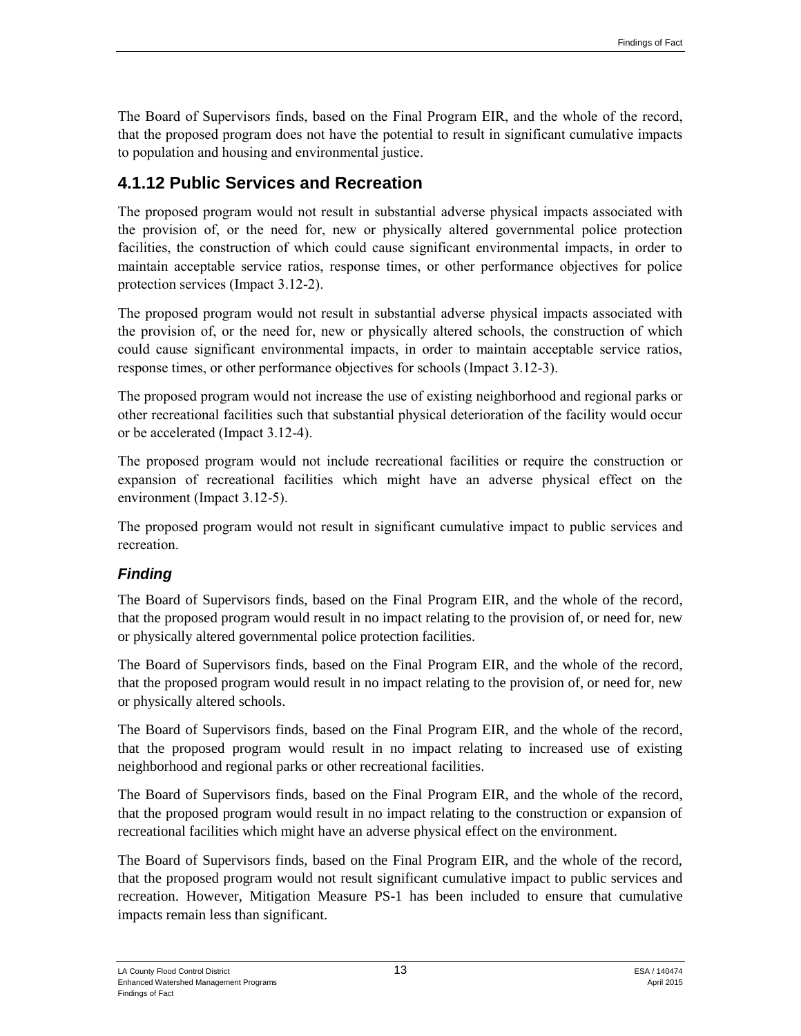The Board of Supervisors finds, based on the Final Program EIR, and the whole of the record, that the proposed program does not have the potential to result in significant cumulative impacts to population and housing and environmental justice.

## 4.1.12 Public Services and Recreation

The proposed program would not result in substantial adverse physical impacts associated with the provision of, or the need for, new or physically altered governmental police protection facilities, the construction of which could cause significant environmental impacts, in order to maintain acceptable service ratios, response times, or other performance objectives for police protection services (Impact 3.12-2).

The proposed program would not result in substantial adverse physical impacts associated with the provision of, or the need for, new or physically altered schools, the construction of which could cause significant environmental impacts, in order to maintain acceptable service ratios, response times, or other performance objectives for schools (Impact 3.12-3).

The proposed program would not increase the use of existing neighborhood and regional parks or other recreational facilities such that substantial physical deterioration of the facility would occur or be accelerated (Impact 3.12-4).

The proposed program would not include recreational facilities or require the construction or expansion of recreational facilities which might have an adverse physical effect on the environment (Impact 3.12-5).

The proposed program would not result in significant cumulative impact to public services and recreation.

### *Finding*

The Board of Supervisors finds, based on the Final Program EIR, and the whole of the record, that the proposed program would result in no impact relating to the provision of, or need for, new or physically altered governmental police protection facilities.

The Board of Supervisors finds, based on the Final Program EIR, and the whole of the record, that the proposed program would result in no impact relating to the provision of, or need for, new or physically altered schools.

The Board of Supervisors finds, based on the Final Program EIR, and the whole of the record, that the proposed program would result in no impact relating to increased use of existing neighborhood and regional parks or other recreational facilities.

The Board of Supervisors finds, based on the Final Program EIR, and the whole of the record, that the proposed program would result in no impact relating to the construction or expansion of recreational facilities which might have an adverse physical effect on the environment.

The Board of Supervisors finds, based on the Final Program EIR, and the whole of the record, that the proposed program would not result significant cumulative impact to public services and recreation. However, Mitigation Measure PS-1 has been included to ensure that cumulative impacts remain less than significant.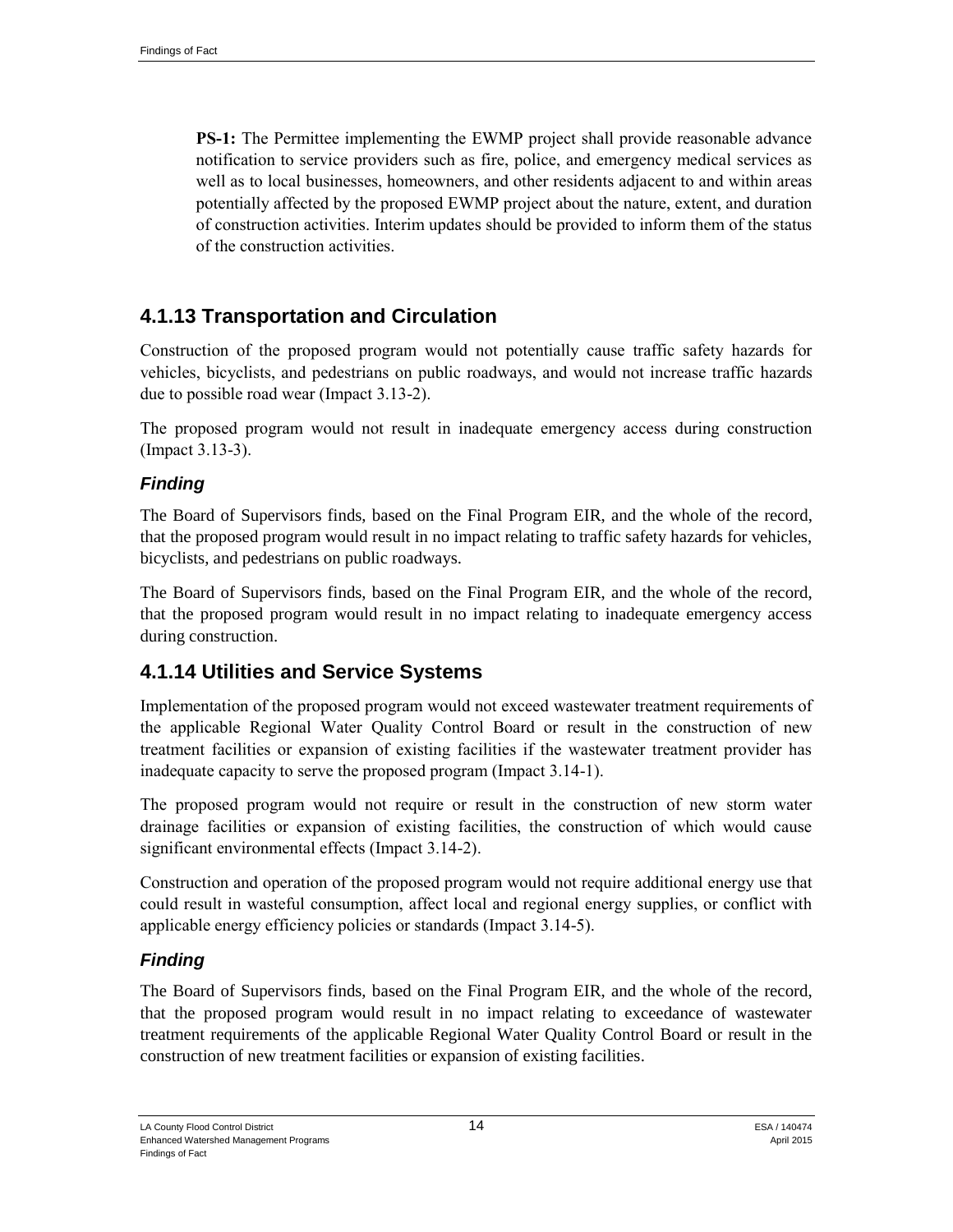**PS-1:** The Permittee implementing the EWMP project shall provide reasonable advance notification to service providers such as fire, police, and emergency medical services as well as to local businesses, homeowners, and other residents adjacent to and within areas potentially affected by the proposed EWMP project about the nature, extent, and duration of construction activities. Interim updates should be provided to inform them of the status of the construction activities.

## 4.1.13 Transportation and Circulation

Construction of the proposed program would not potentially cause traffic safety hazards for vehicles, bicyclists, and pedestrians on public roadways, and would not increase traffic hazards due to possible road wear (Impact 3.13-2).

The proposed program would not result in inadequate emergency access during construction (Impact 3.13-3).

### *Finding*

The Board of Supervisors finds, based on the Final Program EIR, and the whole of the record, that the proposed program would result in no impact relating to traffic safety hazards for vehicles, bicyclists, and pedestrians on public roadways.

The Board of Supervisors finds, based on the Final Program EIR, and the whole of the record, that the proposed program would result in no impact relating to inadequate emergency access during construction.

## 4.1.14 Utilities and Service Systems

Implementation of the proposed program would not exceed wastewater treatment requirements of the applicable Regional Water Quality Control Board or result in the construction of new treatment facilities or expansion of existing facilities if the wastewater treatment provider has inadequate capacity to serve the proposed program (Impact 3.14-1).

The proposed program would not require or result in the construction of new storm water drainage facilities or expansion of existing facilities, the construction of which would cause significant environmental effects (Impact 3.14-2).

Construction and operation of the proposed program would not require additional energy use that could result in wasteful consumption, affect local and regional energy supplies, or conflict with applicable energy efficiency policies or standards (Impact 3.14-5).

### *Finding*

The Board of Supervisors finds, based on the Final Program EIR, and the whole of the record, that the proposed program would result in no impact relating to exceedance of wastewater treatment requirements of the applicable Regional Water Quality Control Board or result in the construction of new treatment facilities or expansion of existing facilities.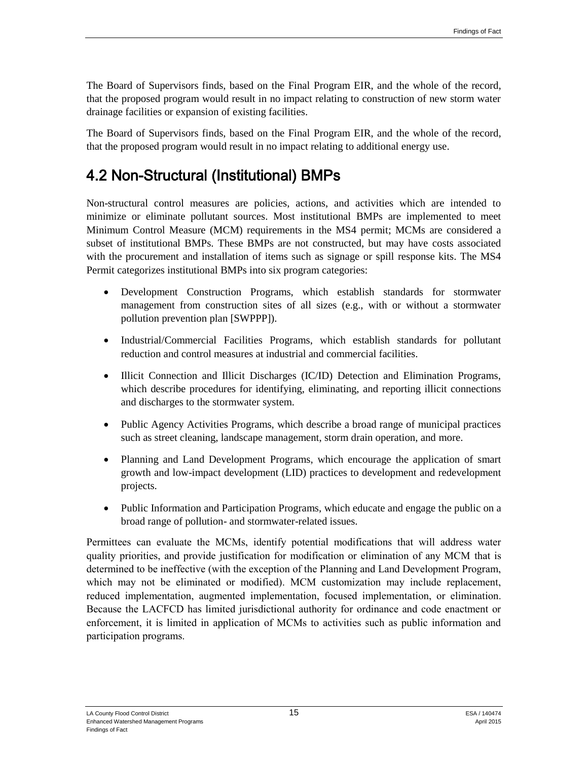The Board of Supervisors finds, based on the Final Program EIR, and the whole of the record, that the proposed program would result in no impact relating to construction of new storm water drainage facilities or expansion of existing facilities.

The Board of Supervisors finds, based on the Final Program EIR, and the whole of the record, that the proposed program would result in no impact relating to additional energy use.

## 4.2 Non-Structural (Institutional) BMPs

Non-structural control measures are policies, actions, and activities which are intended to minimize or eliminate pollutant sources. Most institutional BMPs are implemented to meet Minimum Control Measure (MCM) requirements in the MS4 permit; MCMs are considered a subset of institutional BMPs. These BMPs are not constructed, but may have costs associated with the procurement and installation of items such as signage or spill response kits. The MS4 Permit categorizes institutional BMPs into six program categories:

- Development Construction Programs, which establish standards for stormwater management from construction sites of all sizes (e.g., with or without a stormwater pollution prevention plan [SWPPP]).
- Industrial/Commercial Facilities Programs, which establish standards for pollutant reduction and control measures at industrial and commercial facilities.
- Illicit Connection and Illicit Discharges (IC/ID) Detection and Elimination Programs, which describe procedures for identifying, eliminating, and reporting illicit connections and discharges to the stormwater system.
- Public Agency Activities Programs, which describe a broad range of municipal practices such as street cleaning, landscape management, storm drain operation, and more.
- Planning and Land Development Programs, which encourage the application of smart growth and low-impact development (LID) practices to development and redevelopment projects.
- Public Information and Participation Programs, which educate and engage the public on a broad range of pollution- and stormwater-related issues.

Permittees can evaluate the MCMs, identify potential modifications that will address water quality priorities, and provide justification for modification or elimination of any MCM that is determined to be ineffective (with the exception of the Planning and Land Development Program, which may not be eliminated or modified). MCM customization may include replacement, reduced implementation, augmented implementation, focused implementation, or elimination. Because the LACFCD has limited jurisdictional authority for ordinance and code enactment or enforcement, it is limited in application of MCMs to activities such as public information and participation programs.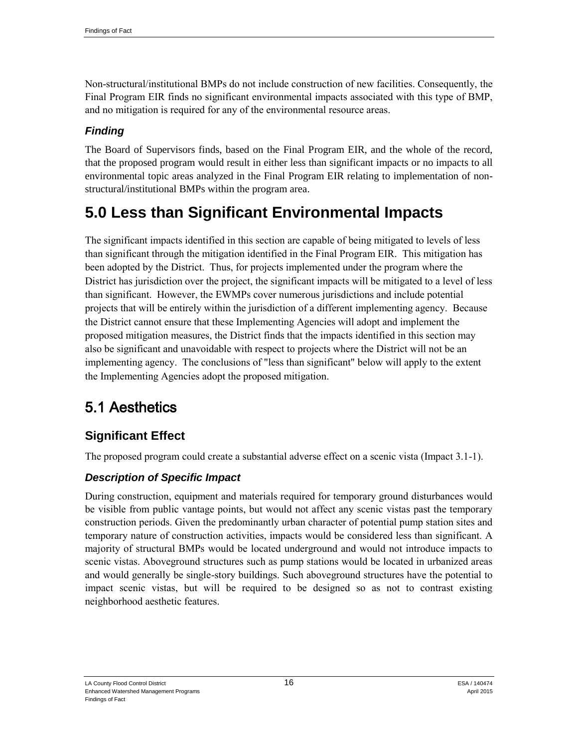Non-structural/institutional BMPs do not include construction of new facilities. Consequently, the Final Program EIR finds no significant environmental impacts associated with this type of BMP, and no mitigation is required for any of the environmental resource areas.

### *Finding*

The Board of Supervisors finds, based on the Final Program EIR, and the whole of the record, that the proposed program would result in either less than significant impacts or no impacts to all environmental topic areas analyzed in the Final Program EIR relating to implementation of non-structural/institutional BMPs within the program area.

# 5.0 Less than Significant Environmental Impacts

The significant impacts identified in this section are capable of being mitigated to levels of less than significant through the mitigation identified in the Final Program EIR. This mitigation has been adopted by the District. Thus, for projects implemented under the program where the District has jurisdiction over the project, the significant impacts will be mitigated to a level of less than significant. However, the EWMPs cover numerous jurisdictions and include potential projects that will be entirely within the jurisdiction of a different implementing agency. Because the District cannot ensure that these Implementing Agencies will adopt and implement the proposed mitigation measures, the District finds that the impacts identified in this section may also be significant and unavoidable with respect to projects where the District will not be an implementing agency. The conclusions of "less than significant" below will apply to the extent the Implementing Agencies adopt the proposed mitigation.

## 5.1 Aesthetics

### Significant Effect

The proposed program could create a substantial adverse effect on a scenic vista (Impact 3.1-1).

### *Description of Specific Impact*

During construction, equipment and materials required for temporary ground disturbances would be visible from public vantage points, but would not affect any scenic vistas past the temporary construction periods. Given the predominantly urban character of potential pump station sites and temporary nature of construction activities, impacts would be considered less than significant. A majority of structural BMPs would be located underground and would not introduce impacts to scenic vistas. Aboveground structures such as pump stations would be located in urbanized areas and would generally be single-story buildings. Such aboveground structures have the potential to impact scenic vistas, but will be required to be designed so as not to contrast existing neighborhood aesthetic features.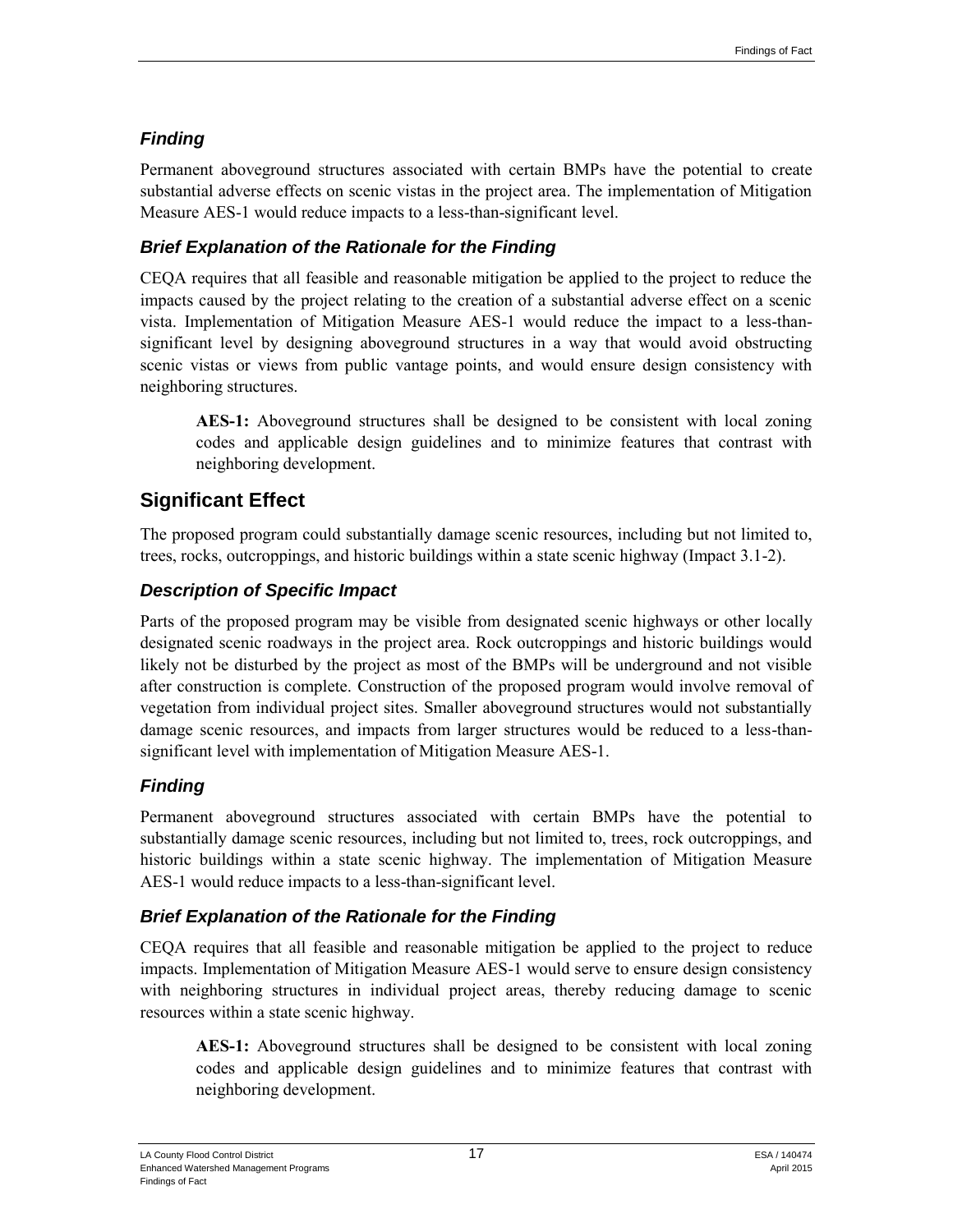### *Finding*

Permanent aboveground structures associated with certain BMPs have the potential to create substantial adverse effects on scenic vistas in the project area. The implementation of Mitigation Measure AES-1 would reduce impacts to a less-than-significant level.

### *Brief Explanation of the Rationale for the Finding*

CEQA requires that all feasible and reasonable mitigation be applied to the project to reduce the impacts caused by the project relating to the creation of a substantial adverse effect on a scenic vista. Implementation of Mitigation Measure AES-1 would reduce the impact to a less-than-significant level by designing aboveground structures in a way that would avoid obstructing scenic vistas or views from public vantage points, and would ensure design consistency with neighboring structures.

> **AES-1:** Aboveground structures shall be designed to be consistent with local zoning codes and applicable design guidelines and to minimize features that contrast with neighboring development.

## Significant Effect

The proposed program could substantially damage scenic resources, including but not limited to, trees, rocks, outcroppings, and historic buildings within a state scenic highway (Impact 3.1-2).

### *Description of Specific Impact*

Parts of the proposed program may be visible from designated scenic highways or other locally designated scenic roadways in the project area. Rock outcroppings and historic buildings would likely not be disturbed by the project as most of the BMPs will be underground and not visible after construction is complete. Construction of the proposed program would involve removal of vegetation from individual project sites. Smaller aboveground structures would not substantially damage scenic resources, and impacts from larger structures would be reduced to a less-than-significant level with implementation of Mitigation Measure AES-1.

### *Finding*

Permanent aboveground structures associated with certain BMPs have the potential to substantially damage scenic resources, including but not limited to, trees, rock outcroppings, and historic buildings within a state scenic highway. The implementation of Mitigation Measure AES-1 would reduce impacts to a less-than-significant level.

### *Brief Explanation of the Rationale for the Finding*

CEQA requires that all feasible and reasonable mitigation be applied to the project to reduce impacts. Implementation of Mitigation Measure AES-1 would serve to ensure design consistency with neighboring structures in individual project areas, thereby reducing damage to scenic resources within a state scenic highway.

> **AES-1:** Aboveground structures shall be designed to be consistent with local zoning codes and applicable design guidelines and to minimize features that contrast with neighboring development.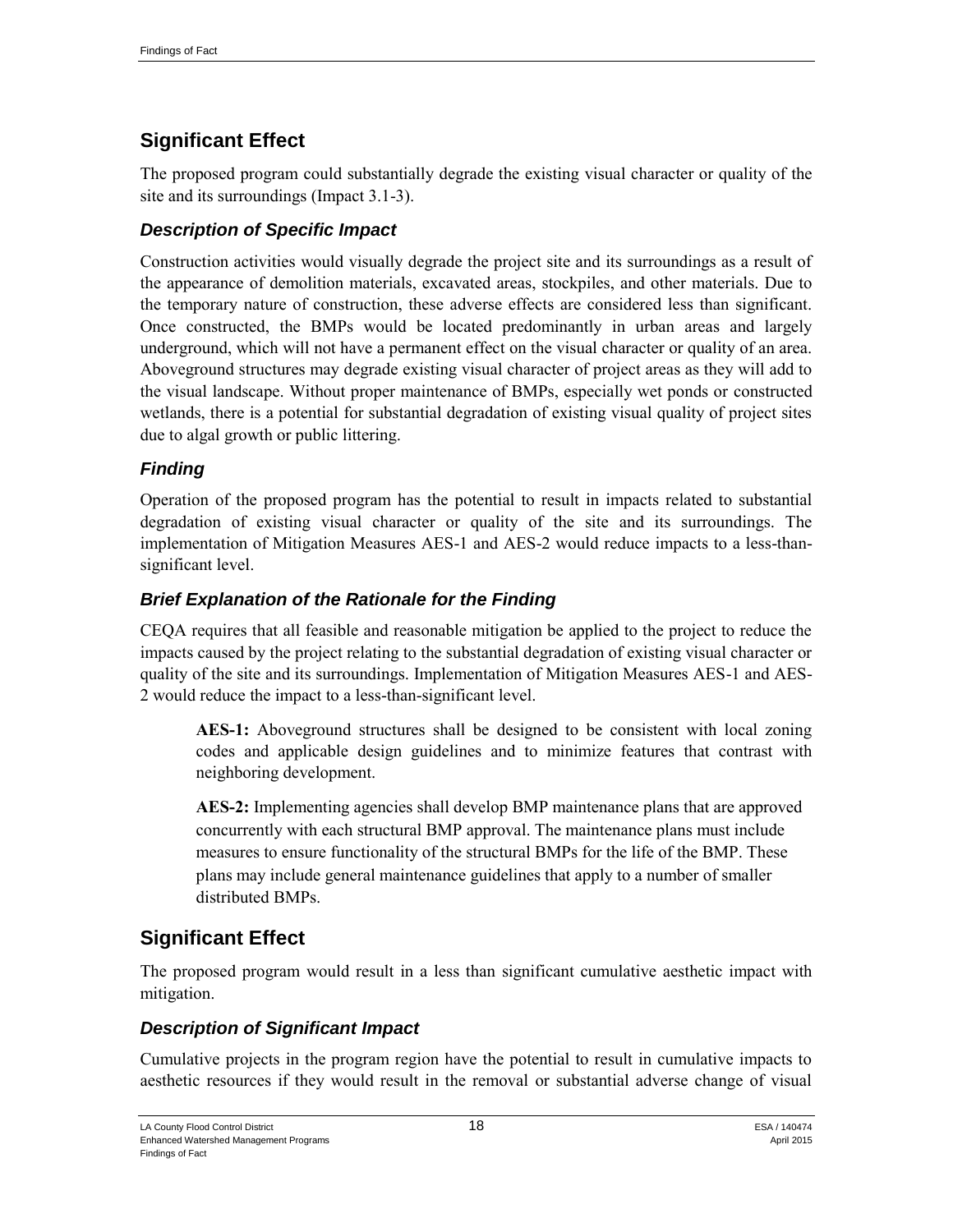## Significant Effect

The proposed program could substantially degrade the existing visual character or quality of the site and its surroundings (Impact 3.1-3).

### *Description of Specific Impact*

Construction activities would visually degrade the project site and its surroundings as a result of the appearance of demolition materials, excavated areas, stockpiles, and other materials. Due to the temporary nature of construction, these adverse effects are considered less than significant. Once constructed, the BMPs would be located predominantly in urban areas and largely underground, which will not have a permanent effect on the visual character or quality of an area. Aboveground structures may degrade existing visual character of project areas as they will add to the visual landscape. Without proper maintenance of BMPs, especially wet ponds or constructed wetlands, there is a potential for substantial degradation of existing visual quality of project sites due to algal growth or public littering.

### *Finding*

Operation of the proposed program has the potential to result in impacts related to substantial degradation of existing visual character or quality of the site and its surroundings. The implementation of Mitigation Measures AES-1 and AES-2 would reduce impacts to a less-than-significant level.

### *Brief Explanation of the Rationale for the Finding*

CEQA requires that all feasible and reasonable mitigation be applied to the project to reduce the impacts caused by the project relating to the substantial degradation of existing visual character or quality of the site and its surroundings. Implementation of Mitigation Measures AES-1 and AES-2 would reduce the impact to a less-than-significant level.

> **AES-1:** Aboveground structures shall be designed to be consistent with local zoning codes and applicable design guidelines and to minimize features that contrast with neighboring development.
>
> **AES-2:** Implementing agencies shall develop BMP maintenance plans that are approved concurrently with each structural BMP approval. The maintenance plans must include measures to ensure functionality of the structural BMPs for the life of the BMP. These plans may include general maintenance guidelines that apply to a number of smaller distributed BMPs.

## Significant Effect

The proposed program would result in a less than significant cumulative aesthetic impact with mitigation.

### *Description of Significant Impact*

Cumulative projects in the program region have the potential to result in cumulative impacts to aesthetic resources if they would result in the removal or substantial adverse change of visual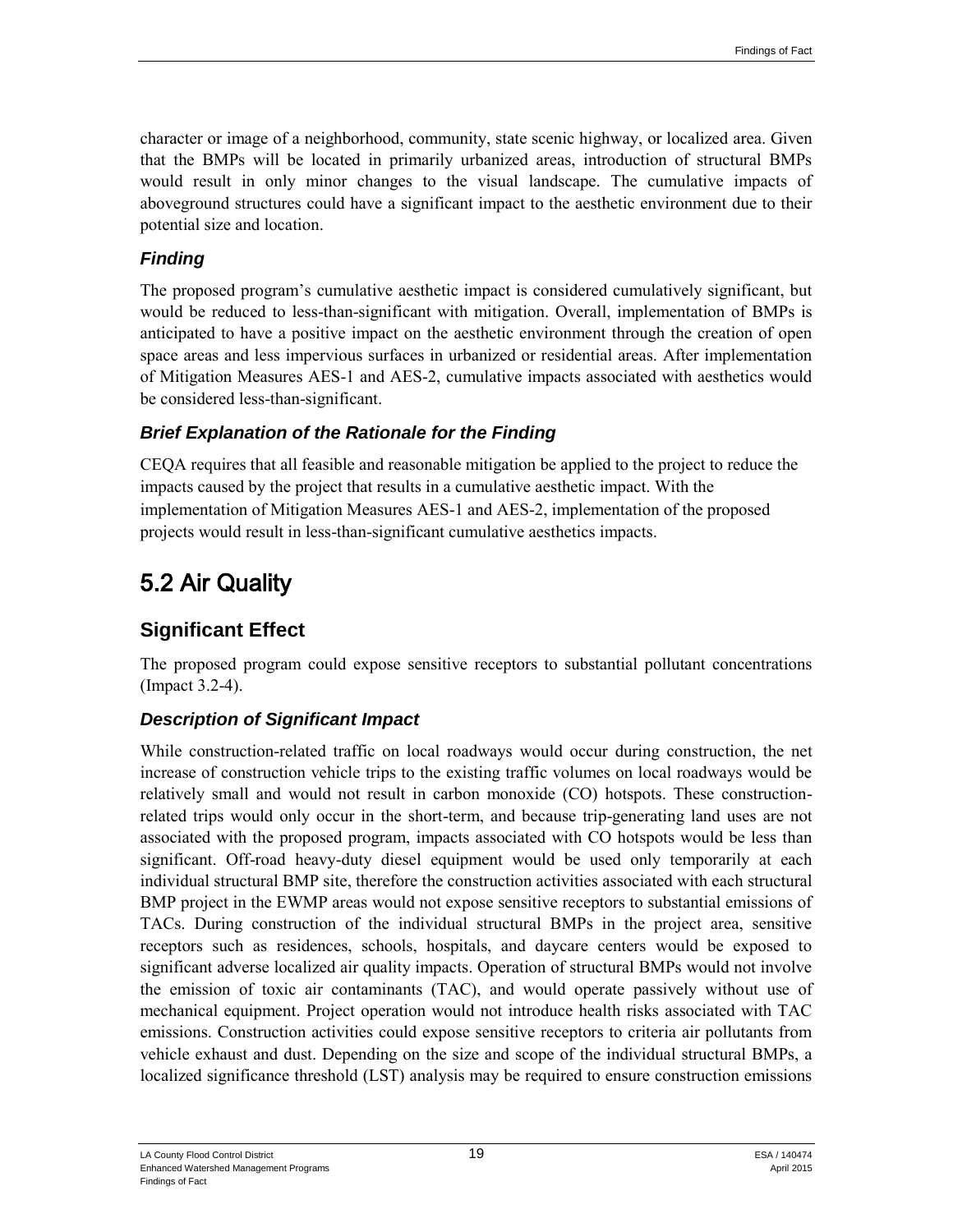character or image of a neighborhood, community, state scenic highway, or localized area. Given that the BMPs will be located in primarily urbanized areas, introduction of structural BMPs would result in only minor changes to the visual landscape. The cumulative impacts of aboveground structures could have a significant impact to the aesthetic environment due to their potential size and location.

### *Finding*

The proposed program's cumulative aesthetic impact is considered cumulatively significant, but would be reduced to less-than-significant with mitigation. Overall, implementation of BMPs is anticipated to have a positive impact on the aesthetic environment through the creation of open space areas and less impervious surfaces in urbanized or residential areas. After implementation of Mitigation Measures AES-1 and AES-2, cumulative impacts associated with aesthetics would be considered less-than-significant.

### *Brief Explanation of the Rationale for the Finding*

CEQA requires that all feasible and reasonable mitigation be applied to the project to reduce the impacts caused by the project that results in a cumulative aesthetic impact. With the implementation of Mitigation Measures AES-1 and AES-2, implementation of the proposed projects would result in less-than-significant cumulative aesthetics impacts.

# 5.2 Air Quality

## Significant Effect

The proposed program could expose sensitive receptors to substantial pollutant concentrations (Impact 3.2-4).

### *Description of Significant Impact*

While construction-related traffic on local roadways would occur during construction, the net increase of construction vehicle trips to the existing traffic volumes on local roadways would be relatively small and would not result in carbon monoxide (CO) hotspots. These construction-related trips would only occur in the short-term, and because trip-generating land uses are not associated with the proposed program, impacts associated with CO hotspots would be less than significant. Off-road heavy-duty diesel equipment would be used only temporarily at each individual structural BMP site, therefore the construction activities associated with each structural BMP project in the EWMP areas would not expose sensitive receptors to substantial emissions of TACs. During construction of the individual structural BMPs in the project area, sensitive receptors such as residences, schools, hospitals, and daycare centers would be exposed to significant adverse localized air quality impacts. Operation of structural BMPs would not involve the emission of toxic air contaminants (TAC), and would operate passively without use of mechanical equipment. Project operation would not introduce health risks associated with TAC emissions. Construction activities could expose sensitive receptors to criteria air pollutants from vehicle exhaust and dust. Depending on the size and scope of the individual structural BMPs, a localized significance threshold (LST) analysis may be required to ensure construction emissions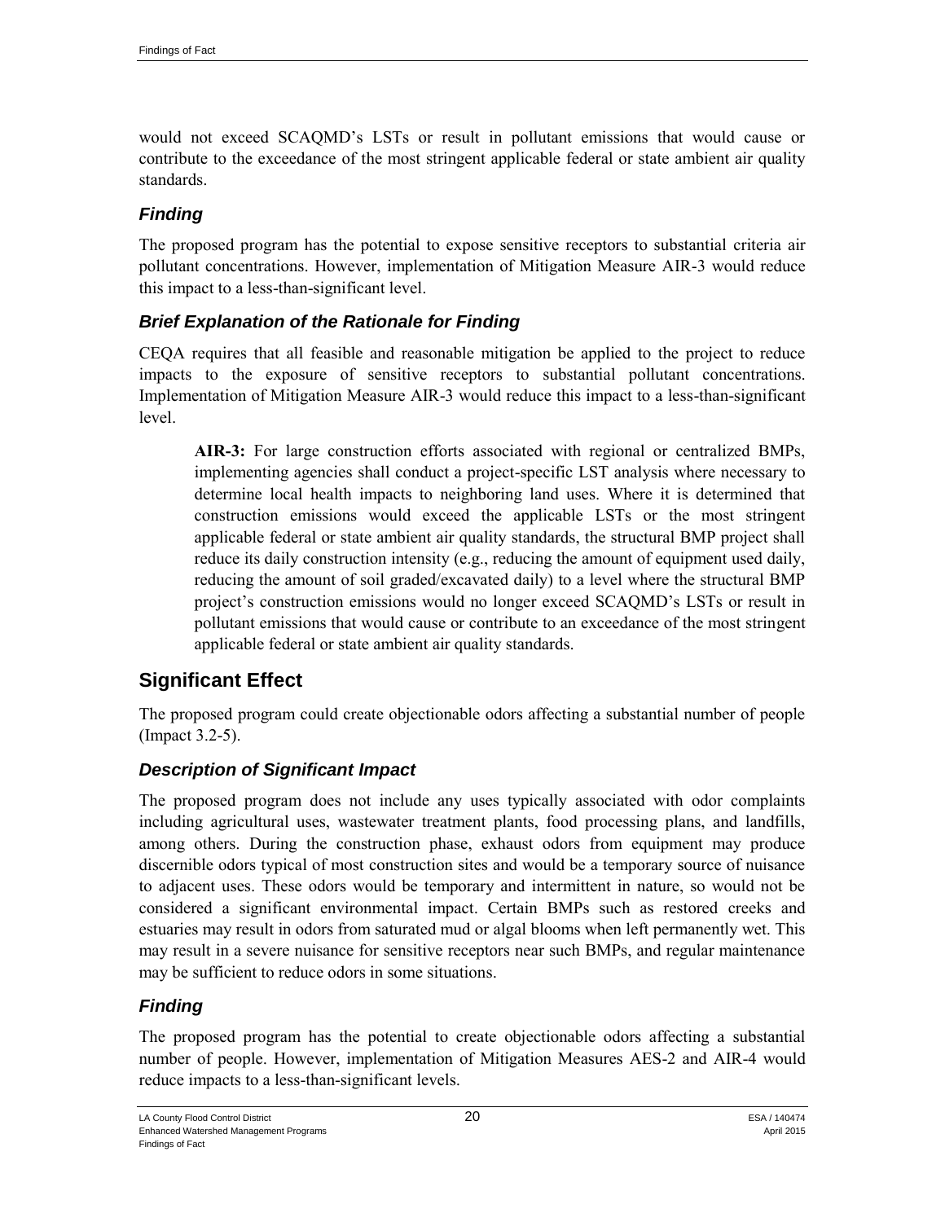would not exceed SCAQMD's LSTs or result in pollutant emissions that would cause or contribute to the exceedance of the most stringent applicable federal or state ambient air quality standards.

### *Finding*

The proposed program has the potential to expose sensitive receptors to substantial criteria air pollutant concentrations. However, implementation of Mitigation Measure AIR-3 would reduce this impact to a less-than-significant level.

### *Brief Explanation of the Rationale for Finding*

CEQA requires that all feasible and reasonable mitigation be applied to the project to reduce impacts to the exposure of sensitive receptors to substantial pollutant concentrations. Implementation of Mitigation Measure AIR-3 would reduce this impact to a less-than-significant level.

> **AIR-3:** For large construction efforts associated with regional or centralized BMPs, implementing agencies shall conduct a project-specific LST analysis where necessary to determine local health impacts to neighboring land uses. Where it is determined that construction emissions would exceed the applicable LSTs or the most stringent applicable federal or state ambient air quality standards, the structural BMP project shall reduce its daily construction intensity (e.g., reducing the amount of equipment used daily, reducing the amount of soil graded/excavated daily) to a level where the structural BMP project's construction emissions would no longer exceed SCAQMD's LSTs or result in pollutant emissions that would cause or contribute to an exceedance of the most stringent applicable federal or state ambient air quality standards.

## Significant Effect

The proposed program could create objectionable odors affecting a substantial number of people (Impact 3.2-5).

### *Description of Significant Impact*

The proposed program does not include any uses typically associated with odor complaints including agricultural uses, wastewater treatment plants, food processing plans, and landfills, among others. During the construction phase, exhaust odors from equipment may produce discernible odors typical of most construction sites and would be a temporary source of nuisance to adjacent uses. These odors would be temporary and intermittent in nature, so would not be considered a significant environmental impact. Certain BMPs such as restored creeks and estuaries may result in odors from saturated mud or algal blooms when left permanently wet. This may result in a severe nuisance for sensitive receptors near such BMPs, and regular maintenance may be sufficient to reduce odors in some situations.

### *Finding*

The proposed program has the potential to create objectionable odors affecting a substantial number of people. However, implementation of Mitigation Measures AES-2 and AIR-4 would reduce impacts to a less-than-significant levels.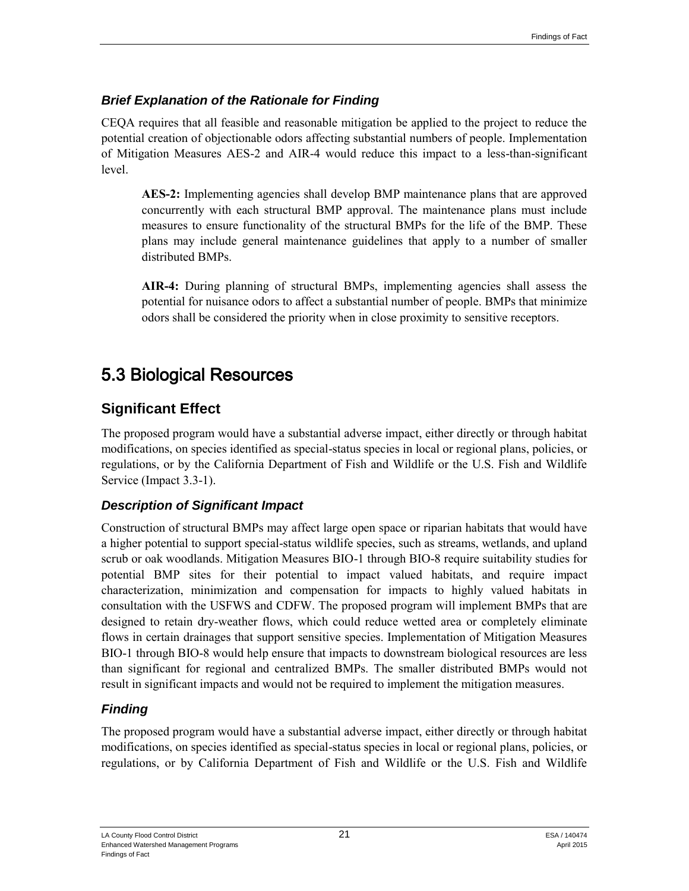### *Brief Explanation of the Rationale for Finding*

CEQA requires that all feasible and reasonable mitigation be applied to the project to reduce the potential creation of objectionable odors affecting substantial numbers of people. Implementation of Mitigation Measures AES-2 and AIR-4 would reduce this impact to a less-than-significant level.

> **AES-2:** Implementing agencies shall develop BMP maintenance plans that are approved concurrently with each structural BMP approval. The maintenance plans must include measures to ensure functionality of the structural BMPs for the life of the BMP. These plans may include general maintenance guidelines that apply to a number of smaller distributed BMPs.
>
> **AIR-4:** During planning of structural BMPs, implementing agencies shall assess the potential for nuisance odors to affect a substantial number of people. BMPs that minimize odors shall be considered the priority when in close proximity to sensitive receptors.

# 5.3 Biological Resources

## Significant Effect

The proposed program would have a substantial adverse impact, either directly or through habitat modifications, on species identified as special-status species in local or regional plans, policies, or regulations, or by the California Department of Fish and Wildlife or the U.S. Fish and Wildlife Service (Impact 3.3-1).

### *Description of Significant Impact*

Construction of structural BMPs may affect large open space or riparian habitats that would have a higher potential to support special-status wildlife species, such as streams, wetlands, and upland scrub or oak woodlands. Mitigation Measures BIO-1 through BIO-8 require suitability studies for potential BMP sites for their potential to impact valued habitats, and require impact characterization, minimization and compensation for impacts to highly valued habitats in consultation with the USFWS and CDFW. The proposed program will implement BMPs that are designed to retain dry-weather flows, which could reduce wetted area or completely eliminate flows in certain drainages that support sensitive species. Implementation of Mitigation Measures BIO-1 through BIO-8 would help ensure that impacts to downstream biological resources are less than significant for regional and centralized BMPs. The smaller distributed BMPs would not result in significant impacts and would not be required to implement the mitigation measures.

### *Finding*

The proposed program would have a substantial adverse impact, either directly or through habitat modifications, on species identified as special-status species in local or regional plans, policies, or regulations, or by California Department of Fish and Wildlife or the U.S. Fish and Wildlife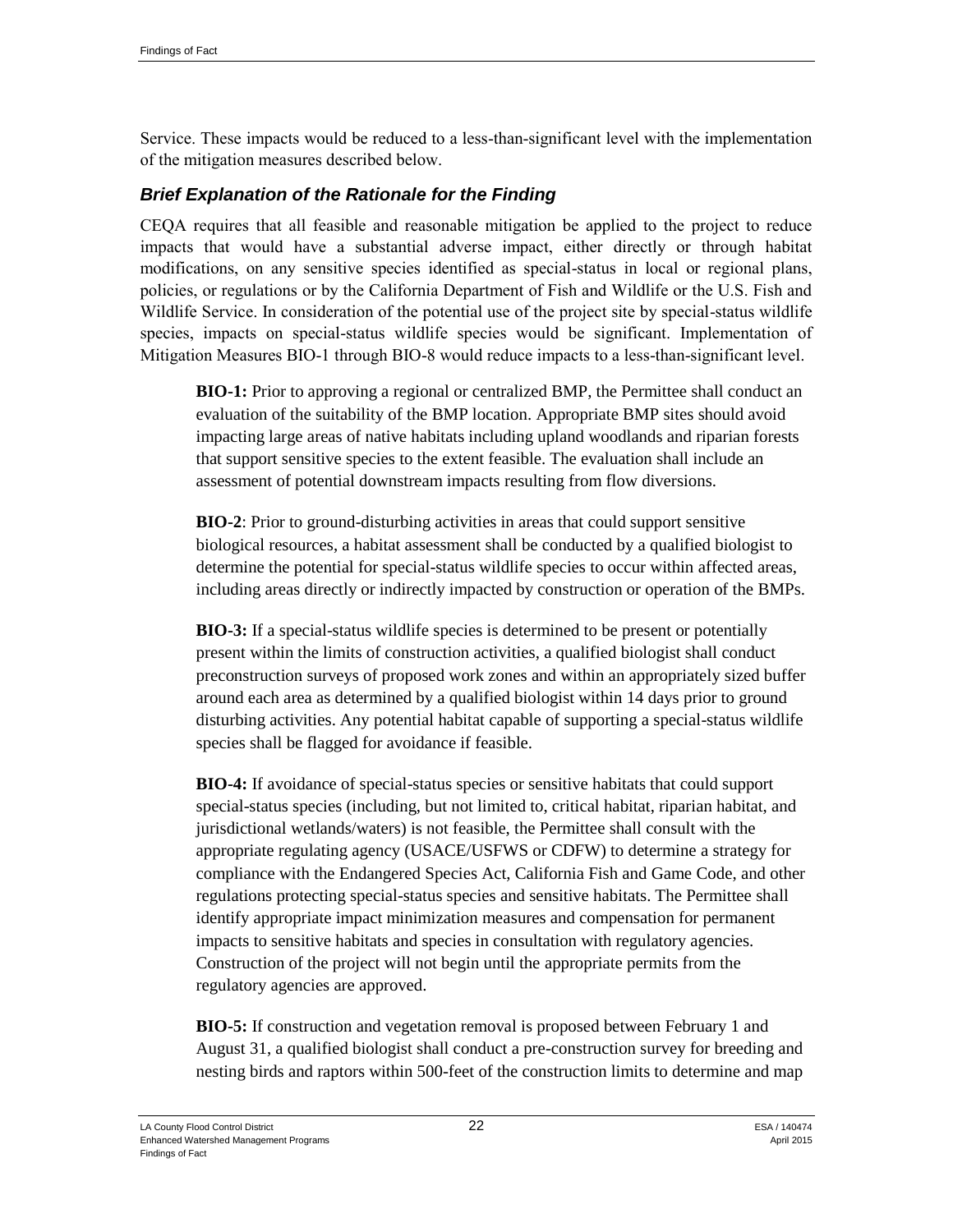Service. These impacts would be reduced to a less-than-significant level with the implementation of the mitigation measures described below.

### *Brief Explanation of the Rationale for the Finding*

CEQA requires that all feasible and reasonable mitigation be applied to the project to reduce impacts that would have a substantial adverse impact, either directly or through habitat modifications, on any sensitive species identified as special-status in local or regional plans, policies, or regulations or by the California Department of Fish and Wildlife or the U.S. Fish and Wildlife Service. In consideration of the potential use of the project site by special-status wildlife species, impacts on special-status wildlife species would be significant. Implementation of Mitigation Measures BIO-1 through BIO-8 would reduce impacts to a less-than-significant level.

> **BIO-1:** Prior to approving a regional or centralized BMP, the Permittee shall conduct an evaluation of the suitability of the BMP location. Appropriate BMP sites should avoid impacting large areas of native habitats including upland woodlands and riparian forests that support sensitive species to the extent feasible. The evaluation shall include an assessment of potential downstream impacts resulting from flow diversions.
>
> **BIO-2**: Prior to ground-disturbing activities in areas that could support sensitive biological resources, a habitat assessment shall be conducted by a qualified biologist to determine the potential for special-status wildlife species to occur within affected areas, including areas directly or indirectly impacted by construction or operation of the BMPs.
>
> **BIO-3:** If a special-status wildlife species is determined to be present or potentially present within the limits of construction activities, a qualified biologist shall conduct preconstruction surveys of proposed work zones and within an appropriately sized buffer around each area as determined by a qualified biologist within 14 days prior to ground disturbing activities. Any potential habitat capable of supporting a special-status wildlife species shall be flagged for avoidance if feasible.
>
> **BIO-4:** If avoidance of special-status species or sensitive habitats that could support special-status species (including, but not limited to, critical habitat, riparian habitat, and jurisdictional wetlands/waters) is not feasible, the Permittee shall consult with the appropriate regulating agency (USACE/USFWS or CDFW) to determine a strategy for compliance with the Endangered Species Act, California Fish and Game Code, and other regulations protecting special-status species and sensitive habitats. The Permittee shall identify appropriate impact minimization measures and compensation for permanent impacts to sensitive habitats and species in consultation with regulatory agencies. Construction of the project will not begin until the appropriate permits from the regulatory agencies are approved.
>
> **BIO-5:** If construction and vegetation removal is proposed between February 1 and August 31, a qualified biologist shall conduct a pre-construction survey for breeding and nesting birds and raptors within 500-feet of the construction limits to determine and map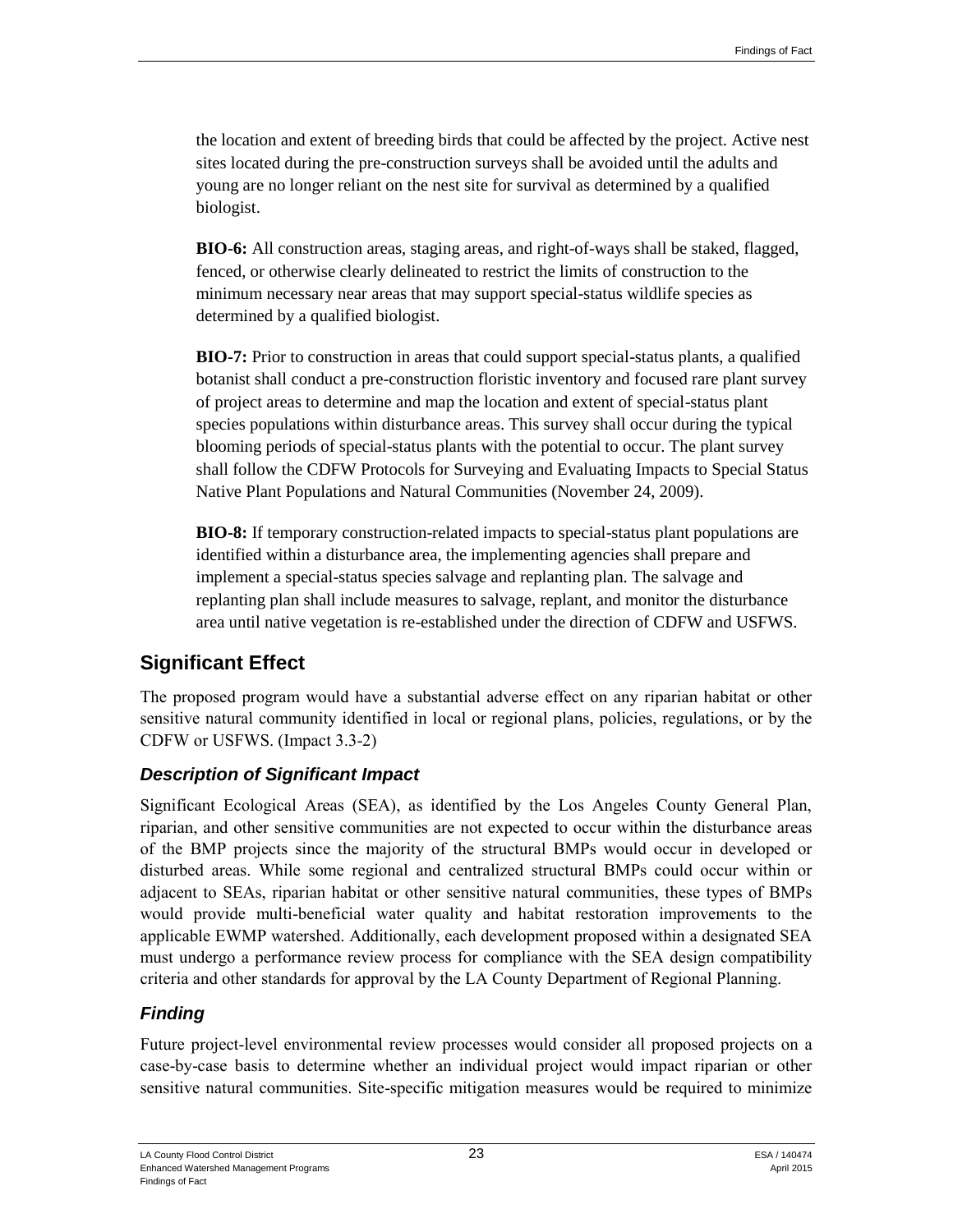the location and extent of breeding birds that could be affected by the project. Active nest sites located during the pre-construction surveys shall be avoided until the adults and young are no longer reliant on the nest site for survival as determined by a qualified biologist.

**BIO-6:** All construction areas, staging areas, and right-of-ways shall be staked, flagged, fenced, or otherwise clearly delineated to restrict the limits of construction to the minimum necessary near areas that may support special-status wildlife species as determined by a qualified biologist.

**BIO-7:** Prior to construction in areas that could support special-status plants, a qualified botanist shall conduct a pre-construction floristic inventory and focused rare plant survey of project areas to determine and map the location and extent of special-status plant species populations within disturbance areas. This survey shall occur during the typical blooming periods of special-status plants with the potential to occur. The plant survey shall follow the CDFW Protocols for Surveying and Evaluating Impacts to Special Status Native Plant Populations and Natural Communities (November 24, 2009).

**BIO-8:** If temporary construction-related impacts to special-status plant populations are identified within a disturbance area, the implementing agencies shall prepare and implement a special-status species salvage and replanting plan. The salvage and replanting plan shall include measures to salvage, replant, and monitor the disturbance area until native vegetation is re-established under the direction of CDFW and USFWS.

## Significant Effect

The proposed program would have a substantial adverse effect on any riparian habitat or other sensitive natural community identified in local or regional plans, policies, regulations, or by the CDFW or USFWS. (Impact 3.3-2)

### *Description of Significant Impact*

Significant Ecological Areas (SEA), as identified by the Los Angeles County General Plan, riparian, and other sensitive communities are not expected to occur within the disturbance areas of the BMP projects since the majority of the structural BMPs would occur in developed or disturbed areas. While some regional and centralized structural BMPs could occur within or adjacent to SEAs, riparian habitat or other sensitive natural communities, these types of BMPs would provide multi-beneficial water quality and habitat restoration improvements to the applicable EWMP watershed. Additionally, each development proposed within a designated SEA must undergo a performance review process for compliance with the SEA design compatibility criteria and other standards for approval by the LA County Department of Regional Planning.

### *Finding*

Future project-level environmental review processes would consider all proposed projects on a case-by-case basis to determine whether an individual project would impact riparian or other sensitive natural communities. Site-specific mitigation measures would be required to minimize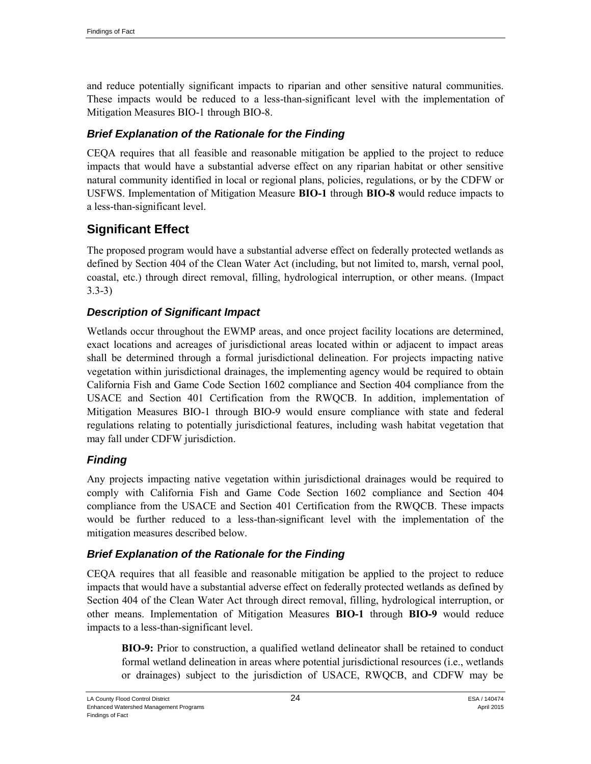and reduce potentially significant impacts to riparian and other sensitive natural communities. These impacts would be reduced to a less-than-significant level with the implementation of Mitigation Measures BIO-1 through BIO-8.

### *Brief Explanation of the Rationale for the Finding*

CEQA requires that all feasible and reasonable mitigation be applied to the project to reduce impacts that would have a substantial adverse effect on any riparian habitat or other sensitive natural community identified in local or regional plans, policies, regulations, or by the CDFW or USFWS. Implementation of Mitigation Measure **BIO-1** through **BIO-8** would reduce impacts to a less-than-significant level.

## Significant Effect

The proposed program would have a substantial adverse effect on federally protected wetlands as defined by Section 404 of the Clean Water Act (including, but not limited to, marsh, vernal pool, coastal, etc.) through direct removal, filling, hydrological interruption, or other means. (Impact 3.3-3)

### *Description of Significant Impact*

Wetlands occur throughout the EWMP areas, and once project facility locations are determined, exact locations and acreages of jurisdictional areas located within or adjacent to impact areas shall be determined through a formal jurisdictional delineation. For projects impacting native vegetation within jurisdictional drainages, the implementing agency would be required to obtain California Fish and Game Code Section 1602 compliance and Section 404 compliance from the USACE and Section 401 Certification from the RWQCB. In addition, implementation of Mitigation Measures BIO-1 through BIO-9 would ensure compliance with state and federal regulations relating to potentially jurisdictional features, including wash habitat vegetation that may fall under CDFW jurisdiction.

### *Finding*

Any projects impacting native vegetation within jurisdictional drainages would be required to comply with California Fish and Game Code Section 1602 compliance and Section 404 compliance from the USACE and Section 401 Certification from the RWQCB. These impacts would be further reduced to a less-than-significant level with the implementation of the mitigation measures described below.

### *Brief Explanation of the Rationale for the Finding*

CEQA requires that all feasible and reasonable mitigation be applied to the project to reduce impacts that would have a substantial adverse effect on federally protected wetlands as defined by Section 404 of the Clean Water Act through direct removal, filling, hydrological interruption, or other means. Implementation of Mitigation Measures **BIO-1** through **BIO-9** would reduce impacts to a less-than-significant level.

> **BIO-9:** Prior to construction, a qualified wetland delineator shall be retained to conduct formal wetland delineation in areas where potential jurisdictional resources (i.e., wetlands or drainages) subject to the jurisdiction of USACE, RWQCB, and CDFW may be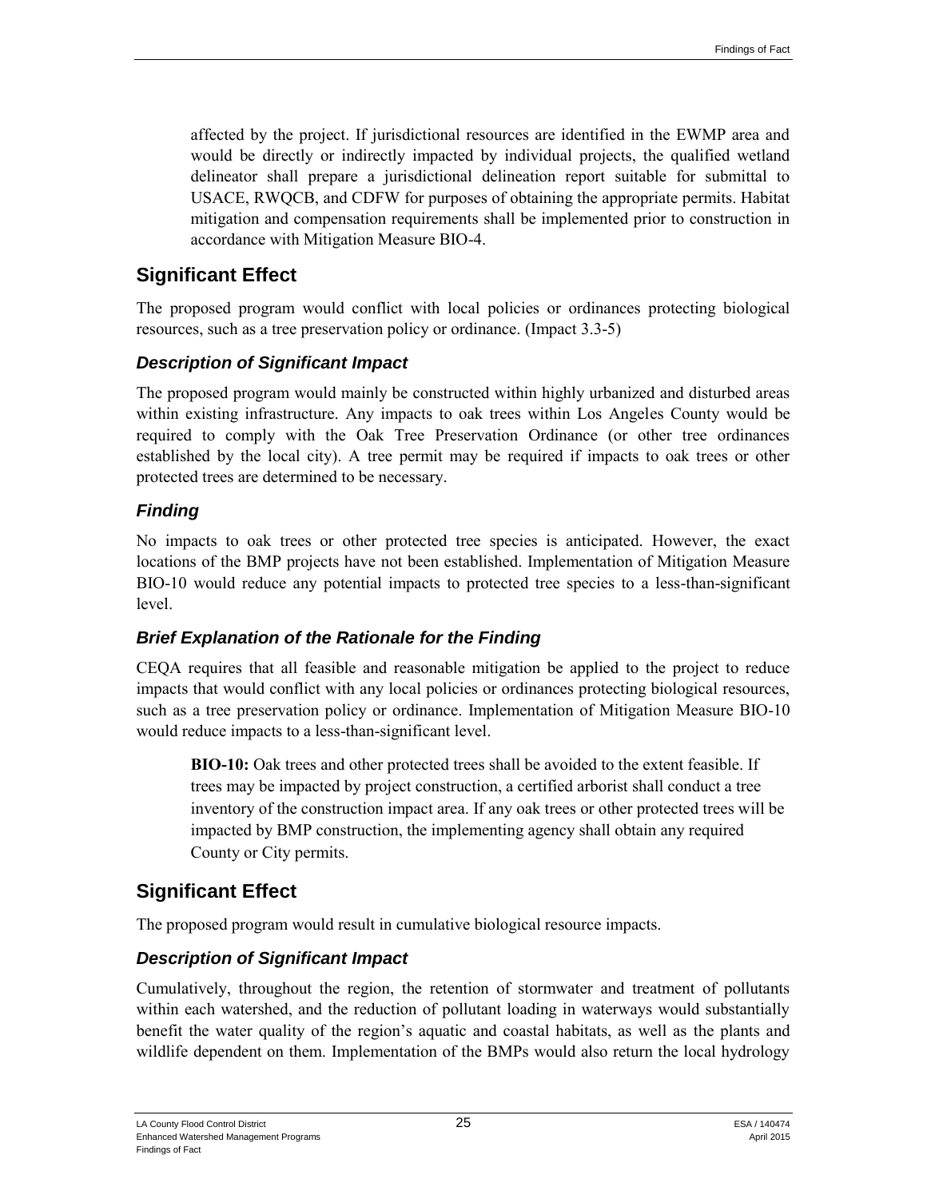affected by the project. If jurisdictional resources are identified in the EWMP area and would be directly or indirectly impacted by individual projects, the qualified wetland delineator shall prepare a jurisdictional delineation report suitable for submittal to USACE, RWQCB, and CDFW for purposes of obtaining the appropriate permits. Habitat mitigation and compensation requirements shall be implemented prior to construction in accordance with Mitigation Measure BIO-4.

## Significant Effect

The proposed program would conflict with local policies or ordinances protecting biological resources, such as a tree preservation policy or ordinance. (Impact 3.3-5)

### *Description of Significant Impact*

The proposed program would mainly be constructed within highly urbanized and disturbed areas within existing infrastructure. Any impacts to oak trees within Los Angeles County would be required to comply with the Oak Tree Preservation Ordinance (or other tree ordinances established by the local city). A tree permit may be required if impacts to oak trees or other protected trees are determined to be necessary.

### *Finding*

No impacts to oak trees or other protected tree species is anticipated. However, the exact locations of the BMP projects have not been established. Implementation of Mitigation Measure BIO-10 would reduce any potential impacts to protected tree species to a less-than-significant level.

### *Brief Explanation of the Rationale for the Finding*

CEQA requires that all feasible and reasonable mitigation be applied to the project to reduce impacts that would conflict with any local policies or ordinances protecting biological resources, such as a tree preservation policy or ordinance. Implementation of Mitigation Measure BIO-10 would reduce impacts to a less-than-significant level.

> **BIO-10:** Oak trees and other protected trees shall be avoided to the extent feasible. If trees may be impacted by project construction, a certified arborist shall conduct a tree inventory of the construction impact area. If any oak trees or other protected trees will be impacted by BMP construction, the implementing agency shall obtain any required County or City permits.

## Significant Effect

The proposed program would result in cumulative biological resource impacts.

### *Description of Significant Impact*

Cumulatively, throughout the region, the retention of stormwater and treatment of pollutants within each watershed, and the reduction of pollutant loading in waterways would substantially benefit the water quality of the region's aquatic and coastal habitats, as well as the plants and wildlife dependent on them. Implementation of the BMPs would also return the local hydrology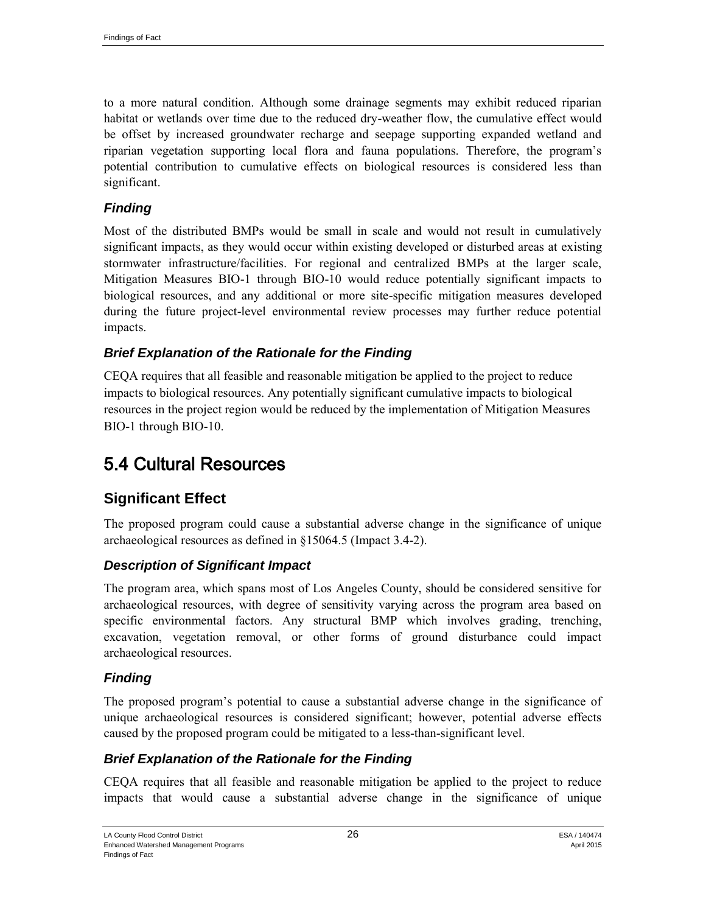to a more natural condition. Although some drainage segments may exhibit reduced riparian habitat or wetlands over time due to the reduced dry-weather flow, the cumulative effect would be offset by increased groundwater recharge and seepage supporting expanded wetland and riparian vegetation supporting local flora and fauna populations. Therefore, the program's potential contribution to cumulative effects on biological resources is considered less than significant.

### *Finding*

Most of the distributed BMPs would be small in scale and would not result in cumulatively significant impacts, as they would occur within existing developed or disturbed areas at existing stormwater infrastructure/facilities. For regional and centralized BMPs at the larger scale, Mitigation Measures BIO-1 through BIO-10 would reduce potentially significant impacts to biological resources, and any additional or more site-specific mitigation measures developed during the future project-level environmental review processes may further reduce potential impacts.

### *Brief Explanation of the Rationale for the Finding*

CEQA requires that all feasible and reasonable mitigation be applied to the project to reduce impacts to biological resources. Any potentially significant cumulative impacts to biological resources in the project region would be reduced by the implementation of Mitigation Measures BIO-1 through BIO-10.

# 5.4 Cultural Resources

## Significant Effect

The proposed program could cause a substantial adverse change in the significance of unique archaeological resources as defined in §15064.5 (Impact 3.4-2).

### *Description of Significant Impact*

The program area, which spans most of Los Angeles County, should be considered sensitive for archaeological resources, with degree of sensitivity varying across the program area based on specific environmental factors. Any structural BMP which involves grading, trenching, excavation, vegetation removal, or other forms of ground disturbance could impact archaeological resources.

### *Finding*

The proposed program's potential to cause a substantial adverse change in the significance of unique archaeological resources is considered significant; however, potential adverse effects caused by the proposed program could be mitigated to a less-than-significant level.

### *Brief Explanation of the Rationale for the Finding*

CEQA requires that all feasible and reasonable mitigation be applied to the project to reduce impacts that would cause a substantial adverse change in the significance of unique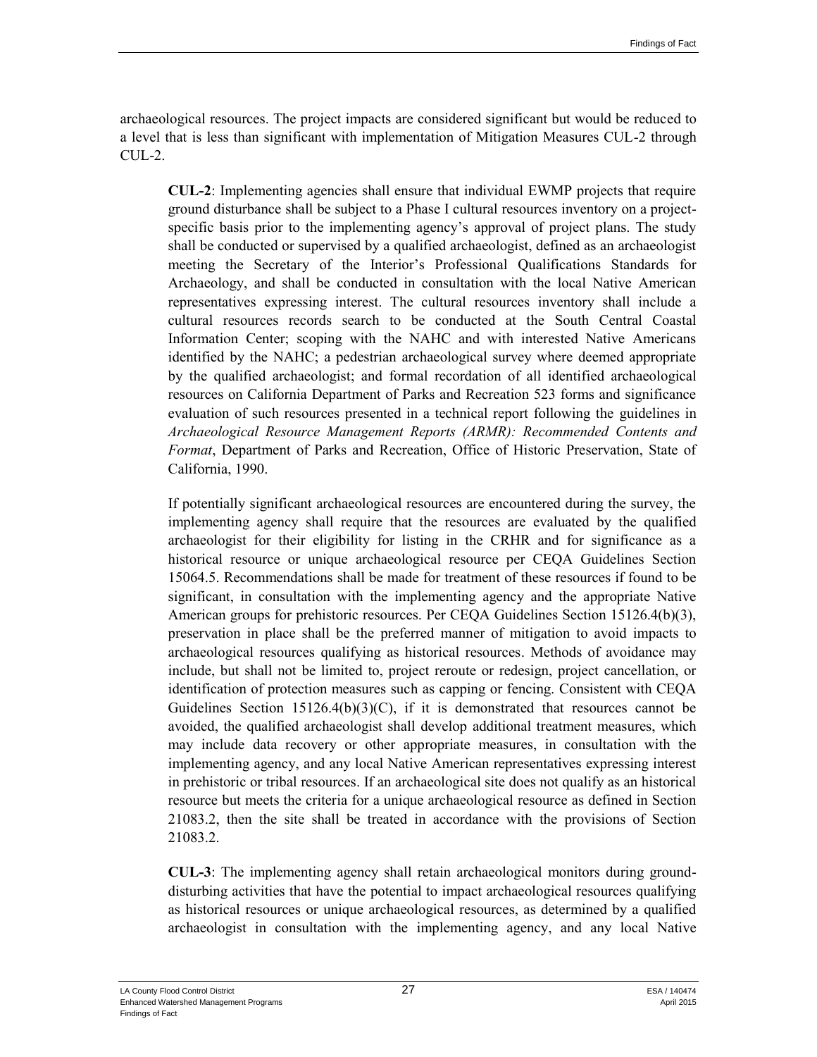archaeological resources. The project impacts are considered significant but would be reduced to a level that is less than significant with implementation of Mitigation Measures CUL-2 through CUL-2.

> **CUL-2**: Implementing agencies shall ensure that individual EWMP projects that require ground disturbance shall be subject to a Phase I cultural resources inventory on a project-specific basis prior to the implementing agency's approval of project plans. The study shall be conducted or supervised by a qualified archaeologist, defined as an archaeologist meeting the Secretary of the Interior's Professional Qualifications Standards for Archaeology, and shall be conducted in consultation with the local Native American representatives expressing interest. The cultural resources inventory shall include a cultural resources records search to be conducted at the South Central Coastal Information Center; scoping with the NAHC and with interested Native Americans identified by the NAHC; a pedestrian archaeological survey where deemed appropriate by the qualified archaeologist; and formal recordation of all identified archaeological resources on California Department of Parks and Recreation 523 forms and significance evaluation of such resources presented in a technical report following the guidelines in *Archaeological Resource Management Reports (ARMR): Recommended Contents and Format*, Department of Parks and Recreation, Office of Historic Preservation, State of California, 1990.
>
> If potentially significant archaeological resources are encountered during the survey, the implementing agency shall require that the resources are evaluated by the qualified archaeologist for their eligibility for listing in the CRHR and for significance as a historical resource or unique archaeological resource per CEQA Guidelines Section 15064.5. Recommendations shall be made for treatment of these resources if found to be significant, in consultation with the implementing agency and the appropriate Native American groups for prehistoric resources. Per CEQA Guidelines Section 15126.4(b)(3), preservation in place shall be the preferred manner of mitigation to avoid impacts to archaeological resources qualifying as historical resources. Methods of avoidance may include, but shall not be limited to, project reroute or redesign, project cancellation, or identification of protection measures such as capping or fencing. Consistent with CEQA Guidelines Section 15126.4(b)(3)(C), if it is demonstrated that resources cannot be avoided, the qualified archaeologist shall develop additional treatment measures, which may include data recovery or other appropriate measures, in consultation with the implementing agency, and any local Native American representatives expressing interest in prehistoric or tribal resources. If an archaeological site does not qualify as an historical resource but meets the criteria for a unique archaeological resource as defined in Section 21083.2, then the site shall be treated in accordance with the provisions of Section 21083.2.
>
> **CUL-3**: The implementing agency shall retain archaeological monitors during ground-disturbing activities that have the potential to impact archaeological resources qualifying as historical resources or unique archaeological resources, as determined by a qualified archaeologist in consultation with the implementing agency, and any local Native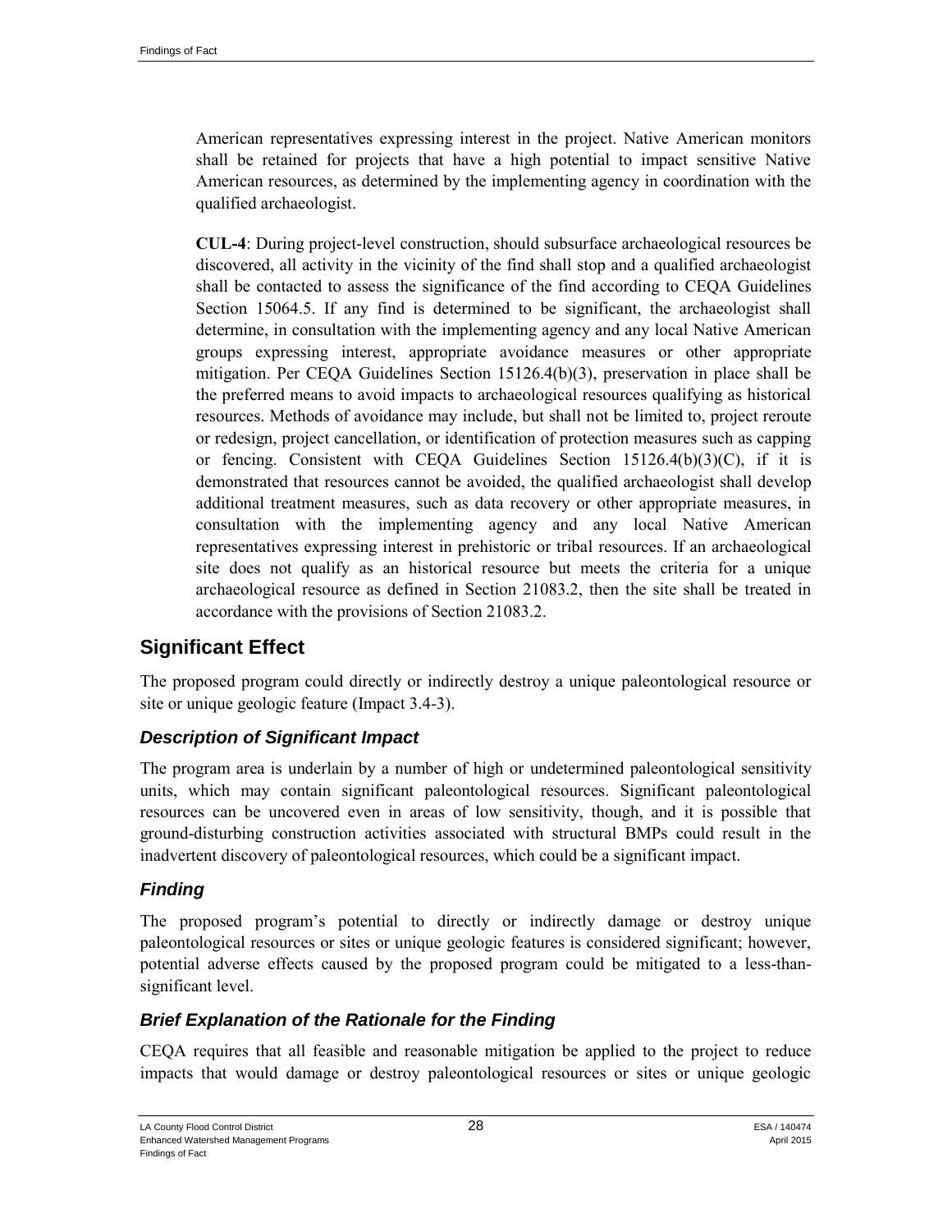American representatives expressing interest in the project. Native American monitors shall be retained for projects that have a high potential to impact sensitive Native American resources, as determined by the implementing agency in coordination with the qualified archaeologist.

**CUL-4**: During project-level construction, should subsurface archaeological resources be discovered, all activity in the vicinity of the find shall stop and a qualified archaeologist shall be contacted to assess the significance of the find according to CEQA Guidelines Section 15064.5. If any find is determined to be significant, the archaeologist shall determine, in consultation with the implementing agency and any local Native American groups expressing interest, appropriate avoidance measures or other appropriate mitigation. Per CEQA Guidelines Section 15126.4(b)(3), preservation in place shall be the preferred means to avoid impacts to archaeological resources qualifying as historical resources. Methods of avoidance may include, but shall not be limited to, project reroute or redesign, project cancellation, or identification of protection measures such as capping or fencing. Consistent with CEQA Guidelines Section 15126.4(b)(3)(C), if it is demonstrated that resources cannot be avoided, the qualified archaeologist shall develop additional treatment measures, such as data recovery or other appropriate measures, in consultation with the implementing agency and any local Native American representatives expressing interest in prehistoric or tribal resources. If an archaeological site does not qualify as an historical resource but meets the criteria for a unique archaeological resource as defined in Section 21083.2, then the site shall be treated in accordance with the provisions of Section 21083.2.

## Significant Effect

The proposed program could directly or indirectly destroy a unique paleontological resource or site or unique geologic feature (Impact 3.4-3).

### *Description of Significant Impact*

The program area is underlain by a number of high or undetermined paleontological sensitivity units, which may contain significant paleontological resources. Significant paleontological resources can be uncovered even in areas of low sensitivity, though, and it is possible that ground-disturbing construction activities associated with structural BMPs could result in the inadvertent discovery of paleontological resources, which could be a significant impact.

### *Finding*

The proposed program's potential to directly or indirectly damage or destroy unique paleontological resources or sites or unique geologic features is considered significant; however, potential adverse effects caused by the proposed program could be mitigated to a less-than-significant level.

### *Brief Explanation of the Rationale for the Finding*

CEQA requires that all feasible and reasonable mitigation be applied to the project to reduce impacts that would damage or destroy paleontological resources or sites or unique geologic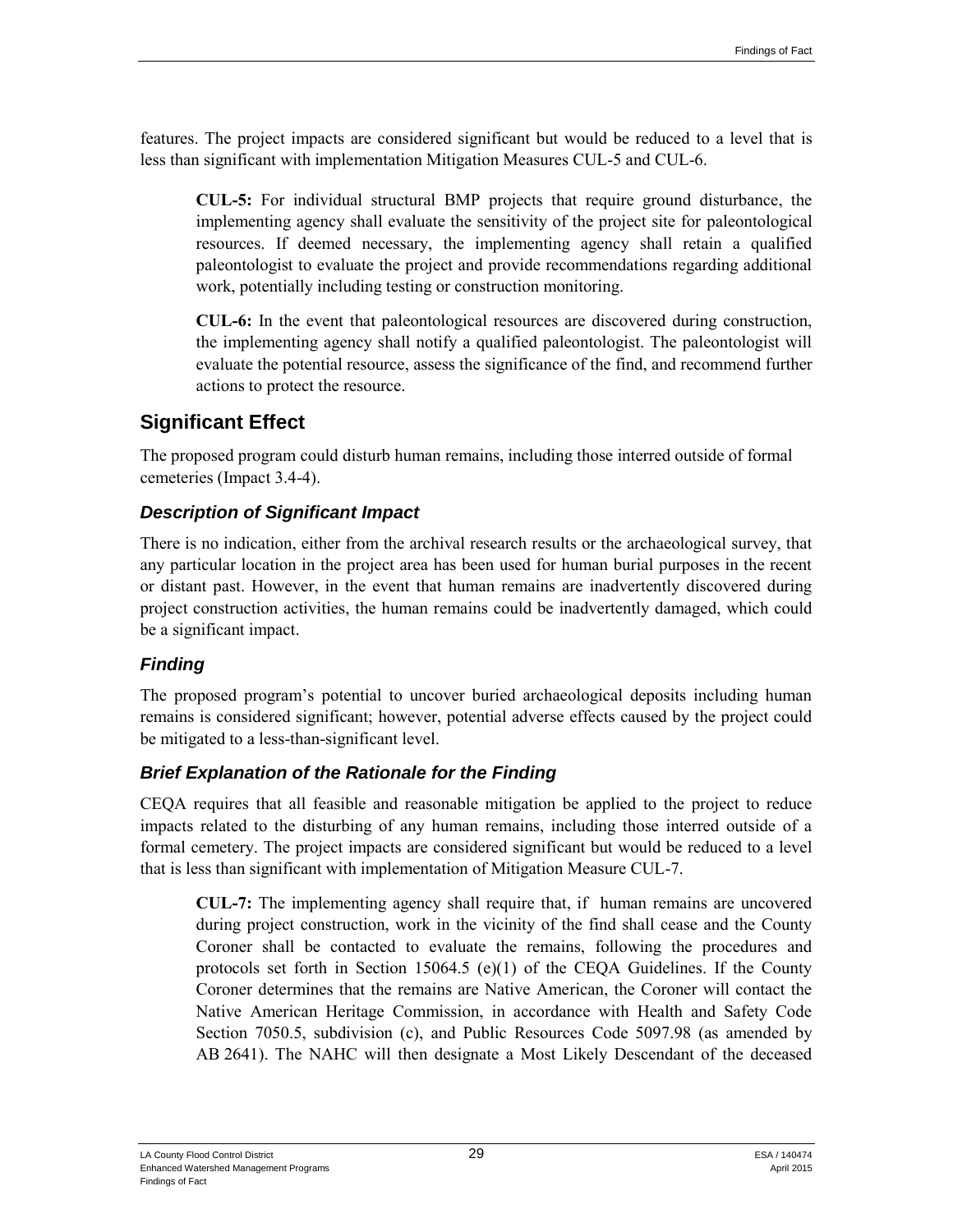features. The project impacts are considered significant but would be reduced to a level that is less than significant with implementation Mitigation Measures CUL-5 and CUL-6.

> **CUL-5:** For individual structural BMP projects that require ground disturbance, the implementing agency shall evaluate the sensitivity of the project site for paleontological resources. If deemed necessary, the implementing agency shall retain a qualified paleontologist to evaluate the project and provide recommendations regarding additional work, potentially including testing or construction monitoring.
>
> **CUL-6:** In the event that paleontological resources are discovered during construction, the implementing agency shall notify a qualified paleontologist. The paleontologist will evaluate the potential resource, assess the significance of the find, and recommend further actions to protect the resource.

## Significant Effect

The proposed program could disturb human remains, including those interred outside of formal cemeteries (Impact 3.4-4).

### *Description of Significant Impact*

There is no indication, either from the archival research results or the archaeological survey, that any particular location in the project area has been used for human burial purposes in the recent or distant past. However, in the event that human remains are inadvertently discovered during project construction activities, the human remains could be inadvertently damaged, which could be a significant impact.

### *Finding*

The proposed program's potential to uncover buried archaeological deposits including human remains is considered significant; however, potential adverse effects caused by the project could be mitigated to a less-than-significant level.

### *Brief Explanation of the Rationale for the Finding*

CEQA requires that all feasible and reasonable mitigation be applied to the project to reduce impacts related to the disturbing of any human remains, including those interred outside of a formal cemetery. The project impacts are considered significant but would be reduced to a level that is less than significant with implementation of Mitigation Measure CUL-7.

> **CUL-7:** The implementing agency shall require that, if human remains are uncovered during project construction, work in the vicinity of the find shall cease and the County Coroner shall be contacted to evaluate the remains, following the procedures and protocols set forth in Section 15064.5 (e)(1) of the CEQA Guidelines. If the County Coroner determines that the remains are Native American, the Coroner will contact the Native American Heritage Commission, in accordance with Health and Safety Code Section 7050.5, subdivision (c), and Public Resources Code 5097.98 (as amended by AB 2641). The NAHC will then designate a Most Likely Descendant of the deceased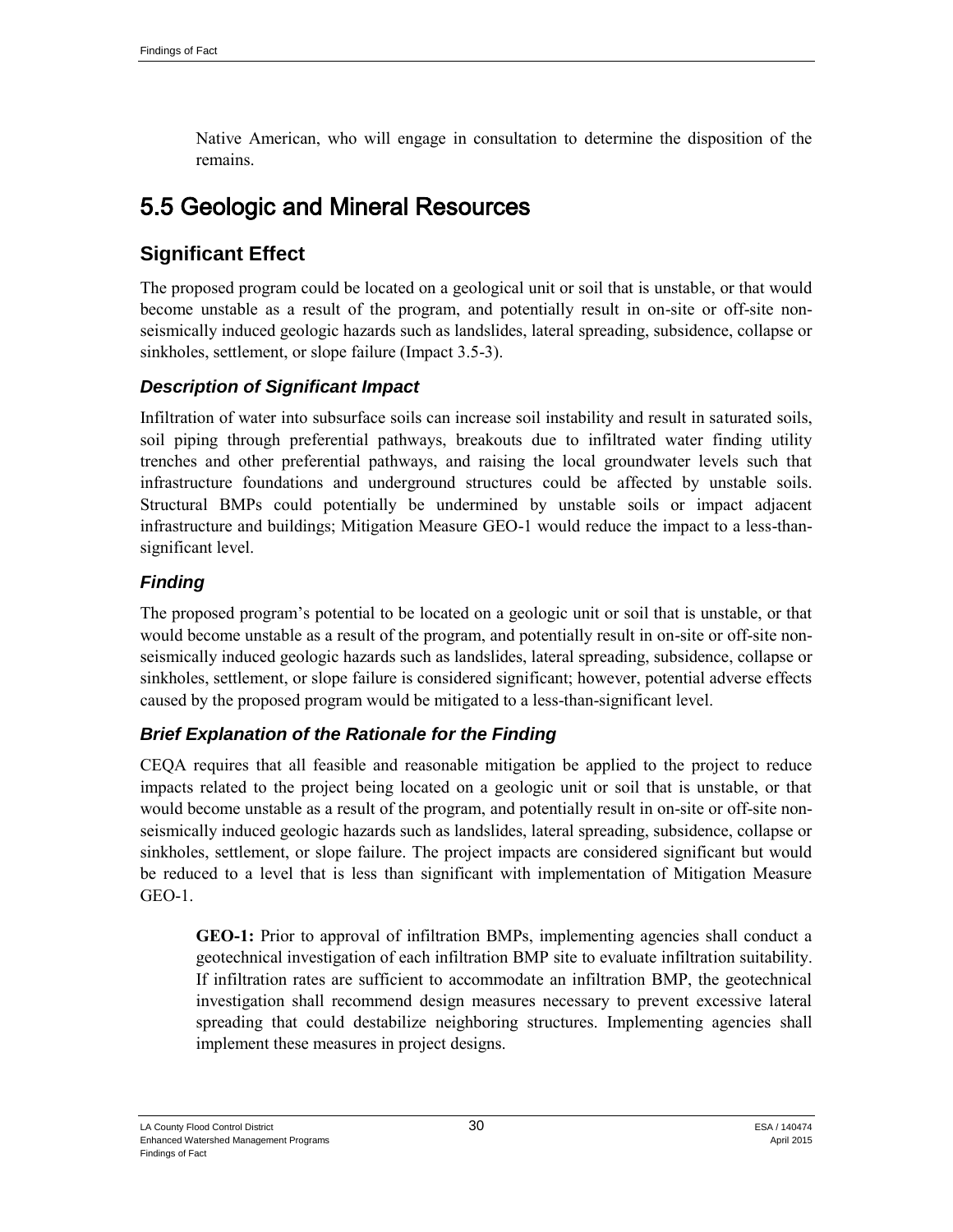Native American, who will engage in consultation to determine the disposition of the remains.

# 5.5 Geologic and Mineral Resources

## Significant Effect

The proposed program could be located on a geological unit or soil that is unstable, or that would become unstable as a result of the program, and potentially result in on-site or off-site non-seismically induced geologic hazards such as landslides, lateral spreading, subsidence, collapse or sinkholes, settlement, or slope failure (Impact 3.5-3).

### *Description of Significant Impact*

Infiltration of water into subsurface soils can increase soil instability and result in saturated soils, soil piping through preferential pathways, breakouts due to infiltrated water finding utility trenches and other preferential pathways, and raising the local groundwater levels such that infrastructure foundations and underground structures could be affected by unstable soils. Structural BMPs could potentially be undermined by unstable soils or impact adjacent infrastructure and buildings; Mitigation Measure GEO-1 would reduce the impact to a less-than-significant level.

### *Finding*

The proposed program's potential to be located on a geologic unit or soil that is unstable, or that would become unstable as a result of the program, and potentially result in on-site or off-site non-seismically induced geologic hazards such as landslides, lateral spreading, subsidence, collapse or sinkholes, settlement, or slope failure is considered significant; however, potential adverse effects caused by the proposed program would be mitigated to a less-than-significant level.

### *Brief Explanation of the Rationale for the Finding*

CEQA requires that all feasible and reasonable mitigation be applied to the project to reduce impacts related to the project being located on a geologic unit or soil that is unstable, or that would become unstable as a result of the program, and potentially result in on-site or off-site non-seismically induced geologic hazards such as landslides, lateral spreading, subsidence, collapse or sinkholes, settlement, or slope failure. The project impacts are considered significant but would be reduced to a level that is less than significant with implementation of Mitigation Measure GEO-1.

> **GEO-1:** Prior to approval of infiltration BMPs, implementing agencies shall conduct a geotechnical investigation of each infiltration BMP site to evaluate infiltration suitability. If infiltration rates are sufficient to accommodate an infiltration BMP, the geotechnical investigation shall recommend design measures necessary to prevent excessive lateral spreading that could destabilize neighboring structures. Implementing agencies shall implement these measures in project designs.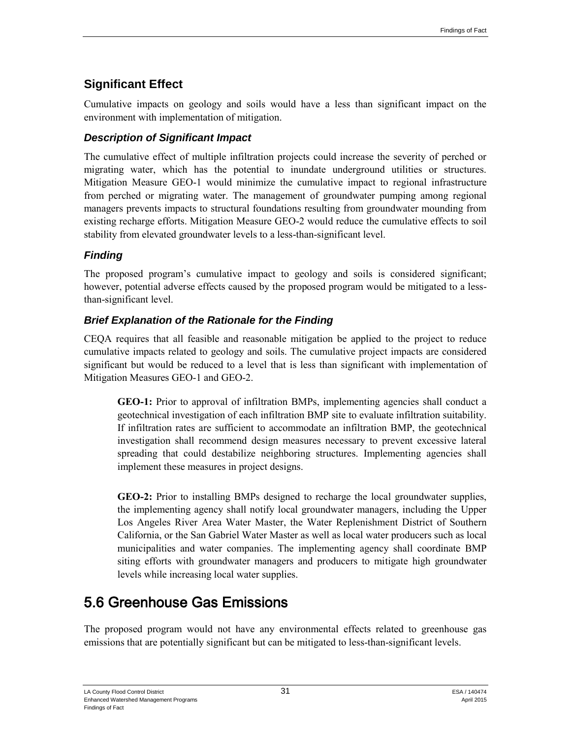## Significant Effect

Cumulative impacts on geology and soils would have a less than significant impact on the environment with implementation of mitigation.

### *Description of Significant Impact*

The cumulative effect of multiple infiltration projects could increase the severity of perched or migrating water, which has the potential to inundate underground utilities or structures. Mitigation Measure GEO-1 would minimize the cumulative impact to regional infrastructure from perched or migrating water. The management of groundwater pumping among regional managers prevents impacts to structural foundations resulting from groundwater mounding from existing recharge efforts. Mitigation Measure GEO-2 would reduce the cumulative effects to soil stability from elevated groundwater levels to a less-than-significant level.

### *Finding*

The proposed program's cumulative impact to geology and soils is considered significant; however, potential adverse effects caused by the proposed program would be mitigated to a less-than-significant level.

### *Brief Explanation of the Rationale for the Finding*

CEQA requires that all feasible and reasonable mitigation be applied to the project to reduce cumulative impacts related to geology and soils. The cumulative project impacts are considered significant but would be reduced to a level that is less than significant with implementation of Mitigation Measures GEO-1 and GEO-2.

> **GEO-1:** Prior to approval of infiltration BMPs, implementing agencies shall conduct a geotechnical investigation of each infiltration BMP site to evaluate infiltration suitability. If infiltration rates are sufficient to accommodate an infiltration BMP, the geotechnical investigation shall recommend design measures necessary to prevent excessive lateral spreading that could destabilize neighboring structures. Implementing agencies shall implement these measures in project designs.
>
> **GEO-2:** Prior to installing BMPs designed to recharge the local groundwater supplies, the implementing agency shall notify local groundwater managers, including the Upper Los Angeles River Area Water Master, the Water Replenishment District of Southern California, or the San Gabriel Water Master as well as local water producers such as local municipalities and water companies. The implementing agency shall coordinate BMP siting efforts with groundwater managers and producers to mitigate high groundwater levels while increasing local water supplies.

# 5.6 Greenhouse Gas Emissions

The proposed program would not have any environmental effects related to greenhouse gas emissions that are potentially significant but can be mitigated to less-than-significant levels.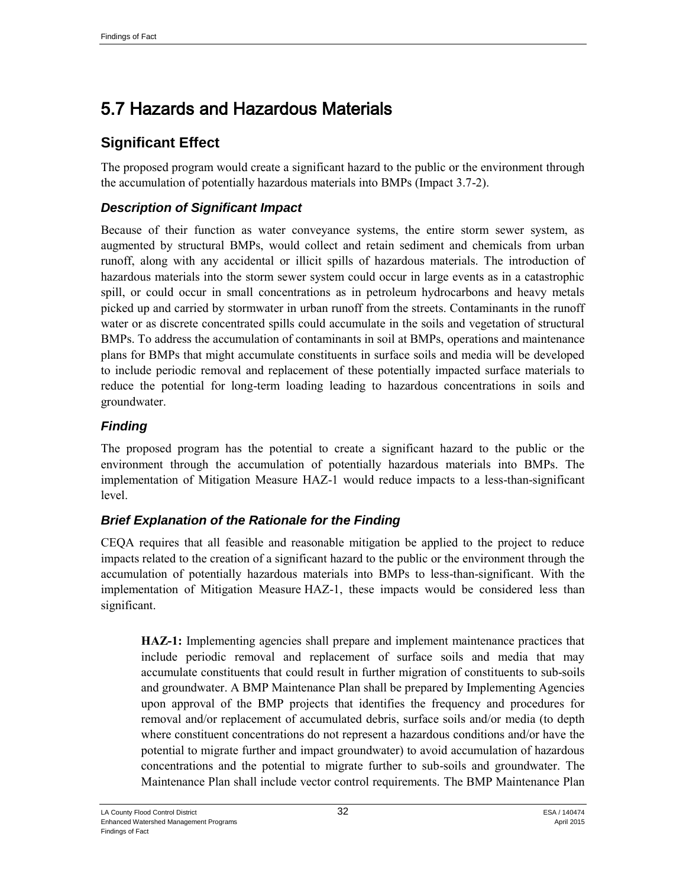# 5.7 Hazards and Hazardous Materials

## Significant Effect

The proposed program would create a significant hazard to the public or the environment through the accumulation of potentially hazardous materials into BMPs (Impact 3.7-2).

### *Description of Significant Impact*

Because of their function as water conveyance systems, the entire storm sewer system, as augmented by structural BMPs, would collect and retain sediment and chemicals from urban runoff, along with any accidental or illicit spills of hazardous materials. The introduction of hazardous materials into the storm sewer system could occur in large events as in a catastrophic spill, or could occur in small concentrations as in petroleum hydrocarbons and heavy metals picked up and carried by stormwater in urban runoff from the streets. Contaminants in the runoff water or as discrete concentrated spills could accumulate in the soils and vegetation of structural BMPs. To address the accumulation of contaminants in soil at BMPs, operations and maintenance plans for BMPs that might accumulate constituents in surface soils and media will be developed to include periodic removal and replacement of these potentially impacted surface materials to reduce the potential for long-term loading leading to hazardous concentrations in soils and groundwater.

### *Finding*

The proposed program has the potential to create a significant hazard to the public or the environment through the accumulation of potentially hazardous materials into BMPs. The implementation of Mitigation Measure HAZ-1 would reduce impacts to a less-than-significant level.

### *Brief Explanation of the Rationale for the Finding*

CEQA requires that all feasible and reasonable mitigation be applied to the project to reduce impacts related to the creation of a significant hazard to the public or the environment through the accumulation of potentially hazardous materials into BMPs to less-than-significant. With the implementation of Mitigation Measure HAZ-1, these impacts would be considered less than significant.

> **HAZ-1:** Implementing agencies shall prepare and implement maintenance practices that include periodic removal and replacement of surface soils and media that may accumulate constituents that could result in further migration of constituents to sub-soils and groundwater. A BMP Maintenance Plan shall be prepared by Implementing Agencies upon approval of the BMP projects that identifies the frequency and procedures for removal and/or replacement of accumulated debris, surface soils and/or media (to depth where constituent concentrations do not represent a hazardous conditions and/or have the potential to migrate further and impact groundwater) to avoid accumulation of hazardous concentrations and the potential to migrate further to sub-soils and groundwater. The Maintenance Plan shall include vector control requirements. The BMP Maintenance Plan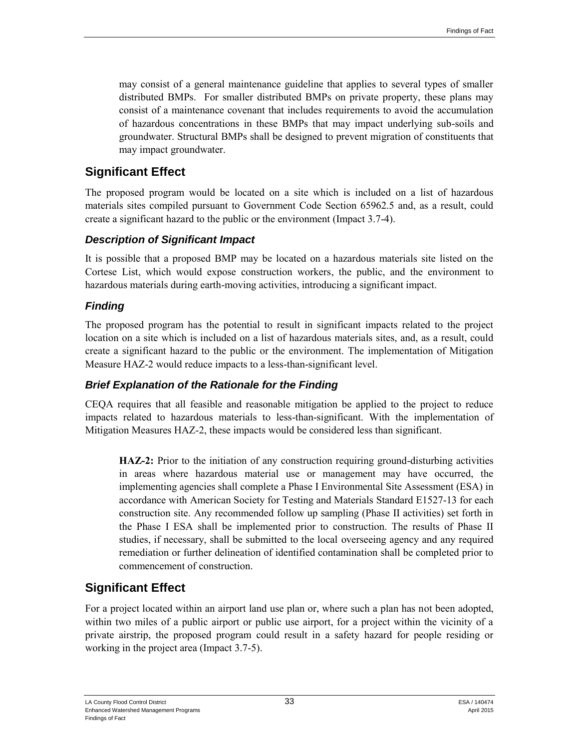may consist of a general maintenance guideline that applies to several types of smaller distributed BMPs. For smaller distributed BMPs on private property, these plans may consist of a maintenance covenant that includes requirements to avoid the accumulation of hazardous concentrations in these BMPs that may impact underlying sub-soils and groundwater. Structural BMPs shall be designed to prevent migration of constituents that may impact groundwater.

## Significant Effect

The proposed program would be located on a site which is included on a list of hazardous materials sites compiled pursuant to Government Code Section 65962.5 and, as a result, could create a significant hazard to the public or the environment (Impact 3.7-4).

### *Description of Significant Impact*

It is possible that a proposed BMP may be located on a hazardous materials site listed on the Cortese List, which would expose construction workers, the public, and the environment to hazardous materials during earth-moving activities, introducing a significant impact.

### *Finding*

The proposed program has the potential to result in significant impacts related to the project location on a site which is included on a list of hazardous materials sites, and, as a result, could create a significant hazard to the public or the environment. The implementation of Mitigation Measure HAZ-2 would reduce impacts to a less-than-significant level.

### *Brief Explanation of the Rationale for the Finding*

CEQA requires that all feasible and reasonable mitigation be applied to the project to reduce impacts related to hazardous materials to less-than-significant. With the implementation of Mitigation Measures HAZ-2, these impacts would be considered less than significant.

> **HAZ-2:** Prior to the initiation of any construction requiring ground-disturbing activities in areas where hazardous material use or management may have occurred, the implementing agencies shall complete a Phase I Environmental Site Assessment (ESA) in accordance with American Society for Testing and Materials Standard E1527-13 for each construction site. Any recommended follow up sampling (Phase II activities) set forth in the Phase I ESA shall be implemented prior to construction. The results of Phase II studies, if necessary, shall be submitted to the local overseeing agency and any required remediation or further delineation of identified contamination shall be completed prior to commencement of construction.

## Significant Effect

For a project located within an airport land use plan or, where such a plan has not been adopted, within two miles of a public airport or public use airport, for a project within the vicinity of a private airstrip, the proposed program could result in a safety hazard for people residing or working in the project area (Impact 3.7-5).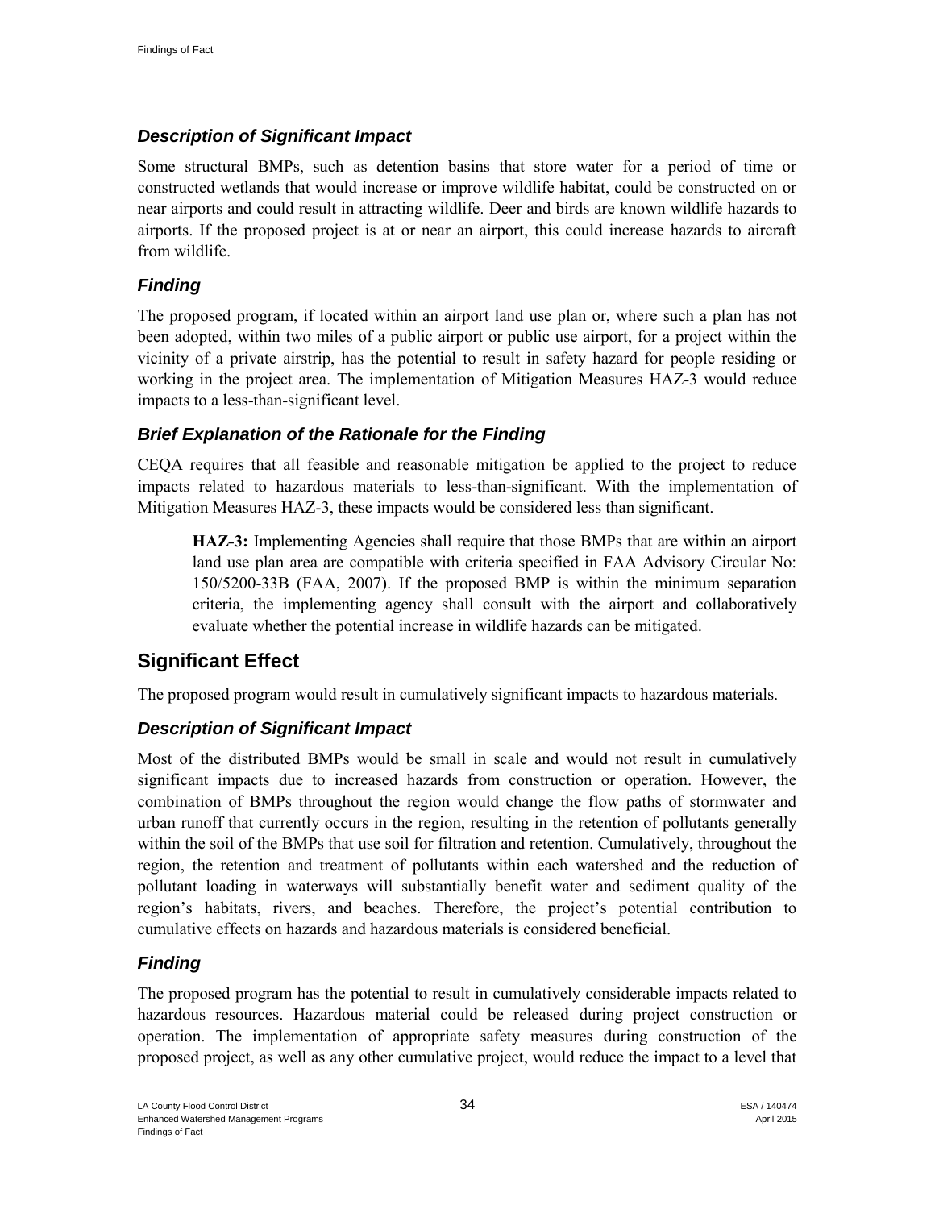### *Description of Significant Impact*

Some structural BMPs, such as detention basins that store water for a period of time or constructed wetlands that would increase or improve wildlife habitat, could be constructed on or near airports and could result in attracting wildlife. Deer and birds are known wildlife hazards to airports. If the proposed project is at or near an airport, this could increase hazards to aircraft from wildlife.

### *Finding*

The proposed program, if located within an airport land use plan or, where such a plan has not been adopted, within two miles of a public airport or public use airport, for a project within the vicinity of a private airstrip, has the potential to result in safety hazard for people residing or working in the project area. The implementation of Mitigation Measures HAZ-3 would reduce impacts to a less-than-significant level.

### *Brief Explanation of the Rationale for the Finding*

CEQA requires that all feasible and reasonable mitigation be applied to the project to reduce impacts related to hazardous materials to less-than-significant. With the implementation of Mitigation Measures HAZ-3, these impacts would be considered less than significant.

> **HAZ-3:** Implementing Agencies shall require that those BMPs that are within an airport land use plan area are compatible with criteria specified in FAA Advisory Circular No: 150/5200-33B (FAA, 2007). If the proposed BMP is within the minimum separation criteria, the implementing agency shall consult with the airport and collaboratively evaluate whether the potential increase in wildlife hazards can be mitigated.

## Significant Effect

The proposed program would result in cumulatively significant impacts to hazardous materials.

### *Description of Significant Impact*

Most of the distributed BMPs would be small in scale and would not result in cumulatively significant impacts due to increased hazards from construction or operation. However, the combination of BMPs throughout the region would change the flow paths of stormwater and urban runoff that currently occurs in the region, resulting in the retention of pollutants generally within the soil of the BMPs that use soil for filtration and retention. Cumulatively, throughout the region, the retention and treatment of pollutants within each watershed and the reduction of pollutant loading in waterways will substantially benefit water and sediment quality of the region's habitats, rivers, and beaches. Therefore, the project's potential contribution to cumulative effects on hazards and hazardous materials is considered beneficial.

### *Finding*

The proposed program has the potential to result in cumulatively considerable impacts related to hazardous resources. Hazardous material could be released during project construction or operation. The implementation of appropriate safety measures during construction of the proposed project, as well as any other cumulative project, would reduce the impact to a level that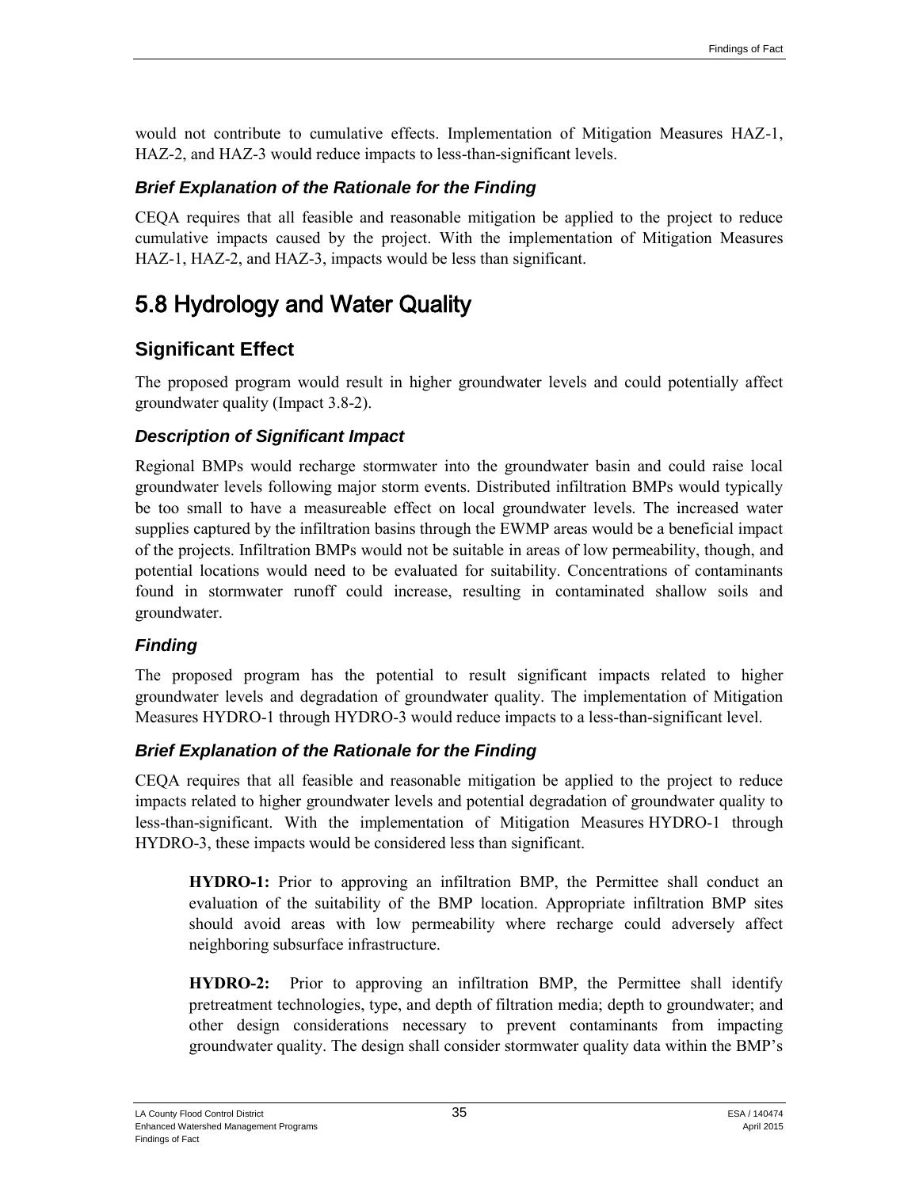would not contribute to cumulative effects. Implementation of Mitigation Measures HAZ-1, HAZ-2, and HAZ-3 would reduce impacts to less-than-significant levels.

### *Brief Explanation of the Rationale for the Finding*

CEQA requires that all feasible and reasonable mitigation be applied to the project to reduce cumulative impacts caused by the project. With the implementation of Mitigation Measures HAZ-1, HAZ-2, and HAZ-3, impacts would be less than significant.

# 5.8 Hydrology and Water Quality

## Significant Effect

The proposed program would result in higher groundwater levels and could potentially affect groundwater quality (Impact 3.8-2).

### *Description of Significant Impact*

Regional BMPs would recharge stormwater into the groundwater basin and could raise local groundwater levels following major storm events. Distributed infiltration BMPs would typically be too small to have a measureable effect on local groundwater levels. The increased water supplies captured by the infiltration basins through the EWMP areas would be a beneficial impact of the projects. Infiltration BMPs would not be suitable in areas of low permeability, though, and potential locations would need to be evaluated for suitability. Concentrations of contaminants found in stormwater runoff could increase, resulting in contaminated shallow soils and groundwater.

### *Finding*

The proposed program has the potential to result significant impacts related to higher groundwater levels and degradation of groundwater quality. The implementation of Mitigation Measures HYDRO-1 through HYDRO-3 would reduce impacts to a less-than-significant level.

### *Brief Explanation of the Rationale for the Finding*

CEQA requires that all feasible and reasonable mitigation be applied to the project to reduce impacts related to higher groundwater levels and potential degradation of groundwater quality to less-than-significant. With the implementation of Mitigation Measures HYDRO-1 through HYDRO-3, these impacts would be considered less than significant.

> **HYDRO-1:** Prior to approving an infiltration BMP, the Permittee shall conduct an evaluation of the suitability of the BMP location. Appropriate infiltration BMP sites should avoid areas with low permeability where recharge could adversely affect neighboring subsurface infrastructure.
>
> **HYDRO-2:** Prior to approving an infiltration BMP, the Permittee shall identify pretreatment technologies, type, and depth of filtration media; depth to groundwater; and other design considerations necessary to prevent contaminants from impacting groundwater quality. The design shall consider stormwater quality data within the BMP's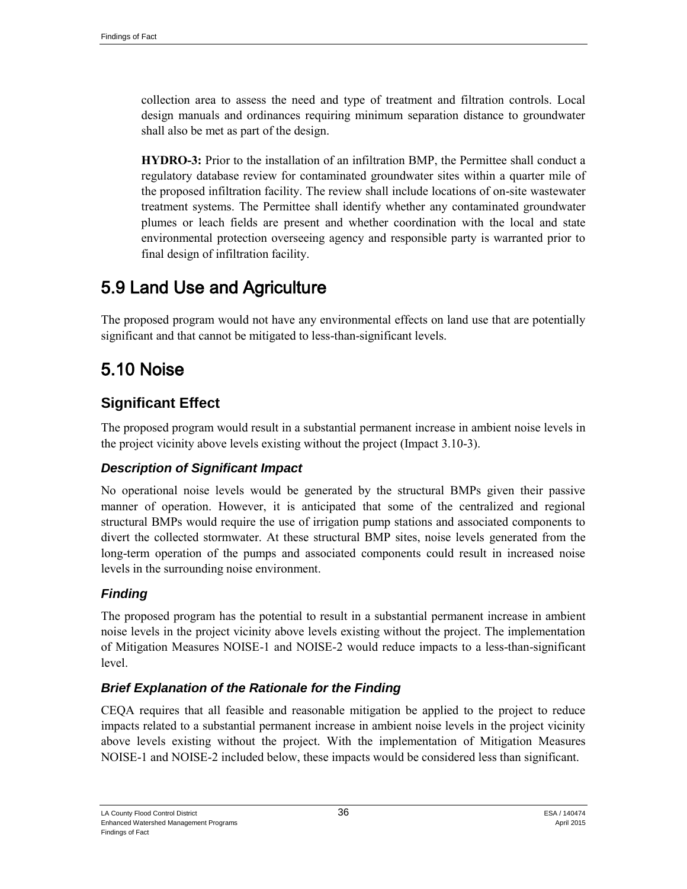collection area to assess the need and type of treatment and filtration controls. Local design manuals and ordinances requiring minimum separation distance to groundwater shall also be met as part of the design.

**HYDRO-3:** Prior to the installation of an infiltration BMP, the Permittee shall conduct a regulatory database review for contaminated groundwater sites within a quarter mile of the proposed infiltration facility. The review shall include locations of on-site wastewater treatment systems. The Permittee shall identify whether any contaminated groundwater plumes or leach fields are present and whether coordination with the local and state environmental protection overseeing agency and responsible party is warranted prior to final design of infiltration facility.

## 5.9 Land Use and Agriculture

The proposed program would not have any environmental effects on land use that are potentially significant and that cannot be mitigated to less-than-significant levels.

## 5.10 Noise

### Significant Effect

The proposed program would result in a substantial permanent increase in ambient noise levels in the project vicinity above levels existing without the project (Impact 3.10-3).

#### *Description of Significant Impact*

No operational noise levels would be generated by the structural BMPs given their passive manner of operation. However, it is anticipated that some of the centralized and regional structural BMPs would require the use of irrigation pump stations and associated components to divert the collected stormwater. At these structural BMP sites, noise levels generated from the long-term operation of the pumps and associated components could result in increased noise levels in the surrounding noise environment.

#### *Finding*

The proposed program has the potential to result in a substantial permanent increase in ambient noise levels in the project vicinity above levels existing without the project. The implementation of Mitigation Measures NOISE-1 and NOISE-2 would reduce impacts to a less-than-significant level.

#### *Brief Explanation of the Rationale for the Finding*

CEQA requires that all feasible and reasonable mitigation be applied to the project to reduce impacts related to a substantial permanent increase in ambient noise levels in the project vicinity above levels existing without the project. With the implementation of Mitigation Measures NOISE-1 and NOISE-2 included below, these impacts would be considered less than significant.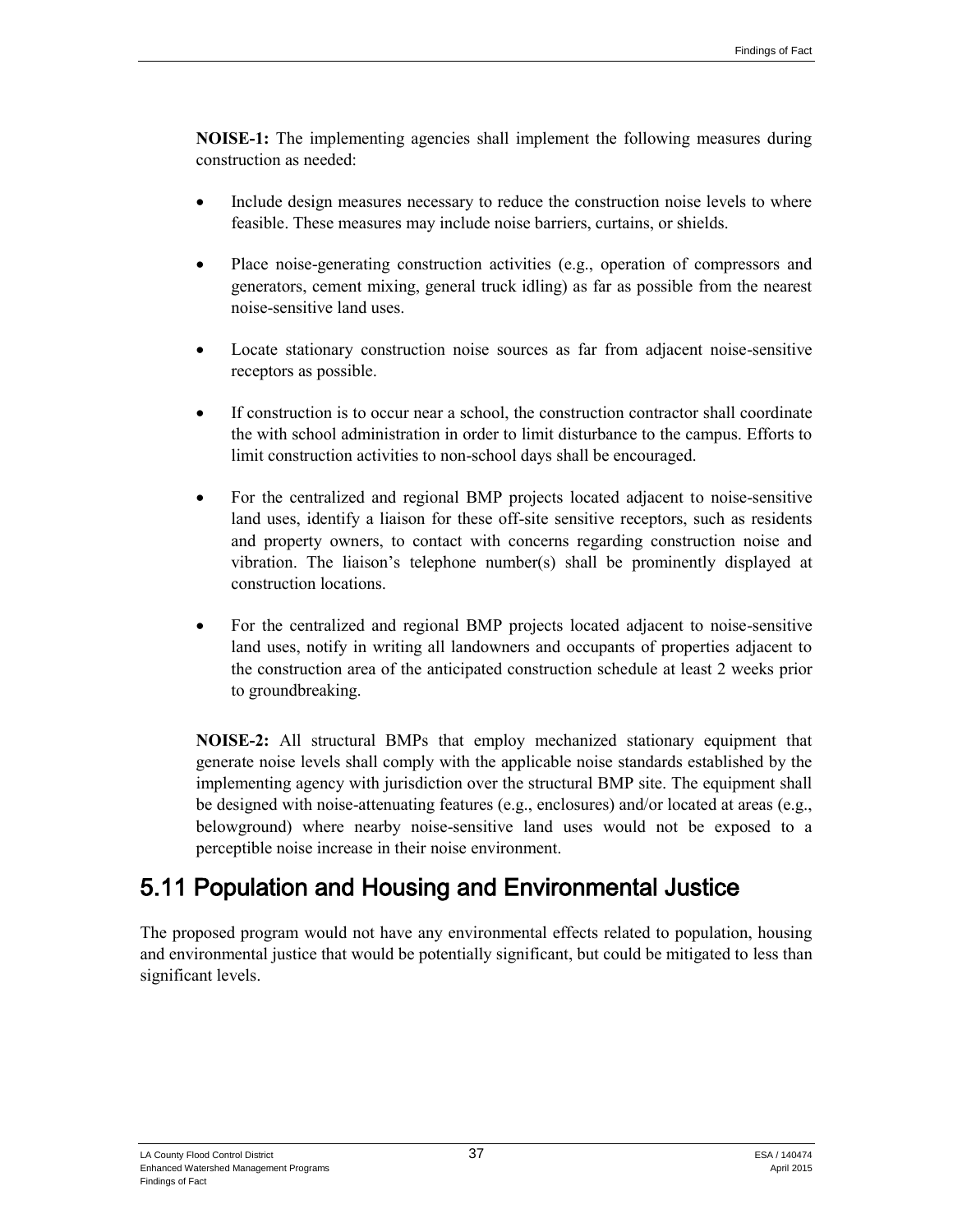**NOISE-1:** The implementing agencies shall implement the following measures during construction as needed:

- Include design measures necessary to reduce the construction noise levels to where feasible. These measures may include noise barriers, curtains, or shields.
- Place noise-generating construction activities (e.g., operation of compressors and generators, cement mixing, general truck idling) as far as possible from the nearest noise-sensitive land uses.
- Locate stationary construction noise sources as far from adjacent noise-sensitive receptors as possible.
- If construction is to occur near a school, the construction contractor shall coordinate the with school administration in order to limit disturbance to the campus. Efforts to limit construction activities to non-school days shall be encouraged.
- For the centralized and regional BMP projects located adjacent to noise-sensitive land uses, identify a liaison for these off-site sensitive receptors, such as residents and property owners, to contact with concerns regarding construction noise and vibration. The liaison's telephone number(s) shall be prominently displayed at construction locations.
- For the centralized and regional BMP projects located adjacent to noise-sensitive land uses, notify in writing all landowners and occupants of properties adjacent to the construction area of the anticipated construction schedule at least 2 weeks prior to groundbreaking.

**NOISE-2:** All structural BMPs that employ mechanized stationary equipment that generate noise levels shall comply with the applicable noise standards established by the implementing agency with jurisdiction over the structural BMP site. The equipment shall be designed with noise-attenuating features (e.g., enclosures) and/or located at areas (e.g., belowground) where nearby noise-sensitive land uses would not be exposed to a perceptible noise increase in their noise environment.

## 5.11 Population and Housing and Environmental Justice

The proposed program would not have any environmental effects related to population, housing and environmental justice that would be potentially significant, but could be mitigated to less than significant levels.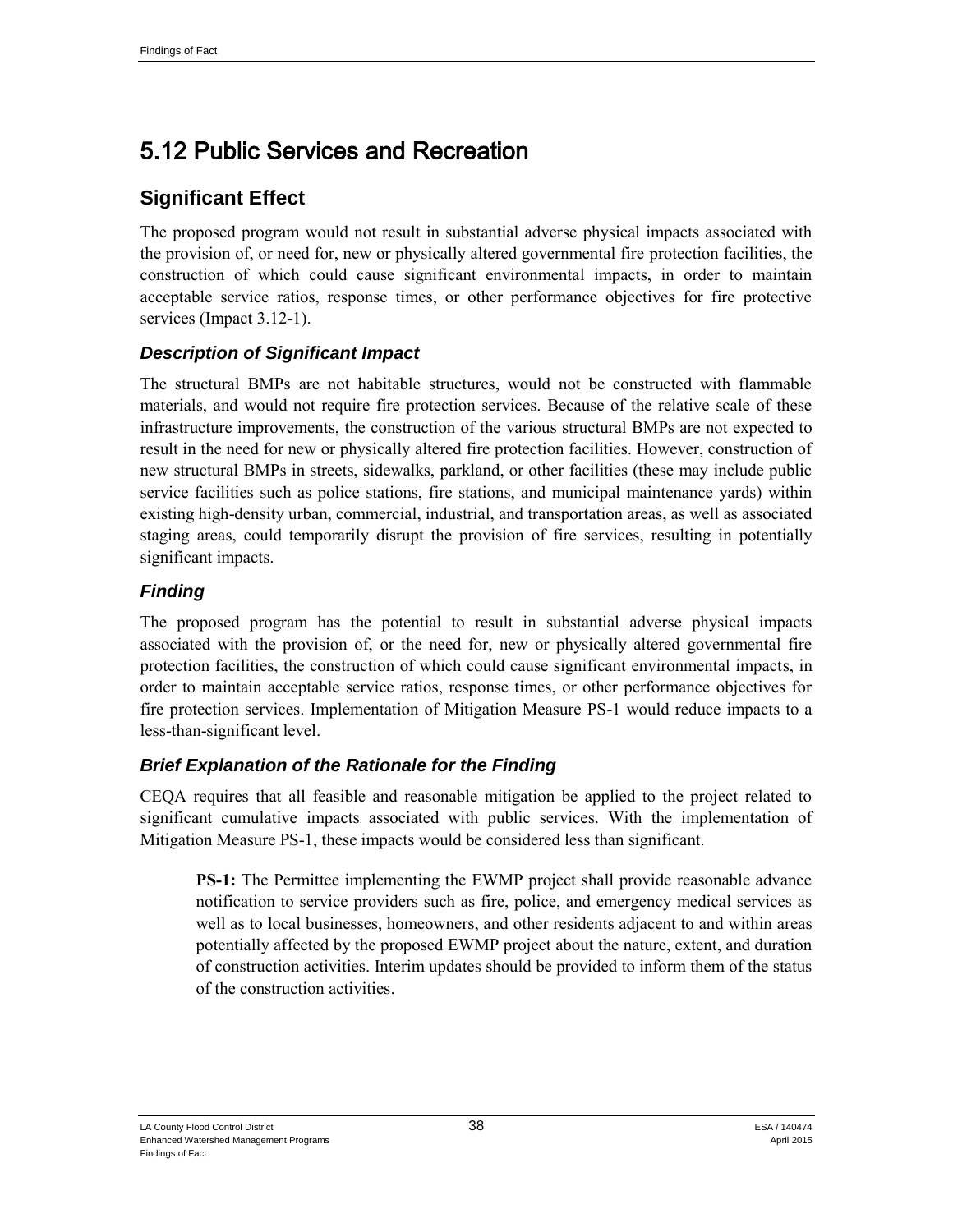# 5.12 Public Services and Recreation

## Significant Effect

The proposed program would not result in substantial adverse physical impacts associated with the provision of, or need for, new or physically altered governmental fire protection facilities, the construction of which could cause significant environmental impacts, in order to maintain acceptable service ratios, response times, or other performance objectives for fire protective services (Impact 3.12-1).

### *Description of Significant Impact*

The structural BMPs are not habitable structures, would not be constructed with flammable materials, and would not require fire protection services. Because of the relative scale of these infrastructure improvements, the construction of the various structural BMPs are not expected to result in the need for new or physically altered fire protection facilities. However, construction of new structural BMPs in streets, sidewalks, parkland, or other facilities (these may include public service facilities such as police stations, fire stations, and municipal maintenance yards) within existing high-density urban, commercial, industrial, and transportation areas, as well as associated staging areas, could temporarily disrupt the provision of fire services, resulting in potentially significant impacts.

### *Finding*

The proposed program has the potential to result in substantial adverse physical impacts associated with the provision of, or the need for, new or physically altered governmental fire protection facilities, the construction of which could cause significant environmental impacts, in order to maintain acceptable service ratios, response times, or other performance objectives for fire protection services. Implementation of Mitigation Measure PS-1 would reduce impacts to a less-than-significant level.

### *Brief Explanation of the Rationale for the Finding*

CEQA requires that all feasible and reasonable mitigation be applied to the project related to significant cumulative impacts associated with public services. With the implementation of Mitigation Measure PS-1, these impacts would be considered less than significant.

> **PS-1:** The Permittee implementing the EWMP project shall provide reasonable advance notification to service providers such as fire, police, and emergency medical services as well as to local businesses, homeowners, and other residents adjacent to and within areas potentially affected by the proposed EWMP project about the nature, extent, and duration of construction activities. Interim updates should be provided to inform them of the status of the construction activities.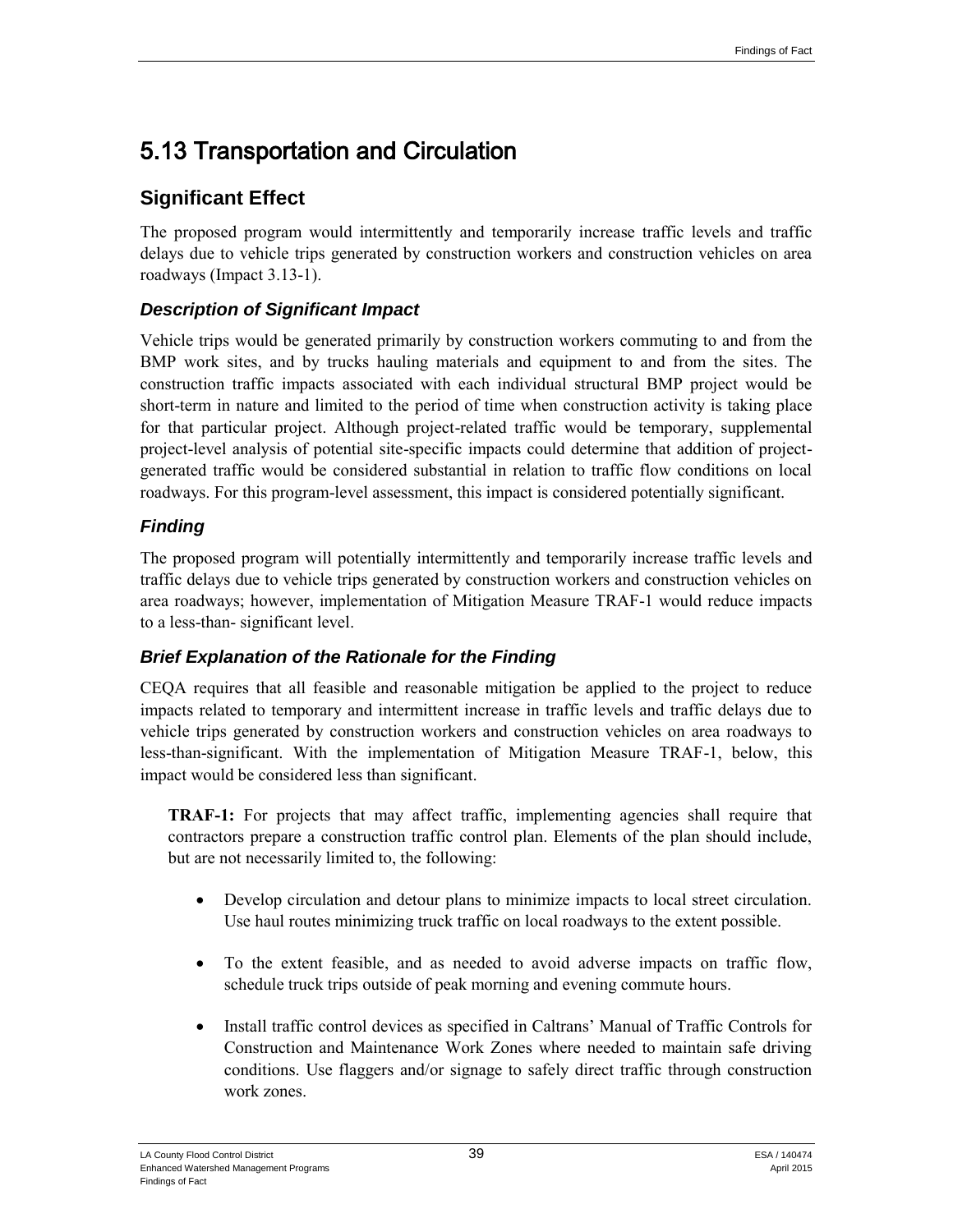# 5.13 Transportation and Circulation

## Significant Effect

The proposed program would intermittently and temporarily increase traffic levels and traffic delays due to vehicle trips generated by construction workers and construction vehicles on area roadways (Impact 3.13-1).

### *Description of Significant Impact*

Vehicle trips would be generated primarily by construction workers commuting to and from the BMP work sites, and by trucks hauling materials and equipment to and from the sites. The construction traffic impacts associated with each individual structural BMP project would be short-term in nature and limited to the period of time when construction activity is taking place for that particular project. Although project-related traffic would be temporary, supplemental project-level analysis of potential site-specific impacts could determine that addition of project-generated traffic would be considered substantial in relation to traffic flow conditions on local roadways. For this program-level assessment, this impact is considered potentially significant.

### *Finding*

The proposed program will potentially intermittently and temporarily increase traffic levels and traffic delays due to vehicle trips generated by construction workers and construction vehicles on area roadways; however, implementation of Mitigation Measure TRAF-1 would reduce impacts to a less-than- significant level.

### *Brief Explanation of the Rationale for the Finding*

CEQA requires that all feasible and reasonable mitigation be applied to the project to reduce impacts related to temporary and intermittent increase in traffic levels and traffic delays due to vehicle trips generated by construction workers and construction vehicles on area roadways to less-than-significant. With the implementation of Mitigation Measure TRAF-1, below, this impact would be considered less than significant.

**TRAF-1:** For projects that may affect traffic, implementing agencies shall require that contractors prepare a construction traffic control plan. Elements of the plan should include, but are not necessarily limited to, the following:

- Develop circulation and detour plans to minimize impacts to local street circulation. Use haul routes minimizing truck traffic on local roadways to the extent possible.
- To the extent feasible, and as needed to avoid adverse impacts on traffic flow, schedule truck trips outside of peak morning and evening commute hours.
- Install traffic control devices as specified in Caltrans' Manual of Traffic Controls for Construction and Maintenance Work Zones where needed to maintain safe driving conditions. Use flaggers and/or signage to safely direct traffic through construction work zones.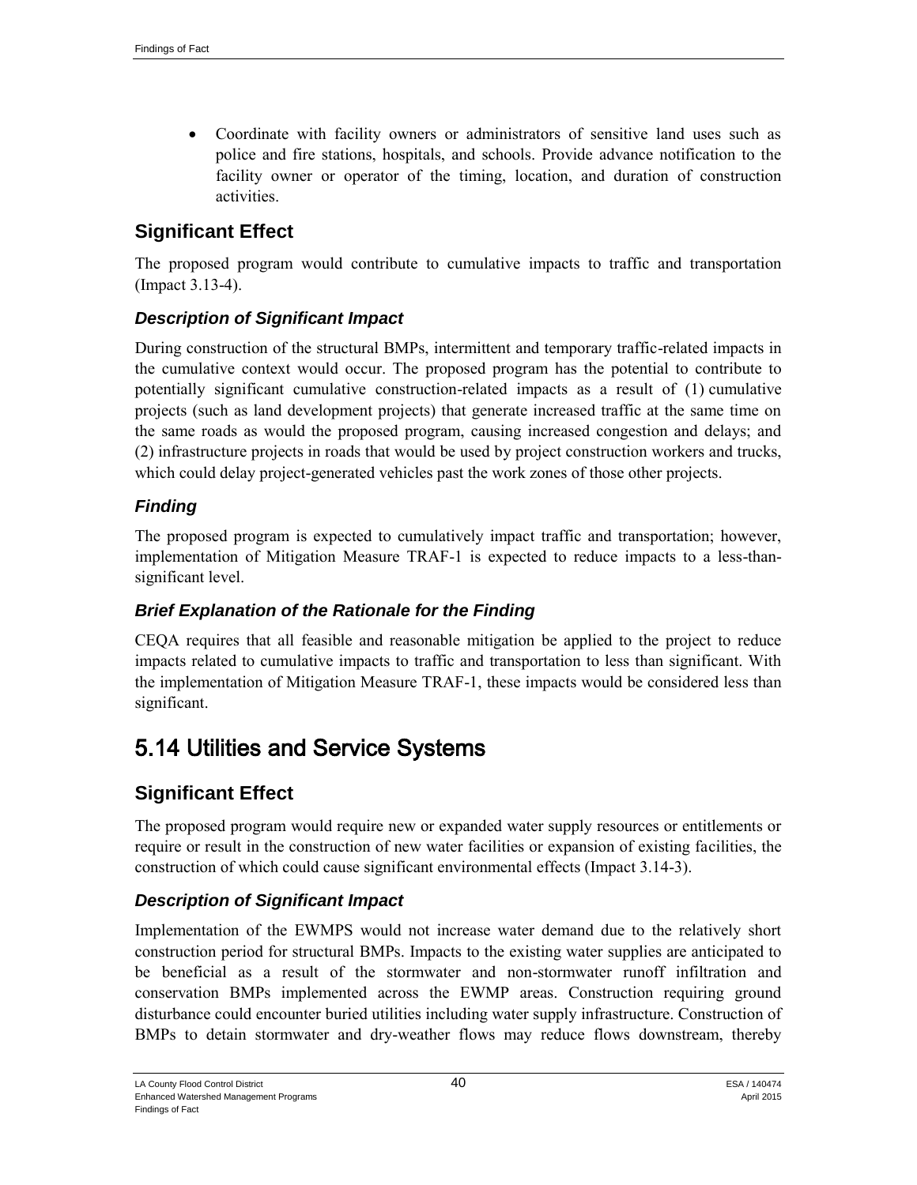- Coordinate with facility owners or administrators of sensitive land uses such as police and fire stations, hospitals, and schools. Provide advance notification to the facility owner or operator of the timing, location, and duration of construction activities.

## Significant Effect

The proposed program would contribute to cumulative impacts to traffic and transportation (Impact 3.13-4).

### *Description of Significant Impact*

During construction of the structural BMPs, intermittent and temporary traffic-related impacts in the cumulative context would occur. The proposed program has the potential to contribute to potentially significant cumulative construction-related impacts as a result of (1) cumulative projects (such as land development projects) that generate increased traffic at the same time on the same roads as would the proposed program, causing increased congestion and delays; and (2) infrastructure projects in roads that would be used by project construction workers and trucks, which could delay project-generated vehicles past the work zones of those other projects.

### *Finding*

The proposed program is expected to cumulatively impact traffic and transportation; however, implementation of Mitigation Measure TRAF-1 is expected to reduce impacts to a less-than-significant level.

### *Brief Explanation of the Rationale for the Finding*

CEQA requires that all feasible and reasonable mitigation be applied to the project to reduce impacts related to cumulative impacts to traffic and transportation to less than significant. With the implementation of Mitigation Measure TRAF-1, these impacts would be considered less than significant.

# 5.14 Utilities and Service Systems

## Significant Effect

The proposed program would require new or expanded water supply resources or entitlements or require or result in the construction of new water facilities or expansion of existing facilities, the construction of which could cause significant environmental effects (Impact 3.14-3).

### *Description of Significant Impact*

Implementation of the EWMPS would not increase water demand due to the relatively short construction period for structural BMPs. Impacts to the existing water supplies are anticipated to be beneficial as a result of the stormwater and non-stormwater runoff infiltration and conservation BMPs implemented across the EWMP areas. Construction requiring ground disturbance could encounter buried utilities including water supply infrastructure. Construction of BMPs to detain stormwater and dry-weather flows may reduce flows downstream, thereby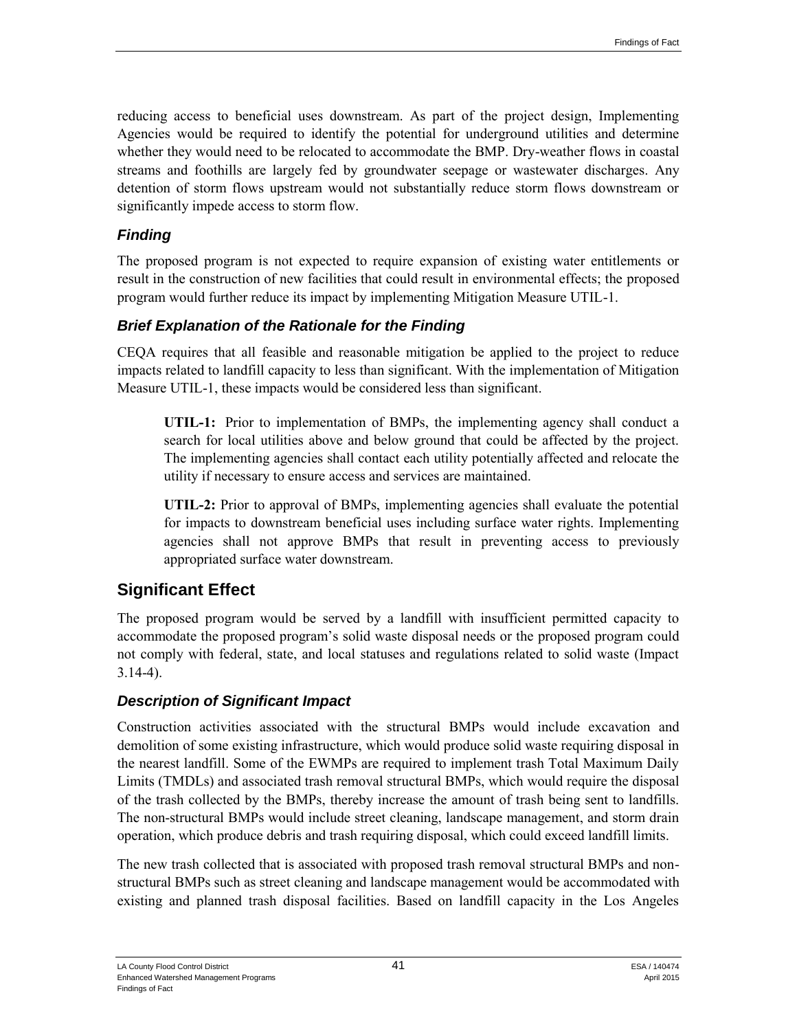reducing access to beneficial uses downstream. As part of the project design, Implementing Agencies would be required to identify the potential for underground utilities and determine whether they would need to be relocated to accommodate the BMP. Dry-weather flows in coastal streams and foothills are largely fed by groundwater seepage or wastewater discharges. Any detention of storm flows upstream would not substantially reduce storm flows downstream or significantly impede access to storm flow.

### *Finding*

The proposed program is not expected to require expansion of existing water entitlements or result in the construction of new facilities that could result in environmental effects; the proposed program would further reduce its impact by implementing Mitigation Measure UTIL-1.

### *Brief Explanation of the Rationale for the Finding*

CEQA requires that all feasible and reasonable mitigation be applied to the project to reduce impacts related to landfill capacity to less than significant. With the implementation of Mitigation Measure UTIL-1, these impacts would be considered less than significant.

> **UTIL-1:** Prior to implementation of BMPs, the implementing agency shall conduct a search for local utilities above and below ground that could be affected by the project. The implementing agencies shall contact each utility potentially affected and relocate the utility if necessary to ensure access and services are maintained.

> **UTIL-2:** Prior to approval of BMPs, implementing agencies shall evaluate the potential for impacts to downstream beneficial uses including surface water rights. Implementing agencies shall not approve BMPs that result in preventing access to previously appropriated surface water downstream.

## Significant Effect

The proposed program would be served by a landfill with insufficient permitted capacity to accommodate the proposed program's solid waste disposal needs or the proposed program could not comply with federal, state, and local statuses and regulations related to solid waste (Impact 3.14-4).

### *Description of Significant Impact*

Construction activities associated with the structural BMPs would include excavation and demolition of some existing infrastructure, which would produce solid waste requiring disposal in the nearest landfill. Some of the EWMPs are required to implement trash Total Maximum Daily Limits (TMDLs) and associated trash removal structural BMPs, which would require the disposal of the trash collected by the BMPs, thereby increase the amount of trash being sent to landfills. The non-structural BMPs would include street cleaning, landscape management, and storm drain operation, which produce debris and trash requiring disposal, which could exceed landfill limits.

The new trash collected that is associated with proposed trash removal structural BMPs and non-structural BMPs such as street cleaning and landscape management would be accommodated with existing and planned trash disposal facilities. Based on landfill capacity in the Los Angeles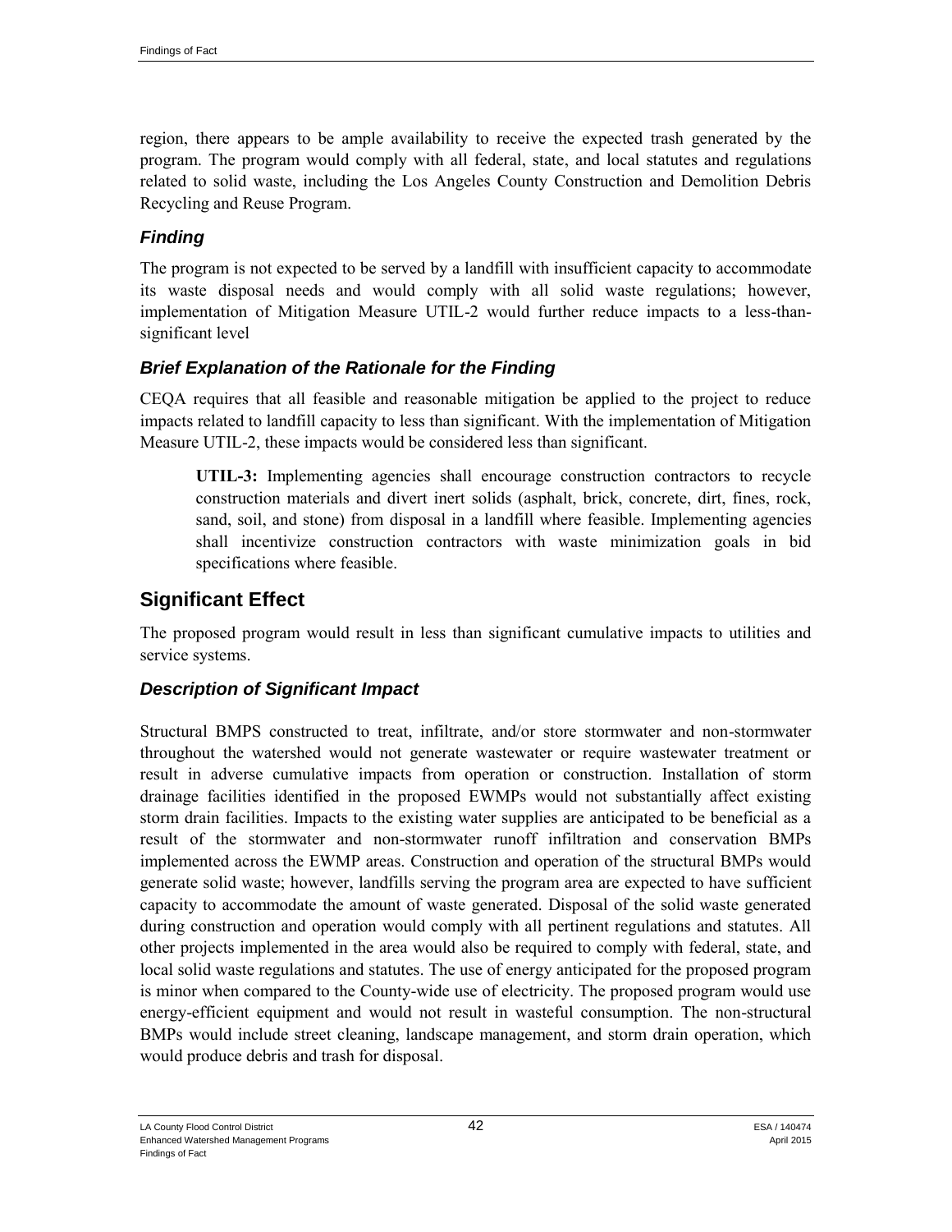region, there appears to be ample availability to receive the expected trash generated by the program. The program would comply with all federal, state, and local statutes and regulations related to solid waste, including the Los Angeles County Construction and Demolition Debris Recycling and Reuse Program.

### *Finding*

The program is not expected to be served by a landfill with insufficient capacity to accommodate its waste disposal needs and would comply with all solid waste regulations; however, implementation of Mitigation Measure UTIL-2 would further reduce impacts to a less-than-significant level

### *Brief Explanation of the Rationale for the Finding*

CEQA requires that all feasible and reasonable mitigation be applied to the project to reduce impacts related to landfill capacity to less than significant. With the implementation of Mitigation Measure UTIL-2, these impacts would be considered less than significant.

> **UTIL-3:** Implementing agencies shall encourage construction contractors to recycle construction materials and divert inert solids (asphalt, brick, concrete, dirt, fines, rock, sand, soil, and stone) from disposal in a landfill where feasible. Implementing agencies shall incentivize construction contractors with waste minimization goals in bid specifications where feasible.

## Significant Effect

The proposed program would result in less than significant cumulative impacts to utilities and service systems.

### *Description of Significant Impact*

Structural BMPS constructed to treat, infiltrate, and/or store stormwater and non-stormwater throughout the watershed would not generate wastewater or require wastewater treatment or result in adverse cumulative impacts from operation or construction. Installation of storm drainage facilities identified in the proposed EWMPs would not substantially affect existing storm drain facilities. Impacts to the existing water supplies are anticipated to be beneficial as a result of the stormwater and non-stormwater runoff infiltration and conservation BMPs implemented across the EWMP areas. Construction and operation of the structural BMPs would generate solid waste; however, landfills serving the program area are expected to have sufficient capacity to accommodate the amount of waste generated. Disposal of the solid waste generated during construction and operation would comply with all pertinent regulations and statutes. All other projects implemented in the area would also be required to comply with federal, state, and local solid waste regulations and statutes. The use of energy anticipated for the proposed program is minor when compared to the County-wide use of electricity. The proposed program would use energy-efficient equipment and would not result in wasteful consumption. The non-structural BMPs would include street cleaning, landscape management, and storm drain operation, which would produce debris and trash for disposal.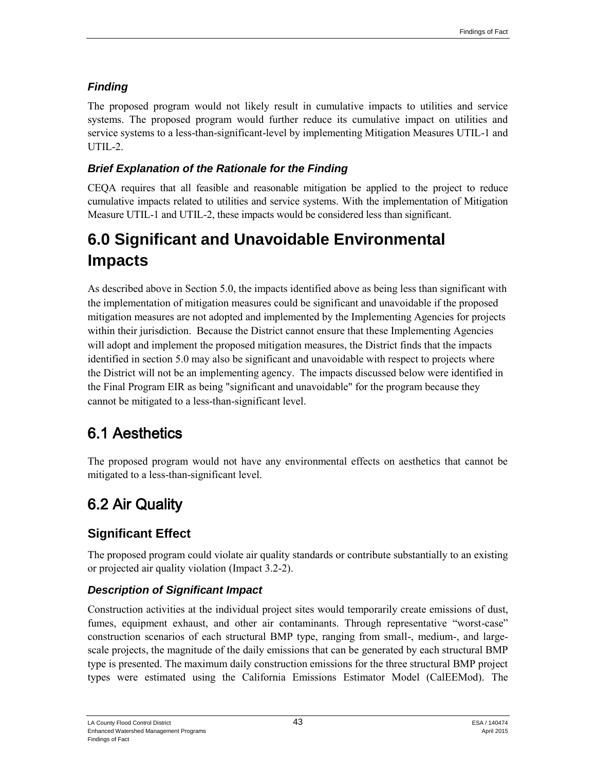### *Finding*

The proposed program would not likely result in cumulative impacts to utilities and service systems. The proposed program would further reduce its cumulative impact on utilities and service systems to a less-than-significant-level by implementing Mitigation Measures UTIL-1 and UTIL-2.

### *Brief Explanation of the Rationale for the Finding*

CEQA requires that all feasible and reasonable mitigation be applied to the project to reduce cumulative impacts related to utilities and service systems. With the implementation of Mitigation Measure UTIL-1 and UTIL-2, these impacts would be considered less than significant.

# 6.0 Significant and Unavoidable Environmental Impacts

As described above in Section 5.0, the impacts identified above as being less than significant with the implementation of mitigation measures could be significant and unavoidable if the proposed mitigation measures are not adopted and implemented by the Implementing Agencies for projects within their jurisdiction. Because the District cannot ensure that these Implementing Agencies will adopt and implement the proposed mitigation measures, the District finds that the impacts identified in section 5.0 may also be significant and unavoidable with respect to projects where the District will not be an implementing agency. The impacts discussed below were identified in the Final Program EIR as being "significant and unavoidable" for the program because they cannot be mitigated to a less-than-significant level.

## 6.1 Aesthetics

The proposed program would not have any environmental effects on aesthetics that cannot be mitigated to a less-than-significant level.

## 6.2 Air Quality

### Significant Effect

The proposed program could violate air quality standards or contribute substantially to an existing or projected air quality violation (Impact 3.2-2).

### *Description of Significant Impact*

Construction activities at the individual project sites would temporarily create emissions of dust, fumes, equipment exhaust, and other air contaminants. Through representative "worst-case" construction scenarios of each structural BMP type, ranging from small-, medium-, and large-scale projects, the magnitude of the daily emissions that can be generated by each structural BMP type is presented. The maximum daily construction emissions for the three structural BMP project types were estimated using the California Emissions Estimator Model (CalEEMod). The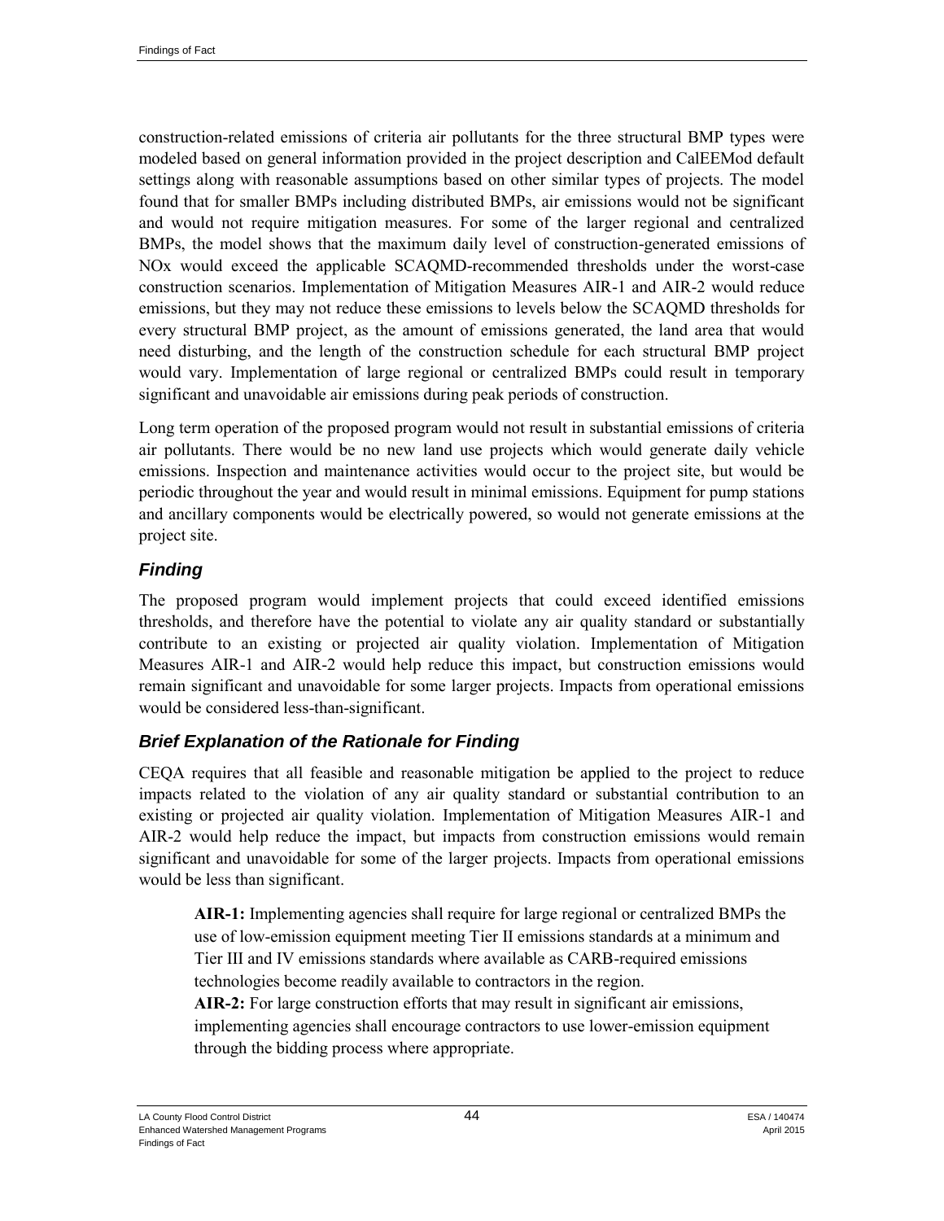construction-related emissions of criteria air pollutants for the three structural BMP types were modeled based on general information provided in the project description and CalEEMod default settings along with reasonable assumptions based on other similar types of projects. The model found that for smaller BMPs including distributed BMPs, air emissions would not be significant and would not require mitigation measures. For some of the larger regional and centralized BMPs, the model shows that the maximum daily level of construction-generated emissions of NOx would exceed the applicable SCAQMD-recommended thresholds under the worst-case construction scenarios. Implementation of Mitigation Measures AIR-1 and AIR-2 would reduce emissions, but they may not reduce these emissions to levels below the SCAQMD thresholds for every structural BMP project, as the amount of emissions generated, the land area that would need disturbing, and the length of the construction schedule for each structural BMP project would vary. Implementation of large regional or centralized BMPs could result in temporary significant and unavoidable air emissions during peak periods of construction.

Long term operation of the proposed program would not result in substantial emissions of criteria air pollutants. There would be no new land use projects which would generate daily vehicle emissions. Inspection and maintenance activities would occur to the project site, but would be periodic throughout the year and would result in minimal emissions. Equipment for pump stations and ancillary components would be electrically powered, so would not generate emissions at the project site.

### *Finding*

The proposed program would implement projects that could exceed identified emissions thresholds, and therefore have the potential to violate any air quality standard or substantially contribute to an existing or projected air quality violation. Implementation of Mitigation Measures AIR-1 and AIR-2 would help reduce this impact, but construction emissions would remain significant and unavoidable for some larger projects. Impacts from operational emissions would be considered less-than-significant.

### *Brief Explanation of the Rationale for Finding*

CEQA requires that all feasible and reasonable mitigation be applied to the project to reduce impacts related to the violation of any air quality standard or substantial contribution to an existing or projected air quality violation. Implementation of Mitigation Measures AIR-1 and AIR-2 would help reduce the impact, but impacts from construction emissions would remain significant and unavoidable for some of the larger projects. Impacts from operational emissions would be less than significant.

> **AIR-1:** Implementing agencies shall require for large regional or centralized BMPs the use of low-emission equipment meeting Tier II emissions standards at a minimum and Tier III and IV emissions standards where available as CARB-required emissions technologies become readily available to contractors in the region.
> **AIR-2:** For large construction efforts that may result in significant air emissions, implementing agencies shall encourage contractors to use lower-emission equipment through the bidding process where appropriate.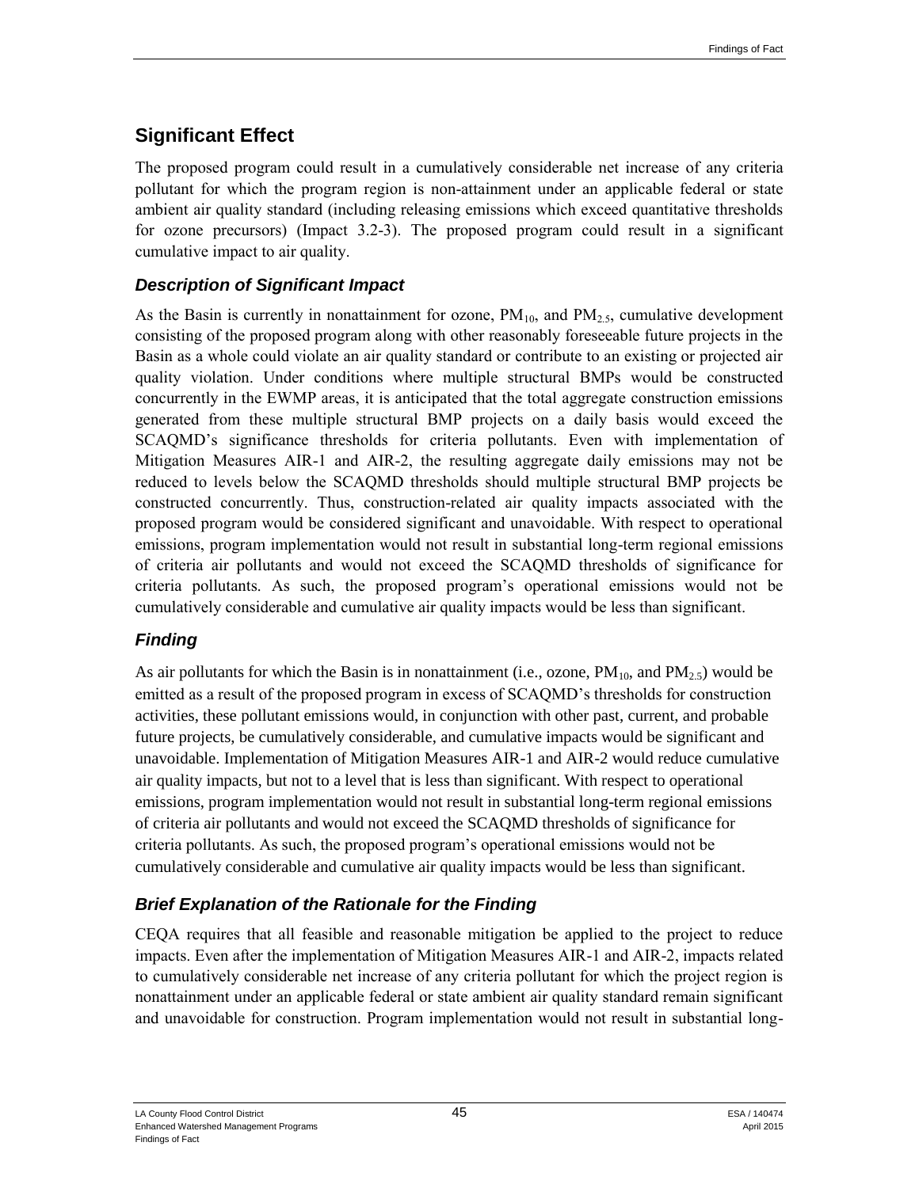## Significant Effect

The proposed program could result in a cumulatively considerable net increase of any criteria pollutant for which the program region is non-attainment under an applicable federal or state ambient air quality standard (including releasing emissions which exceed quantitative thresholds for ozone precursors) (Impact 3.2-3). The proposed program could result in a significant cumulative impact to air quality.

### *Description of Significant Impact*

As the Basin is currently in nonattainment for ozone, $PM_{10}$, and $PM_{2.5}$, cumulative development consisting of the proposed program along with other reasonably foreseeable future projects in the Basin as a whole could violate an air quality standard or contribute to an existing or projected air quality violation. Under conditions where multiple structural BMPs would be constructed concurrently in the EWMP areas, it is anticipated that the total aggregate construction emissions generated from these multiple structural BMP projects on a daily basis would exceed the SCAQMD's significance thresholds for criteria pollutants. Even with implementation of Mitigation Measures AIR-1 and AIR-2, the resulting aggregate daily emissions may not be reduced to levels below the SCAQMD thresholds should multiple structural BMP projects be constructed concurrently. Thus, construction-related air quality impacts associated with the proposed program would be considered significant and unavoidable. With respect to operational emissions, program implementation would not result in substantial long-term regional emissions of criteria air pollutants and would not exceed the SCAQMD thresholds of significance for criteria pollutants. As such, the proposed program's operational emissions would not be cumulatively considerable and cumulative air quality impacts would be less than significant.

### *Finding*

As air pollutants for which the Basin is in nonattainment (i.e., ozone, $PM_{10}$, and $PM_{2.5}$) would be emitted as a result of the proposed program in excess of SCAQMD's thresholds for construction activities, these pollutant emissions would, in conjunction with other past, current, and probable future projects, be cumulatively considerable, and cumulative impacts would be significant and unavoidable. Implementation of Mitigation Measures AIR-1 and AIR-2 would reduce cumulative air quality impacts, but not to a level that is less than significant. With respect to operational emissions, program implementation would not result in substantial long-term regional emissions of criteria air pollutants and would not exceed the SCAQMD thresholds of significance for criteria pollutants. As such, the proposed program's operational emissions would not be cumulatively considerable and cumulative air quality impacts would be less than significant.

### *Brief Explanation of the Rationale for the Finding*

CEQA requires that all feasible and reasonable mitigation be applied to the project to reduce impacts. Even after the implementation of Mitigation Measures AIR-1 and AIR-2, impacts related to cumulatively considerable net increase of any criteria pollutant for which the project region is nonattainment under an applicable federal or state ambient air quality standard remain significant and unavoidable for construction. Program implementation would not result in substantial long-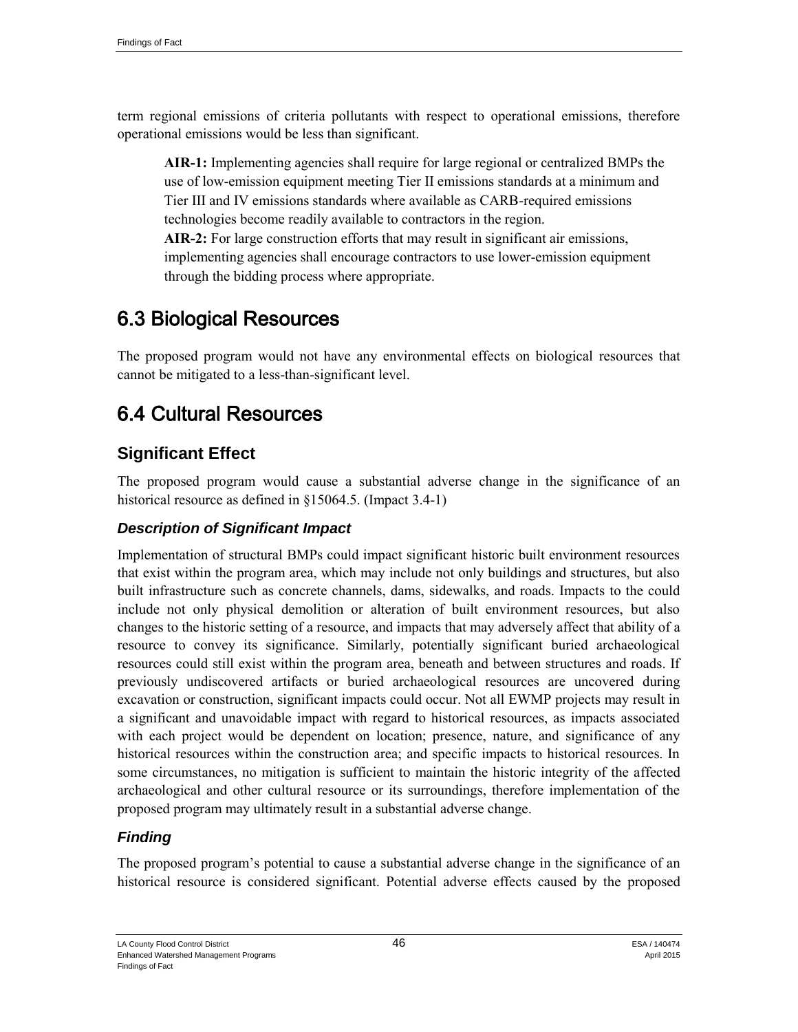term regional emissions of criteria pollutants with respect to operational emissions, therefore operational emissions would be less than significant.

> **AIR-1:** Implementing agencies shall require for large regional or centralized BMPs the use of low-emission equipment meeting Tier II emissions standards at a minimum and Tier III and IV emissions standards where available as CARB-required emissions technologies become readily available to contractors in the region.
> **AIR-2:** For large construction efforts that may result in significant air emissions, implementing agencies shall encourage contractors to use lower-emission equipment through the bidding process where appropriate.

# 6.3 Biological Resources

The proposed program would not have any environmental effects on biological resources that cannot be mitigated to a less-than-significant level.

# 6.4 Cultural Resources

## Significant Effect

The proposed program would cause a substantial adverse change in the significance of an historical resource as defined in §15064.5. (Impact 3.4-1)

### *Description of Significant Impact*

Implementation of structural BMPs could impact significant historic built environment resources that exist within the program area, which may include not only buildings and structures, but also built infrastructure such as concrete channels, dams, sidewalks, and roads. Impacts to the could include not only physical demolition or alteration of built environment resources, but also changes to the historic setting of a resource, and impacts that may adversely affect that ability of a resource to convey its significance. Similarly, potentially significant buried archaeological resources could still exist within the program area, beneath and between structures and roads. If previously undiscovered artifacts or buried archaeological resources are uncovered during excavation or construction, significant impacts could occur. Not all EWMP projects may result in a significant and unavoidable impact with regard to historical resources, as impacts associated with each project would be dependent on location; presence, nature, and significance of any historical resources within the construction area; and specific impacts to historical resources. In some circumstances, no mitigation is sufficient to maintain the historic integrity of the affected archaeological and other cultural resource or its surroundings, therefore implementation of the proposed program may ultimately result in a substantial adverse change.

### *Finding*

The proposed program's potential to cause a substantial adverse change in the significance of an historical resource is considered significant. Potential adverse effects caused by the proposed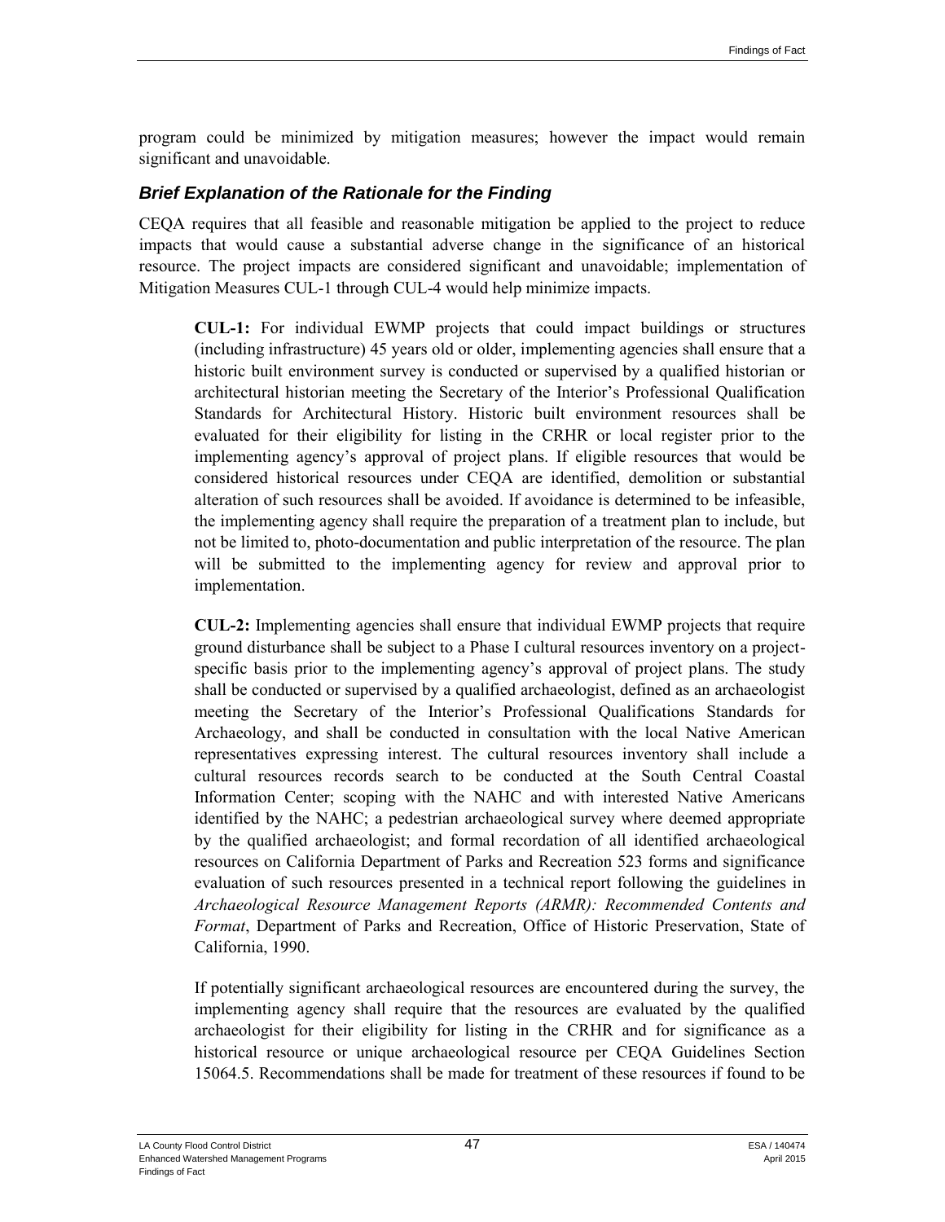program could be minimized by mitigation measures; however the impact would remain significant and unavoidable.

### *Brief Explanation of the Rationale for the Finding*

CEQA requires that all feasible and reasonable mitigation be applied to the project to reduce impacts that would cause a substantial adverse change in the significance of an historical resource. The project impacts are considered significant and unavoidable; implementation of Mitigation Measures CUL-1 through CUL-4 would help minimize impacts.

> **CUL-1:** For individual EWMP projects that could impact buildings or structures (including infrastructure) 45 years old or older, implementing agencies shall ensure that a historic built environment survey is conducted or supervised by a qualified historian or architectural historian meeting the Secretary of the Interior's Professional Qualification Standards for Architectural History. Historic built environment resources shall be evaluated for their eligibility for listing in the CRHR or local register prior to the implementing agency's approval of project plans. If eligible resources that would be considered historical resources under CEQA are identified, demolition or substantial alteration of such resources shall be avoided. If avoidance is determined to be infeasible, the implementing agency shall require the preparation of a treatment plan to include, but not be limited to, photo-documentation and public interpretation of the resource. The plan will be submitted to the implementing agency for review and approval prior to implementation.
>
> **CUL-2:** Implementing agencies shall ensure that individual EWMP projects that require ground disturbance shall be subject to a Phase I cultural resources inventory on a project-specific basis prior to the implementing agency's approval of project plans. The study shall be conducted or supervised by a qualified archaeologist, defined as an archaeologist meeting the Secretary of the Interior's Professional Qualifications Standards for Archaeology, and shall be conducted in consultation with the local Native American representatives expressing interest. The cultural resources inventory shall include a cultural resources records search to be conducted at the South Central Coastal Information Center; scoping with the NAHC and with interested Native Americans identified by the NAHC; a pedestrian archaeological survey where deemed appropriate by the qualified archaeologist; and formal recordation of all identified archaeological resources on California Department of Parks and Recreation 523 forms and significance evaluation of such resources presented in a technical report following the guidelines in *Archaeological Resource Management Reports (ARMR): Recommended Contents and Format*, Department of Parks and Recreation, Office of Historic Preservation, State of California, 1990.
>
> If potentially significant archaeological resources are encountered during the survey, the implementing agency shall require that the resources are evaluated by the qualified archaeologist for their eligibility for listing in the CRHR and for significance as a historical resource or unique archaeological resource per CEQA Guidelines Section 15064.5. Recommendations shall be made for treatment of these resources if found to be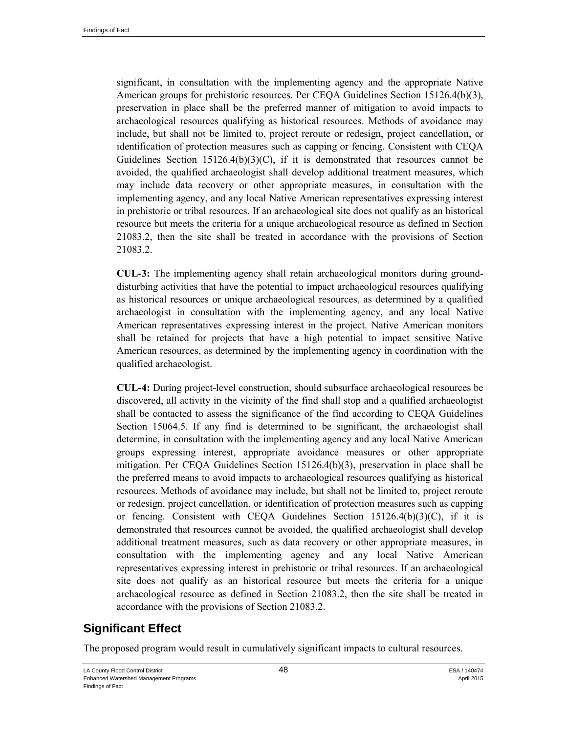significant, in consultation with the implementing agency and the appropriate Native American groups for prehistoric resources. Per CEQA Guidelines Section 15126.4(b)(3), preservation in place shall be the preferred manner of mitigation to avoid impacts to archaeological resources qualifying as historical resources. Methods of avoidance may include, but shall not be limited to, project reroute or redesign, project cancellation, or identification of protection measures such as capping or fencing. Consistent with CEQA Guidelines Section 15126.4(b)(3)(C), if it is demonstrated that resources cannot be avoided, the qualified archaeologist shall develop additional treatment measures, which may include data recovery or other appropriate measures, in consultation with the implementing agency, and any local Native American representatives expressing interest in prehistoric or tribal resources. If an archaeological site does not qualify as an historical resource but meets the criteria for a unique archaeological resource as defined in Section 21083.2, then the site shall be treated in accordance with the provisions of Section 21083.2.

**CUL-3:** The implementing agency shall retain archaeological monitors during ground-disturbing activities that have the potential to impact archaeological resources qualifying as historical resources or unique archaeological resources, as determined by a qualified archaeologist in consultation with the implementing agency, and any local Native American representatives expressing interest in the project. Native American monitors shall be retained for projects that have a high potential to impact sensitive Native American resources, as determined by the implementing agency in coordination with the qualified archaeologist.

**CUL-4:** During project-level construction, should subsurface archaeological resources be discovered, all activity in the vicinity of the find shall stop and a qualified archaeologist shall be contacted to assess the significance of the find according to CEQA Guidelines Section 15064.5. If any find is determined to be significant, the archaeologist shall determine, in consultation with the implementing agency and any local Native American groups expressing interest, appropriate avoidance measures or other appropriate mitigation. Per CEQA Guidelines Section 15126.4(b)(3), preservation in place shall be the preferred means to avoid impacts to archaeological resources qualifying as historical resources. Methods of avoidance may include, but shall not be limited to, project reroute or redesign, project cancellation, or identification of protection measures such as capping or fencing. Consistent with CEQA Guidelines Section 15126.4(b)(3)(C), if it is demonstrated that resources cannot be avoided, the qualified archaeologist shall develop additional treatment measures, such as data recovery or other appropriate measures, in consultation with the implementing agency and any local Native American representatives expressing interest in prehistoric or tribal resources. If an archaeological site does not qualify as an historical resource but meets the criteria for a unique archaeological resource as defined in Section 21083.2, then the site shall be treated in accordance with the provisions of Section 21083.2.

## Significant Effect

The proposed program would result in cumulatively significant impacts to cultural resources.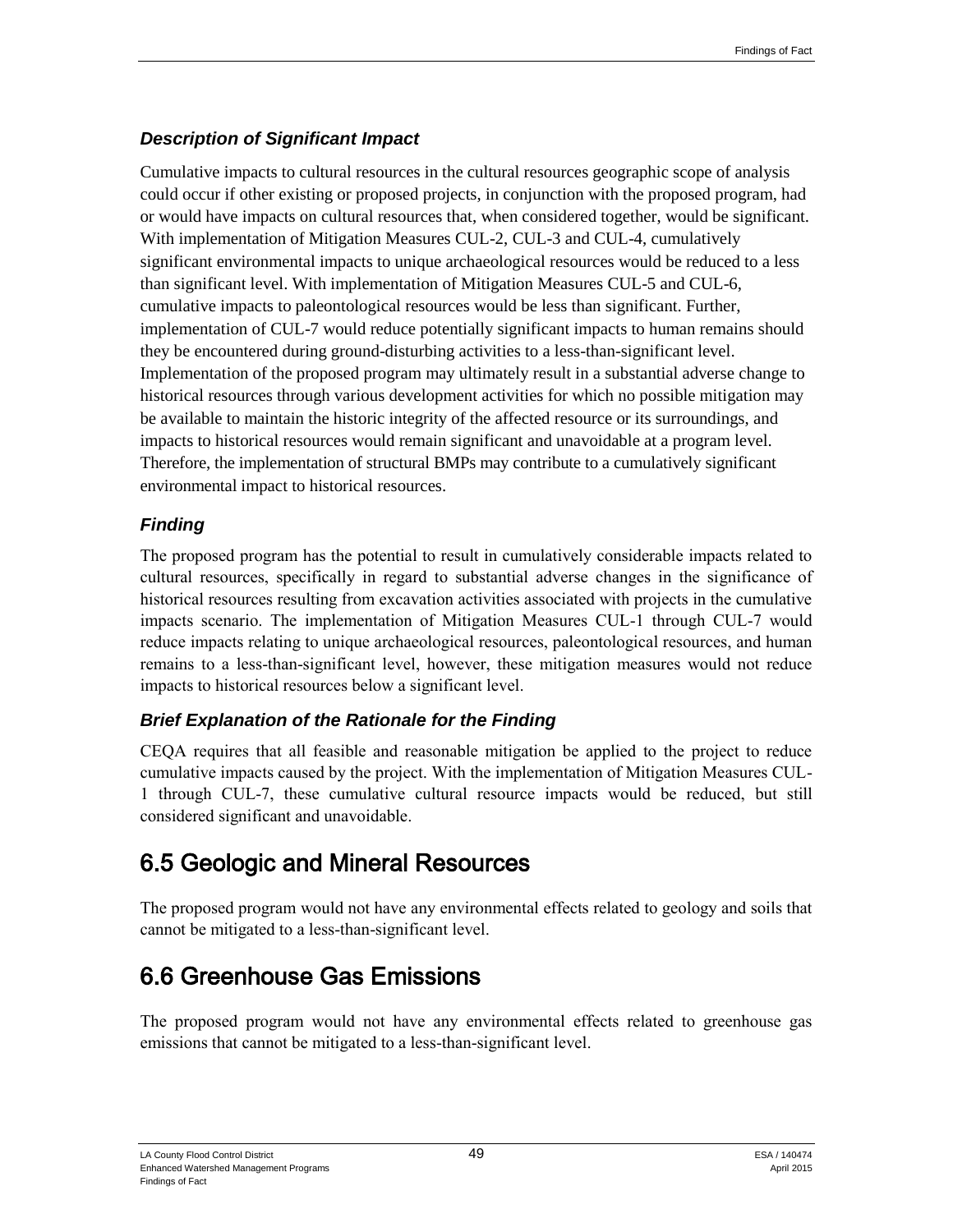### *Description of Significant Impact*

Cumulative impacts to cultural resources in the cultural resources geographic scope of analysis could occur if other existing or proposed projects, in conjunction with the proposed program, had or would have impacts on cultural resources that, when considered together, would be significant. With implementation of Mitigation Measures CUL-2, CUL-3 and CUL-4, cumulatively significant environmental impacts to unique archaeological resources would be reduced to a less than significant level. With implementation of Mitigation Measures CUL-5 and CUL-6, cumulative impacts to paleontological resources would be less than significant. Further, implementation of CUL-7 would reduce potentially significant impacts to human remains should they be encountered during ground-disturbing activities to a less-than-significant level. Implementation of the proposed program may ultimately result in a substantial adverse change to historical resources through various development activities for which no possible mitigation may be available to maintain the historic integrity of the affected resource or its surroundings, and impacts to historical resources would remain significant and unavoidable at a program level. Therefore, the implementation of structural BMPs may contribute to a cumulatively significant environmental impact to historical resources.

### *Finding*

The proposed program has the potential to result in cumulatively considerable impacts related to cultural resources, specifically in regard to substantial adverse changes in the significance of historical resources resulting from excavation activities associated with projects in the cumulative impacts scenario. The implementation of Mitigation Measures CUL-1 through CUL-7 would reduce impacts relating to unique archaeological resources, paleontological resources, and human remains to a less-than-significant level, however, these mitigation measures would not reduce impacts to historical resources below a significant level.

### *Brief Explanation of the Rationale for the Finding*

CEQA requires that all feasible and reasonable mitigation be applied to the project to reduce cumulative impacts caused by the project. With the implementation of Mitigation Measures CUL-1 through CUL-7, these cumulative cultural resource impacts would be reduced, but still considered significant and unavoidable.

## 6.5 Geologic and Mineral Resources

The proposed program would not have any environmental effects related to geology and soils that cannot be mitigated to a less-than-significant level.

## 6.6 Greenhouse Gas Emissions

The proposed program would not have any environmental effects related to greenhouse gas emissions that cannot be mitigated to a less-than-significant level.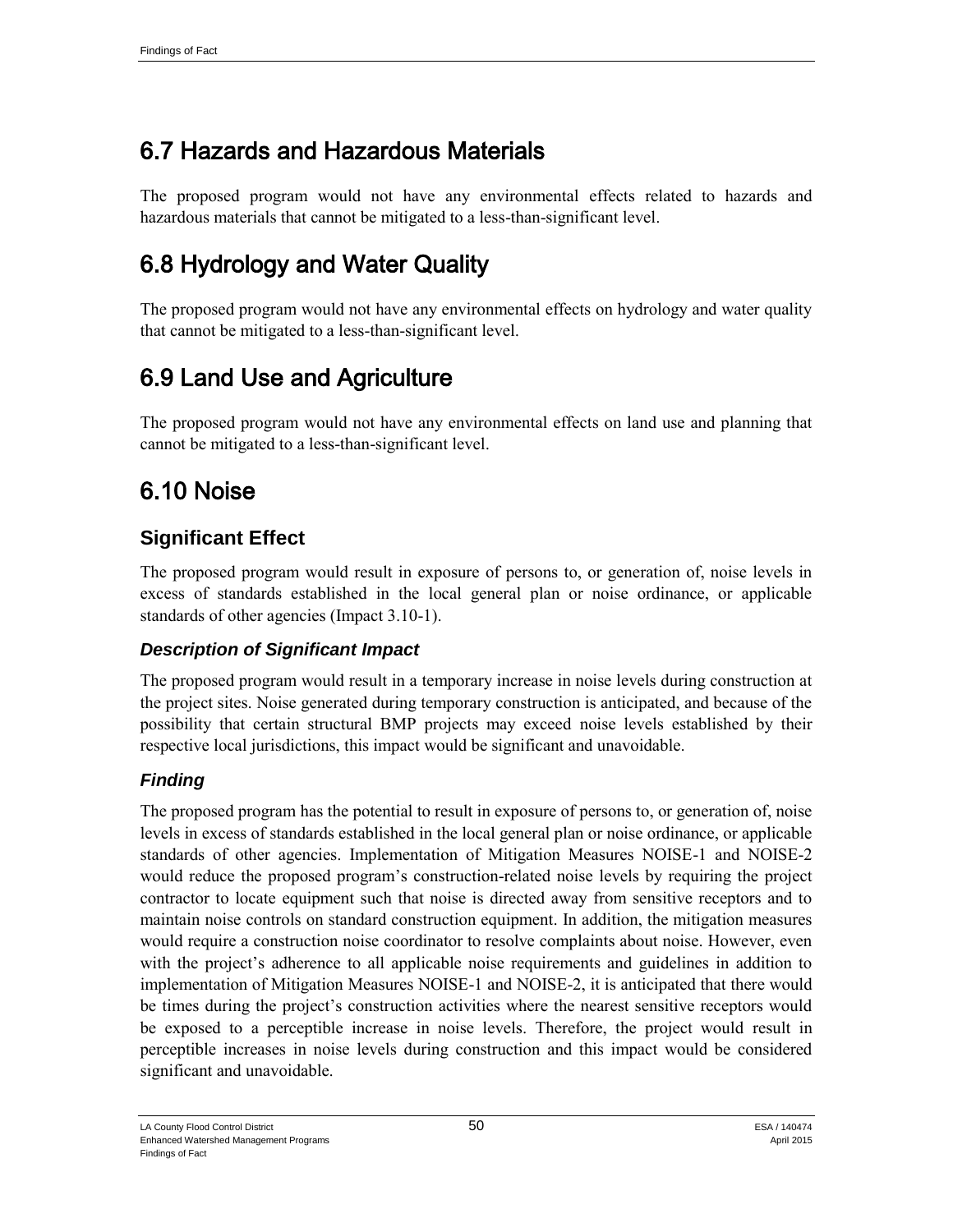## 6.7 Hazards and Hazardous Materials

The proposed program would not have any environmental effects related to hazards and hazardous materials that cannot be mitigated to a less-than-significant level.

## 6.8 Hydrology and Water Quality

The proposed program would not have any environmental effects on hydrology and water quality that cannot be mitigated to a less-than-significant level.

## 6.9 Land Use and Agriculture

The proposed program would not have any environmental effects on land use and planning that cannot be mitigated to a less-than-significant level.

## 6.10 Noise

### Significant Effect

The proposed program would result in exposure of persons to, or generation of, noise levels in excess of standards established in the local general plan or noise ordinance, or applicable standards of other agencies (Impact 3.10-1).

#### *Description of Significant Impact*

The proposed program would result in a temporary increase in noise levels during construction at the project sites. Noise generated during temporary construction is anticipated, and because of the possibility that certain structural BMP projects may exceed noise levels established by their respective local jurisdictions, this impact would be significant and unavoidable.

#### *Finding*

The proposed program has the potential to result in exposure of persons to, or generation of, noise levels in excess of standards established in the local general plan or noise ordinance, or applicable standards of other agencies. Implementation of Mitigation Measures NOISE-1 and NOISE-2 would reduce the proposed program's construction-related noise levels by requiring the project contractor to locate equipment such that noise is directed away from sensitive receptors and to maintain noise controls on standard construction equipment. In addition, the mitigation measures would require a construction noise coordinator to resolve complaints about noise. However, even with the project's adherence to all applicable noise requirements and guidelines in addition to implementation of Mitigation Measures NOISE-1 and NOISE-2, it is anticipated that there would be times during the project's construction activities where the nearest sensitive receptors would be exposed to a perceptible increase in noise levels. Therefore, the project would result in perceptible increases in noise levels during construction and this impact would be considered significant and unavoidable.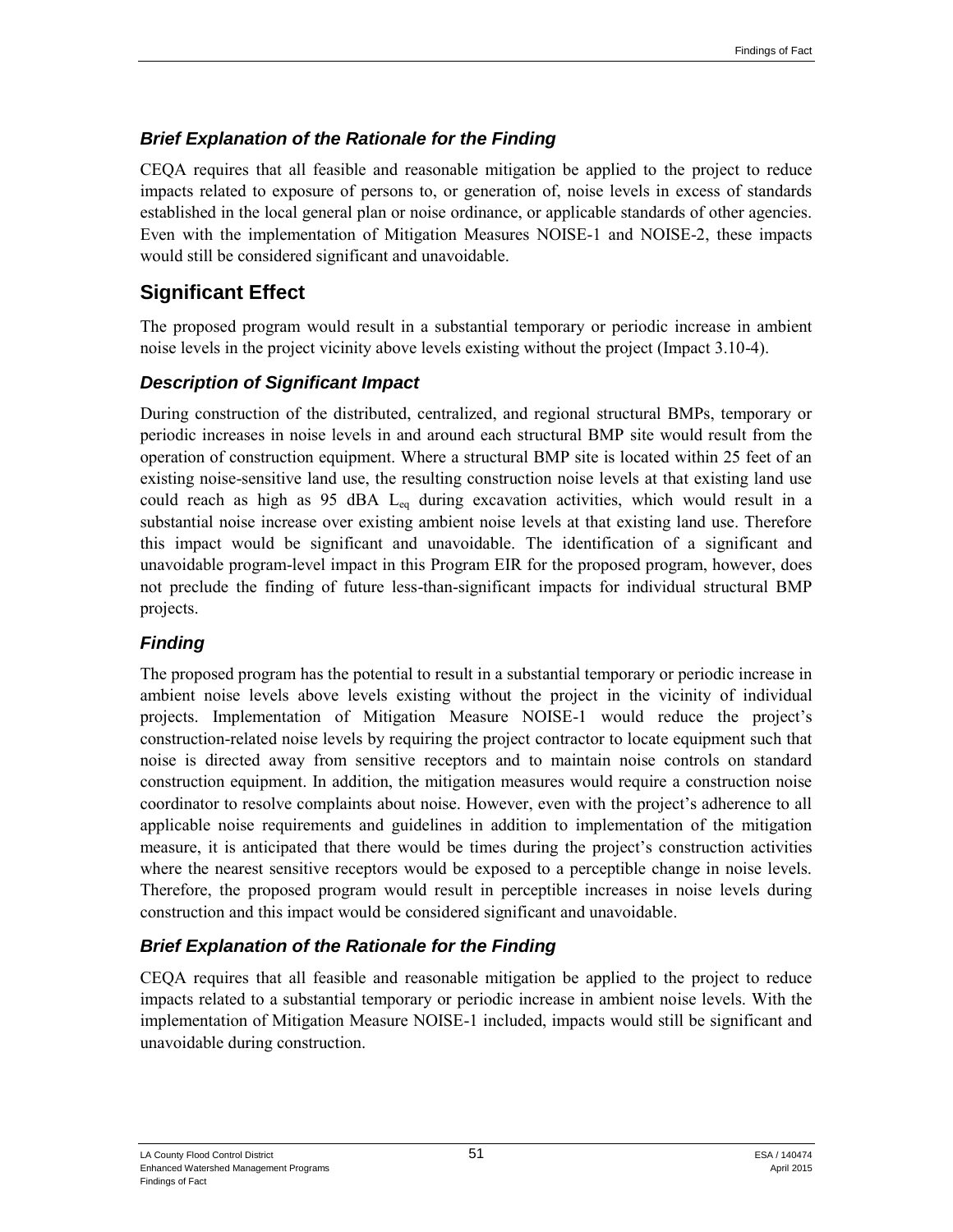### *Brief Explanation of the Rationale for the Finding*

CEQA requires that all feasible and reasonable mitigation be applied to the project to reduce impacts related to exposure of persons to, or generation of, noise levels in excess of standards established in the local general plan or noise ordinance, or applicable standards of other agencies. Even with the implementation of Mitigation Measures NOISE-1 and NOISE-2, these impacts would still be considered significant and unavoidable.

## Significant Effect

The proposed program would result in a substantial temporary or periodic increase in ambient noise levels in the project vicinity above levels existing without the project (Impact 3.10-4).

### *Description of Significant Impact*

During construction of the distributed, centralized, and regional structural BMPs, temporary or periodic increases in noise levels in and around each structural BMP site would result from the operation of construction equipment. Where a structural BMP site is located within 25 feet of an existing noise-sensitive land use, the resulting construction noise levels at that existing land use could reach as high as 95 dBA $L_{eq}$ during excavation activities, which would result in a substantial noise increase over existing ambient noise levels at that existing land use. Therefore this impact would be significant and unavoidable. The identification of a significant and unavoidable program-level impact in this Program EIR for the proposed program, however, does not preclude the finding of future less-than-significant impacts for individual structural BMP projects.

### *Finding*

The proposed program has the potential to result in a substantial temporary or periodic increase in ambient noise levels above levels existing without the project in the vicinity of individual projects. Implementation of Mitigation Measure NOISE-1 would reduce the project's construction-related noise levels by requiring the project contractor to locate equipment such that noise is directed away from sensitive receptors and to maintain noise controls on standard construction equipment. In addition, the mitigation measures would require a construction noise coordinator to resolve complaints about noise. However, even with the project's adherence to all applicable noise requirements and guidelines in addition to implementation of the mitigation measure, it is anticipated that there would be times during the project's construction activities where the nearest sensitive receptors would be exposed to a perceptible change in noise levels. Therefore, the proposed program would result in perceptible increases in noise levels during construction and this impact would be considered significant and unavoidable.

### *Brief Explanation of the Rationale for the Finding*

CEQA requires that all feasible and reasonable mitigation be applied to the project to reduce impacts related to a substantial temporary or periodic increase in ambient noise levels. With the implementation of Mitigation Measure NOISE-1 included, impacts would still be significant and unavoidable during construction.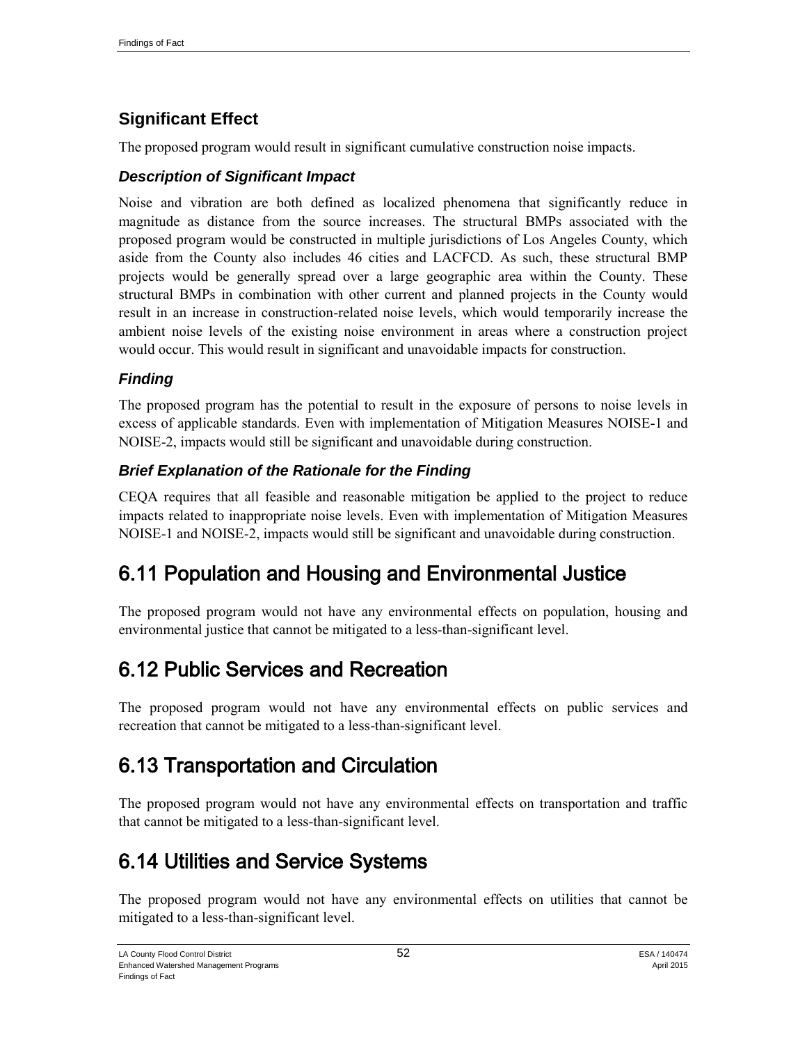### Significant Effect

The proposed program would result in significant cumulative construction noise impacts.

#### *Description of Significant Impact*

Noise and vibration are both defined as localized phenomena that significantly reduce in magnitude as distance from the source increases. The structural BMPs associated with the proposed program would be constructed in multiple jurisdictions of Los Angeles County, which aside from the County also includes 46 cities and LACFCD. As such, these structural BMP projects would be generally spread over a large geographic area within the County. These structural BMPs in combination with other current and planned projects in the County would result in an increase in construction-related noise levels, which would temporarily increase the ambient noise levels of the existing noise environment in areas where a construction project would occur. This would result in significant and unavoidable impacts for construction.

#### *Finding*

The proposed program has the potential to result in the exposure of persons to noise levels in excess of applicable standards. Even with implementation of Mitigation Measures NOISE-1 and NOISE-2, impacts would still be significant and unavoidable during construction.

#### *Brief Explanation of the Rationale for the Finding*

CEQA requires that all feasible and reasonable mitigation be applied to the project to reduce impacts related to inappropriate noise levels. Even with implementation of Mitigation Measures NOISE-1 and NOISE-2, impacts would still be significant and unavoidable during construction.

## 6.11 Population and Housing and Environmental Justice

The proposed program would not have any environmental effects on population, housing and environmental justice that cannot be mitigated to a less-than-significant level.

## 6.12 Public Services and Recreation

The proposed program would not have any environmental effects on public services and recreation that cannot be mitigated to a less-than-significant level.

## 6.13 Transportation and Circulation

The proposed program would not have any environmental effects on transportation and traffic that cannot be mitigated to a less-than-significant level.

## 6.14 Utilities and Service Systems

The proposed program would not have any environmental effects on utilities that cannot be mitigated to a less-than-significant level.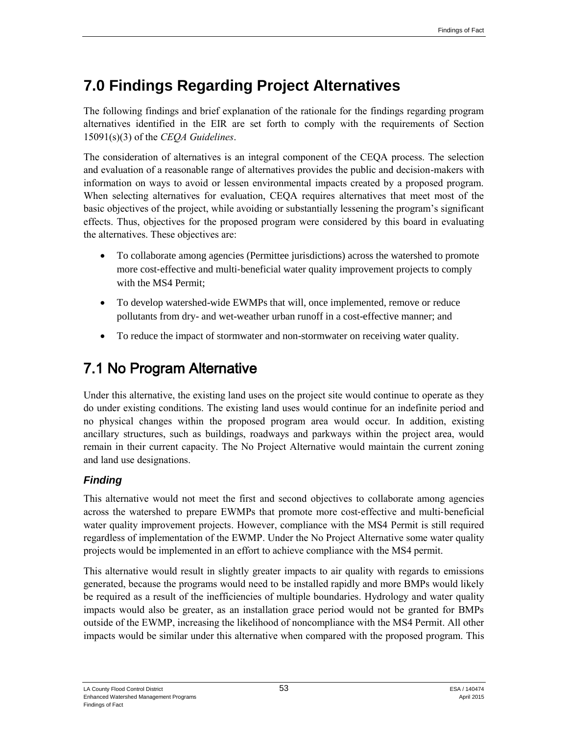# 7.0 Findings Regarding Project Alternatives

The following findings and brief explanation of the rationale for the findings regarding program alternatives identified in the EIR are set forth to comply with the requirements of Section 15091(s)(3) of the *CEQA Guidelines*.

The consideration of alternatives is an integral component of the CEQA process. The selection and evaluation of a reasonable range of alternatives provides the public and decision-makers with information on ways to avoid or lessen environmental impacts created by a proposed program. When selecting alternatives for evaluation, CEQA requires alternatives that meet most of the basic objectives of the project, while avoiding or substantially lessening the program's significant effects. Thus, objectives for the proposed program were considered by this board in evaluating the alternatives. These objectives are:

- To collaborate among agencies (Permittee jurisdictions) across the watershed to promote more cost-effective and multi-beneficial water quality improvement projects to comply with the MS4 Permit;
- To develop watershed-wide EWMPs that will, once implemented, remove or reduce pollutants from dry- and wet-weather urban runoff in a cost-effective manner; and
- To reduce the impact of stormwater and non-stormwater on receiving water quality.

## 7.1 No Program Alternative

Under this alternative, the existing land uses on the project site would continue to operate as they do under existing conditions. The existing land uses would continue for an indefinite period and no physical changes within the proposed program area would occur. In addition, existing ancillary structures, such as buildings, roadways and parkways within the project area, would remain in their current capacity. The No Project Alternative would maintain the current zoning and land use designations.

### *Finding*

This alternative would not meet the first and second objectives to collaborate among agencies across the watershed to prepare EWMPs that promote more cost-effective and multi-beneficial water quality improvement projects. However, compliance with the MS4 Permit is still required regardless of implementation of the EWMP. Under the No Project Alternative some water quality projects would be implemented in an effort to achieve compliance with the MS4 permit.

This alternative would result in slightly greater impacts to air quality with regards to emissions generated, because the programs would need to be installed rapidly and more BMPs would likely be required as a result of the inefficiencies of multiple boundaries. Hydrology and water quality impacts would also be greater, as an installation grace period would not be granted for BMPs outside of the EWMP, increasing the likelihood of noncompliance with the MS4 Permit. All other impacts would be similar under this alternative when compared with the proposed program. This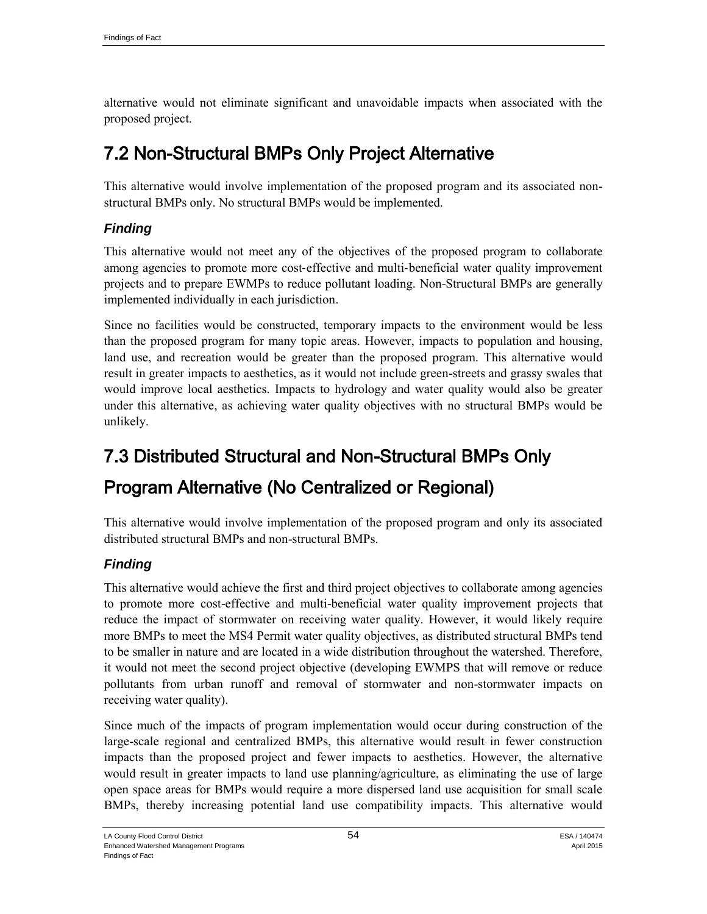alternative would not eliminate significant and unavoidable impacts when associated with the proposed project.

## 7.2 Non-Structural BMPs Only Project Alternative

This alternative would involve implementation of the proposed program and its associated non-structural BMPs only. No structural BMPs would be implemented.

### *Finding*

This alternative would not meet any of the objectives of the proposed program to collaborate among agencies to promote more cost-effective and multi-beneficial water quality improvement projects and to prepare EWMPs to reduce pollutant loading. Non-Structural BMPs are generally implemented individually in each jurisdiction.

Since no facilities would be constructed, temporary impacts to the environment would be less than the proposed program for many topic areas. However, impacts to population and housing, land use, and recreation would be greater than the proposed program. This alternative would result in greater impacts to aesthetics, as it would not include green-streets and grassy swales that would improve local aesthetics. Impacts to hydrology and water quality would also be greater under this alternative, as achieving water quality objectives with no structural BMPs would be unlikely.

## 7.3 Distributed Structural and Non-Structural BMPs Only Program Alternative (No Centralized or Regional)

This alternative would involve implementation of the proposed program and only its associated distributed structural BMPs and non-structural BMPs.

### *Finding*

This alternative would achieve the first and third project objectives to collaborate among agencies to promote more cost-effective and multi-beneficial water quality improvement projects that reduce the impact of stormwater on receiving water quality. However, it would likely require more BMPs to meet the MS4 Permit water quality objectives, as distributed structural BMPs tend to be smaller in nature and are located in a wide distribution throughout the watershed. Therefore, it would not meet the second project objective (developing EWMPS that will remove or reduce pollutants from urban runoff and removal of stormwater and non-stormwater impacts on receiving water quality).

Since much of the impacts of program implementation would occur during construction of the large-scale regional and centralized BMPs, this alternative would result in fewer construction impacts than the proposed project and fewer impacts to aesthetics. However, the alternative would result in greater impacts to land use planning/agriculture, as eliminating the use of large open space areas for BMPs would require a more dispersed land use acquisition for small scale BMPs, thereby increasing potential land use compatibility impacts. This alternative would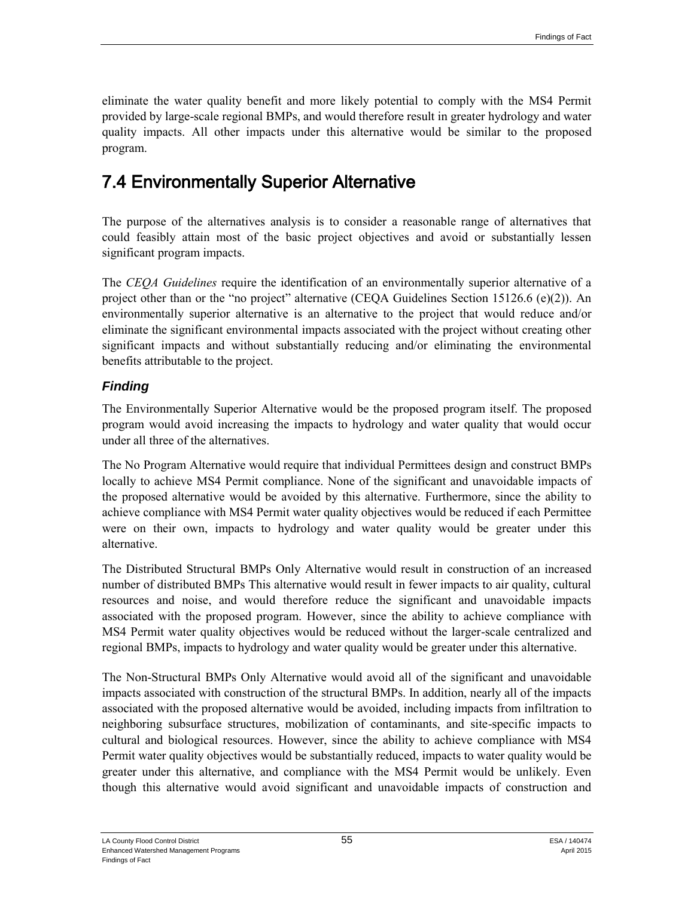eliminate the water quality benefit and more likely potential to comply with the MS4 Permit provided by large-scale regional BMPs, and would therefore result in greater hydrology and water quality impacts. All other impacts under this alternative would be similar to the proposed program.

## 7.4 Environmentally Superior Alternative

The purpose of the alternatives analysis is to consider a reasonable range of alternatives that could feasibly attain most of the basic project objectives and avoid or substantially lessen significant program impacts.

The *CEQA Guidelines* require the identification of an environmentally superior alternative of a project other than or the "no project" alternative (CEQA Guidelines Section 15126.6 (e)(2)). An environmentally superior alternative is an alternative to the project that would reduce and/or eliminate the significant environmental impacts associated with the project without creating other significant impacts and without substantially reducing and/or eliminating the environmental benefits attributable to the project.

### *Finding*

The Environmentally Superior Alternative would be the proposed program itself. The proposed program would avoid increasing the impacts to hydrology and water quality that would occur under all three of the alternatives.

The No Program Alternative would require that individual Permittees design and construct BMPs locally to achieve MS4 Permit compliance. None of the significant and unavoidable impacts of the proposed alternative would be avoided by this alternative. Furthermore, since the ability to achieve compliance with MS4 Permit water quality objectives would be reduced if each Permittee were on their own, impacts to hydrology and water quality would be greater under this alternative.

The Distributed Structural BMPs Only Alternative would result in construction of an increased number of distributed BMPs This alternative would result in fewer impacts to air quality, cultural resources and noise, and would therefore reduce the significant and unavoidable impacts associated with the proposed program. However, since the ability to achieve compliance with MS4 Permit water quality objectives would be reduced without the larger-scale centralized and regional BMPs, impacts to hydrology and water quality would be greater under this alternative.

The Non-Structural BMPs Only Alternative would avoid all of the significant and unavoidable impacts associated with construction of the structural BMPs. In addition, nearly all of the impacts associated with the proposed alternative would be avoided, including impacts from infiltration to neighboring subsurface structures, mobilization of contaminants, and site-specific impacts to cultural and biological resources. However, since the ability to achieve compliance with MS4 Permit water quality objectives would be substantially reduced, impacts to water quality would be greater under this alternative, and compliance with the MS4 Permit would be unlikely. Even though this alternative would avoid significant and unavoidable impacts of construction and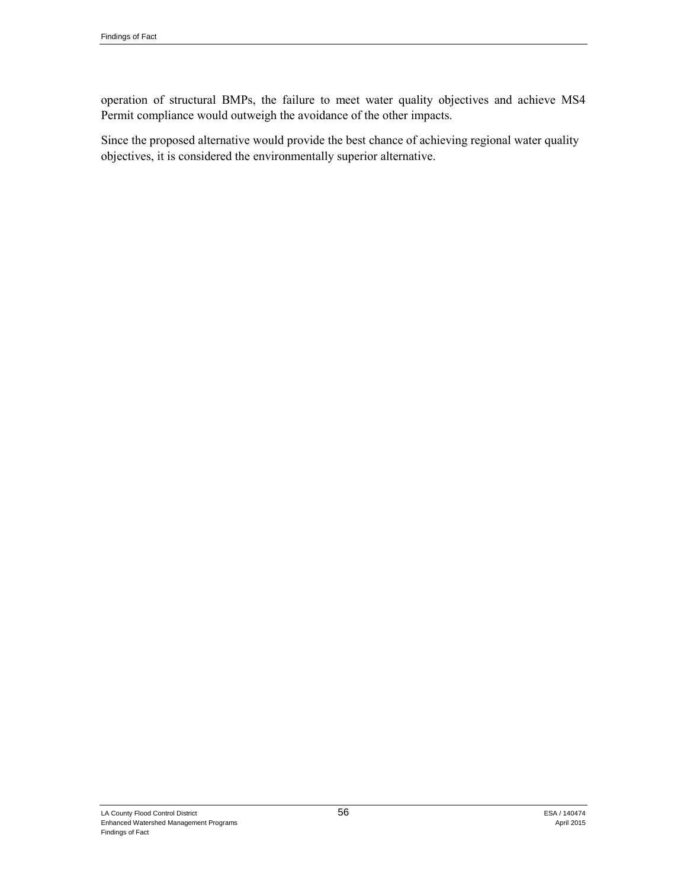operation of structural BMPs, the failure to meet water quality objectives and achieve MS4 Permit compliance would outweigh the avoidance of the other impacts.

Since the proposed alternative would provide the best chance of achieving regional water quality objectives, it is considered the environmentally superior alternative.